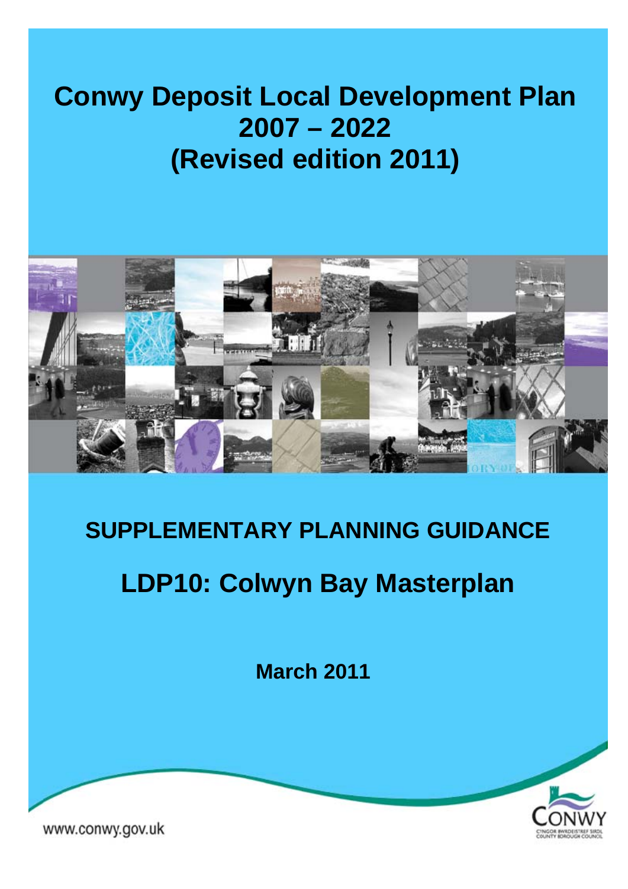# Conwy Deposit Local Development Plan 2007 – 2022 (Revised edition 2011)

## SUPPLEMENTARY PLANNING GUIDANCE

# LDP10: Colwyn Bay Masterplan

**March 2011**

www.conwy.gov.uk

CONWY
CYNGOR BWRDEISTREF SIROL
COUNTY BOROUGH COUNCIL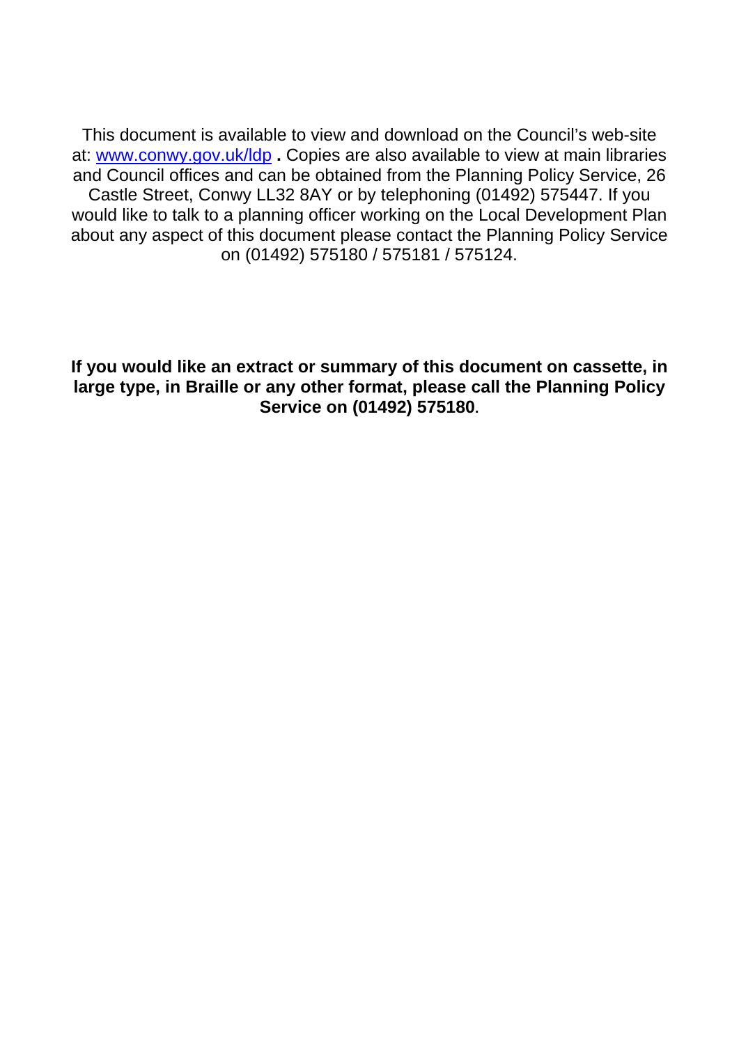This document is available to view and download on the Council's web-site at: www.conwy.gov.uk/ldp **.** Copies are also available to view at main libraries and Council offices and can be obtained from the Planning Policy Service, 26 Castle Street, Conwy LL32 8AY or by telephoning (01492) 575447. If you would like to talk to a planning officer working on the Local Development Plan about any aspect of this document please contact the Planning Policy Service on (01492) 575180 / 575181 / 575124.

**If you would like an extract or summary of this document on cassette, in large type, in Braille or any other format, please call the Planning Policy Service on (01492) 575180**.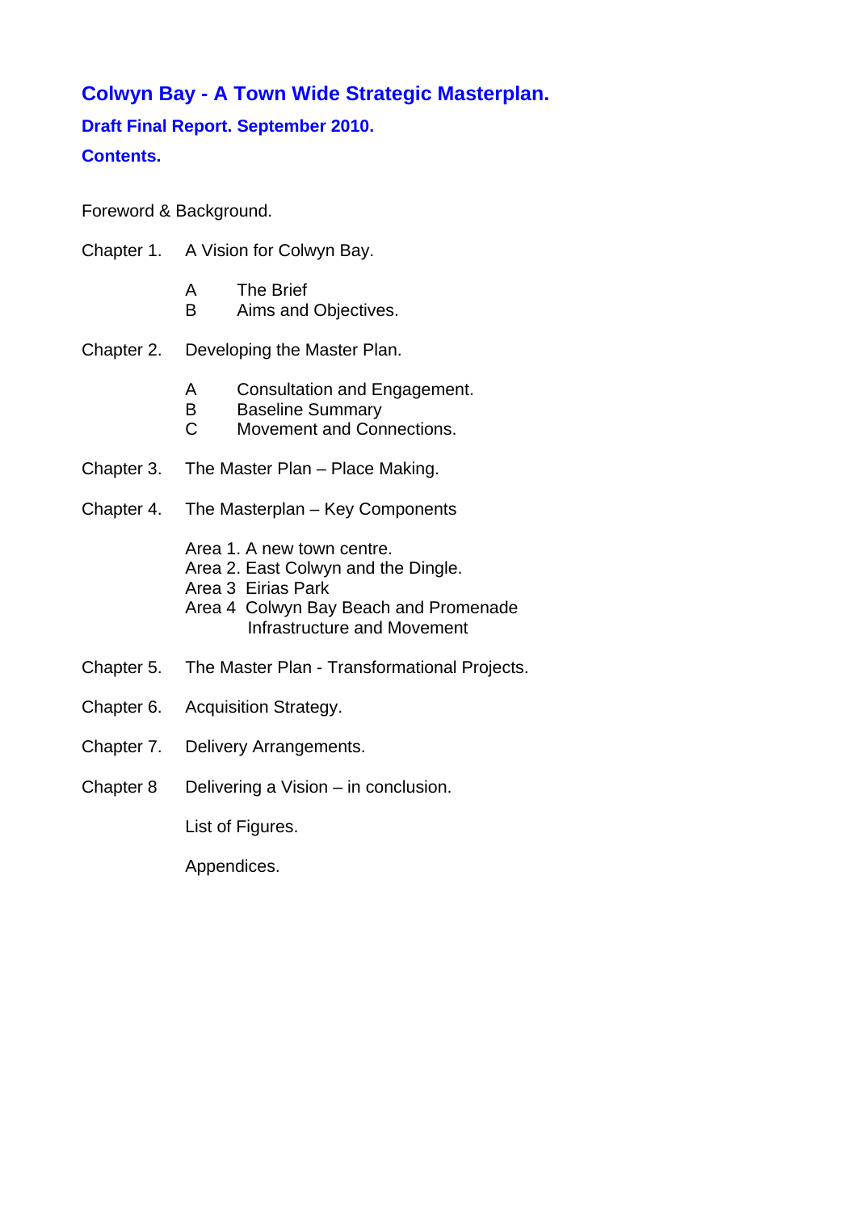# Colwyn Bay - A Town Wide Strategic Masterplan.

## Draft Final Report. September 2010.

## Contents.

Foreword & Background.

Chapter 1. A Vision for Colwyn Bay.

- A The Brief
- B Aims and Objectives.

Chapter 2. Developing the Master Plan.

- A Consultation and Engagement.
- B Baseline Summary
- C Movement and Connections.

Chapter 3. The Master Plan – Place Making.

Chapter 4. The Masterplan – Key Components

- Area 1. A new town centre.
- Area 2. East Colwyn and the Dingle.
- Area 3 Eirias Park
- Area 4 Colwyn Bay Beach and Promenade
  - Infrastructure and Movement

Chapter 5. The Master Plan - Transformational Projects.

Chapter 6. Acquisition Strategy.

Chapter 7. Delivery Arrangements.

Chapter 8 Delivering a Vision – in conclusion.

List of Figures.

Appendices.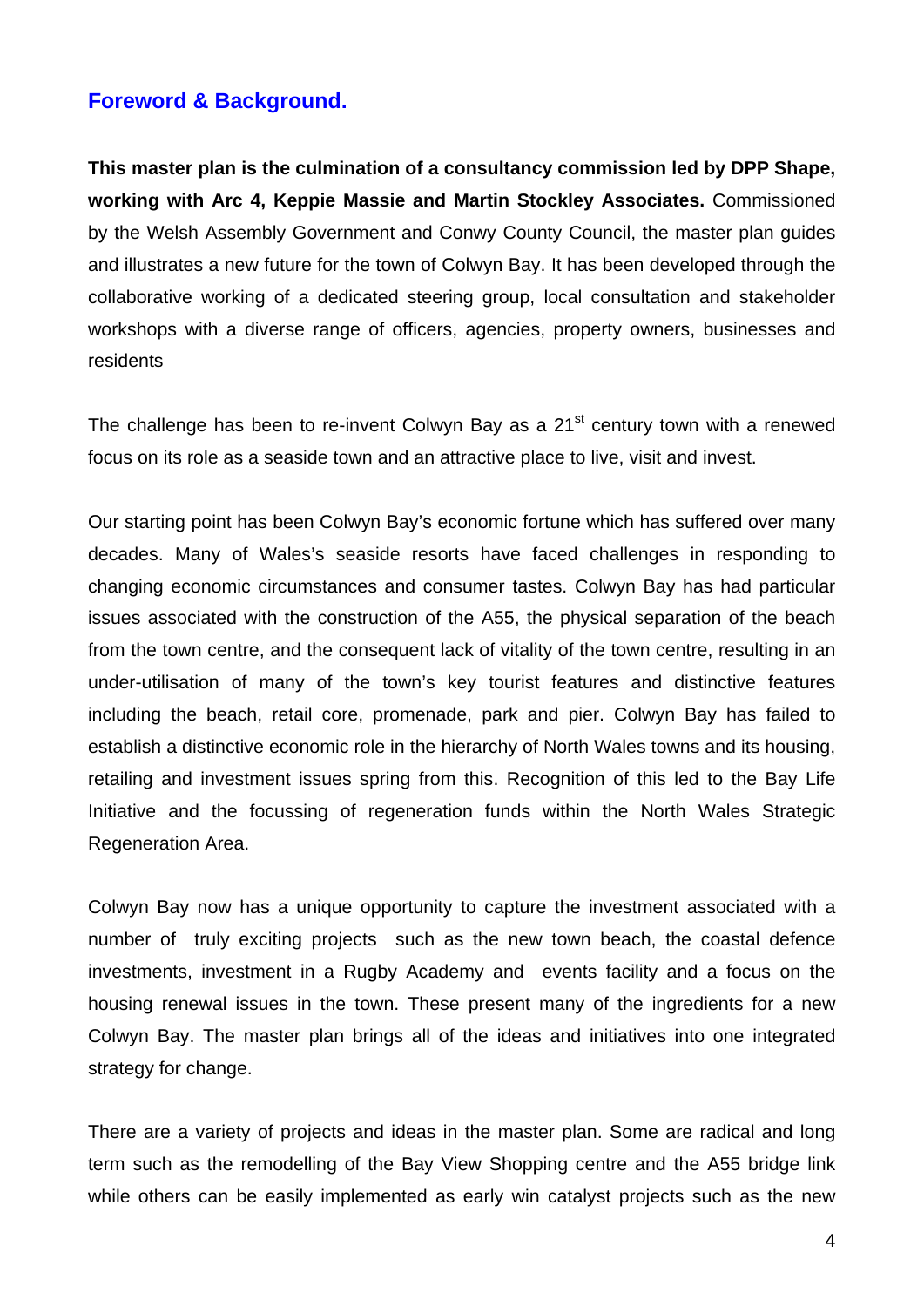## Foreword & Background.

**This master plan is the culmination of a consultancy commission led by DPP Shape, working with Arc 4, Keppie Massie and Martin Stockley Associates.** Commissioned by the Welsh Assembly Government and Conwy County Council, the master plan guides and illustrates a new future for the town of Colwyn Bay. It has been developed through the collaborative working of a dedicated steering group, local consultation and stakeholder workshops with a diverse range of officers, agencies, property owners, businesses and residents

The challenge has been to re-invent Colwyn Bay as a 21st century town with a renewed focus on its role as a seaside town and an attractive place to live, visit and invest.

Our starting point has been Colwyn Bay's economic fortune which has suffered over many decades. Many of Wales's seaside resorts have faced challenges in responding to changing economic circumstances and consumer tastes. Colwyn Bay has had particular issues associated with the construction of the A55, the physical separation of the beach from the town centre, and the consequent lack of vitality of the town centre, resulting in an under-utilisation of many of the town's key tourist features and distinctive features including the beach, retail core, promenade, park and pier. Colwyn Bay has failed to establish a distinctive economic role in the hierarchy of North Wales towns and its housing, retailing and investment issues spring from this. Recognition of this led to the Bay Life Initiative and the focussing of regeneration funds within the North Wales Strategic Regeneration Area.

Colwyn Bay now has a unique opportunity to capture the investment associated with a number of truly exciting projects such as the new town beach, the coastal defence investments, investment in a Rugby Academy and events facility and a focus on the housing renewal issues in the town. These present many of the ingredients for a new Colwyn Bay. The master plan brings all of the ideas and initiatives into one integrated strategy for change.

There are a variety of projects and ideas in the master plan. Some are radical and long term such as the remodelling of the Bay View Shopping centre and the A55 bridge link while others can be easily implemented as early win catalyst projects such as the new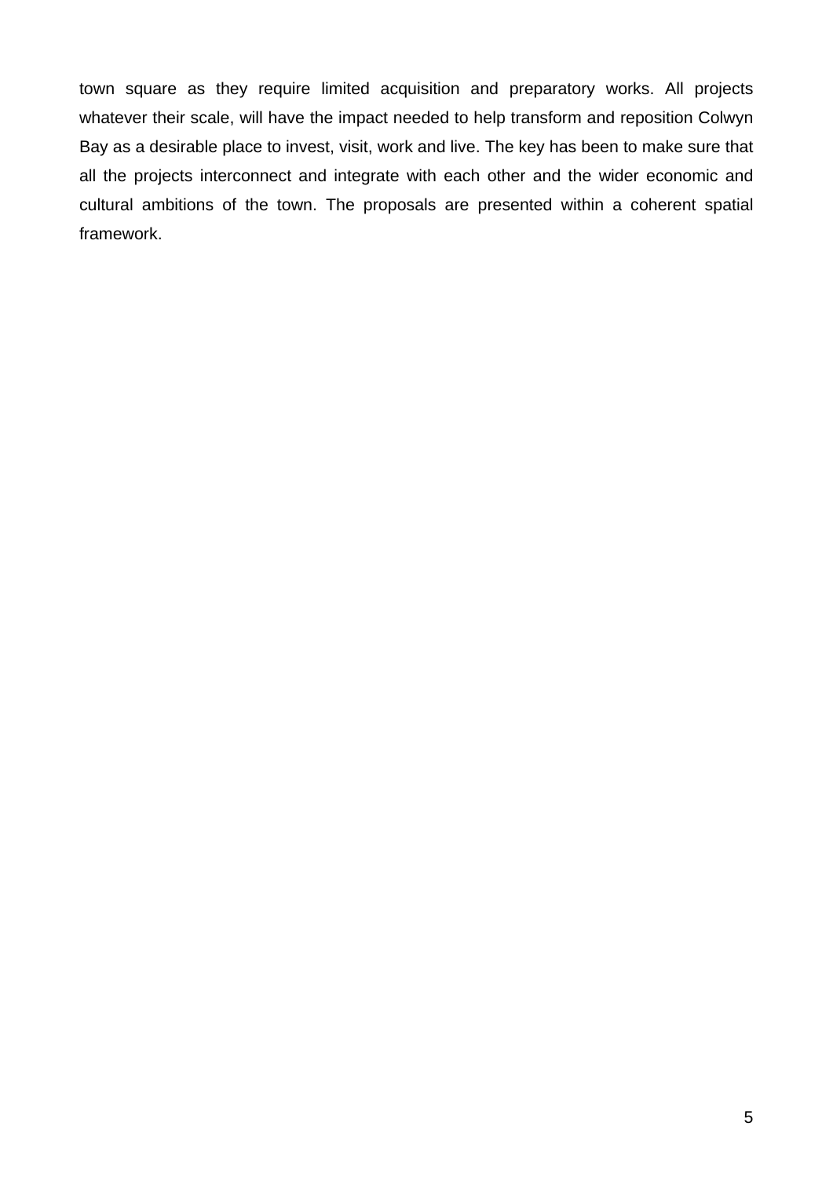town square as they require limited acquisition and preparatory works. All projects whatever their scale, will have the impact needed to help transform and reposition Colwyn Bay as a desirable place to invest, visit, work and live. The key has been to make sure that all the projects interconnect and integrate with each other and the wider economic and cultural ambitions of the town. The proposals are presented within a coherent spatial framework.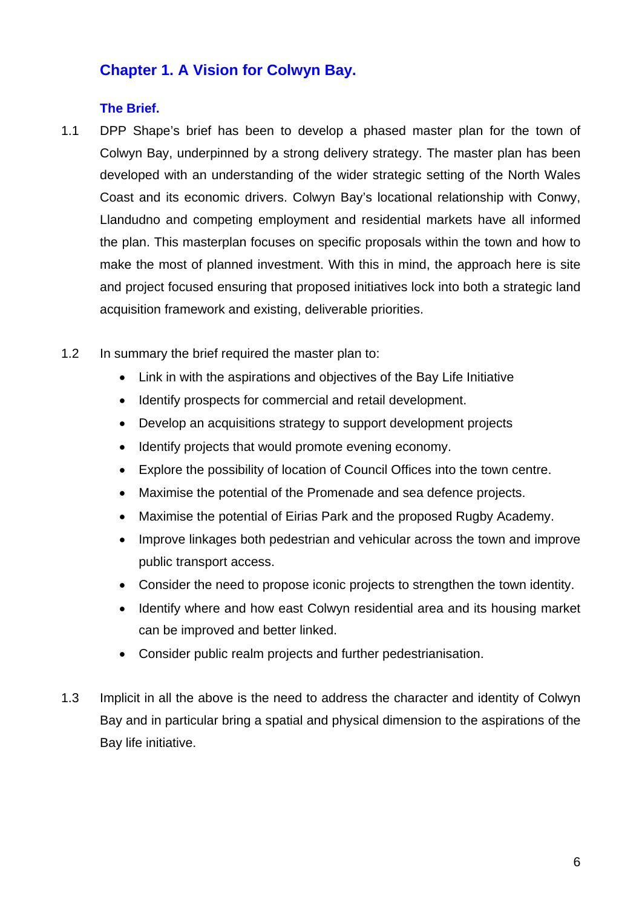# Chapter 1. A Vision for Colwyn Bay.

## The Brief.

1.1 DPP Shape's brief has been to develop a phased master plan for the town of Colwyn Bay, underpinned by a strong delivery strategy. The master plan has been developed with an understanding of the wider strategic setting of the North Wales Coast and its economic drivers. Colwyn Bay's locational relationship with Conwy, Llandudno and competing employment and residential markets have all informed the plan. This masterplan focuses on specific proposals within the town and how to make the most of planned investment. With this in mind, the approach here is site and project focused ensuring that proposed initiatives lock into both a strategic land acquisition framework and existing, deliverable priorities.

1.2 In summary the brief required the master plan to:

- Link in with the aspirations and objectives of the Bay Life Initiative
- Identify prospects for commercial and retail development.
- Develop an acquisitions strategy to support development projects
- Identify projects that would promote evening economy.
- Explore the possibility of location of Council Offices into the town centre.
- Maximise the potential of the Promenade and sea defence projects.
- Maximise the potential of Eirias Park and the proposed Rugby Academy.
- Improve linkages both pedestrian and vehicular across the town and improve public transport access.
- Consider the need to propose iconic projects to strengthen the town identity.
- Identify where and how east Colwyn residential area and its housing market can be improved and better linked.
- Consider public realm projects and further pedestrianisation.

1.3 Implicit in all the above is the need to address the character and identity of Colwyn Bay and in particular bring a spatial and physical dimension to the aspirations of the Bay life initiative.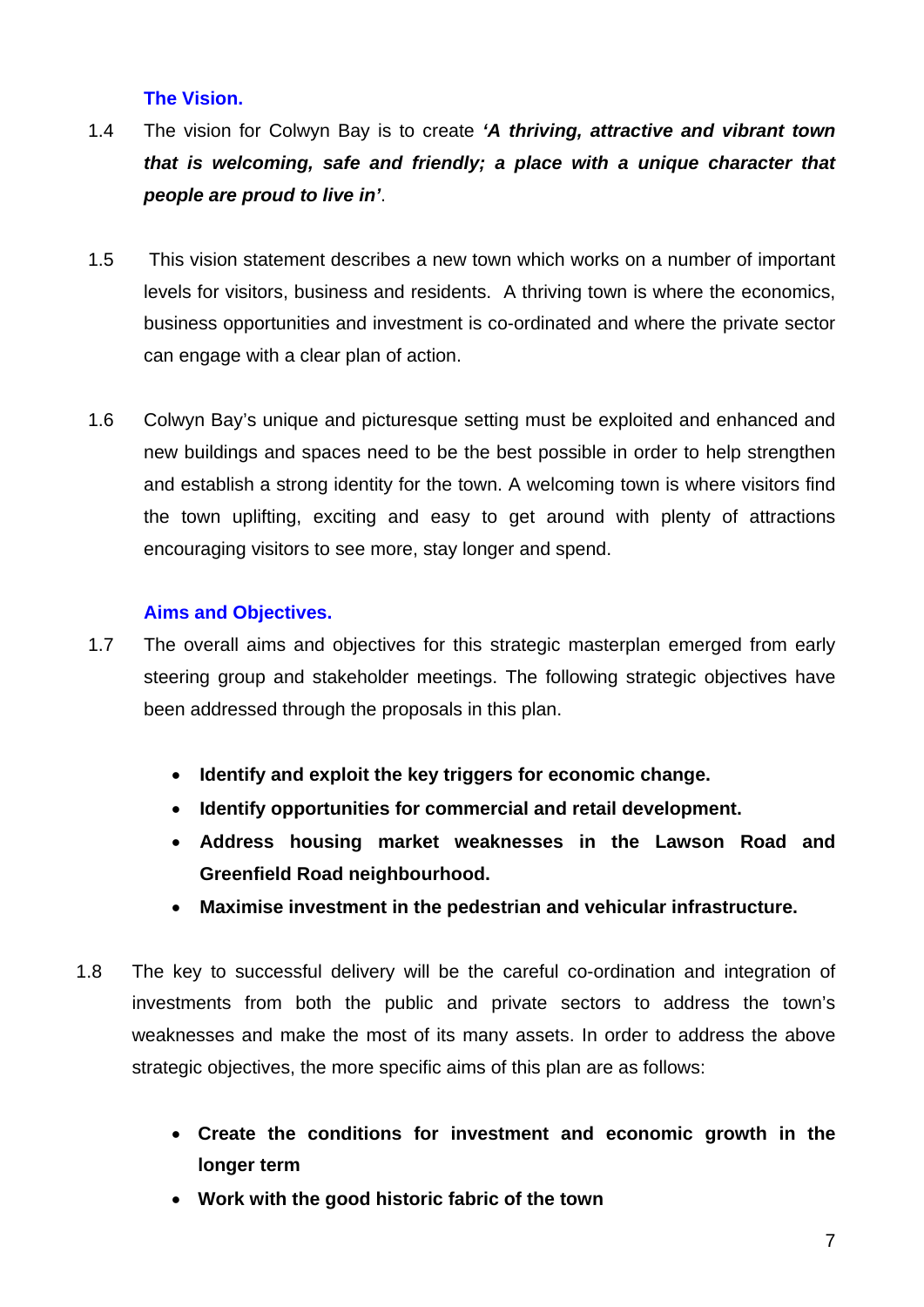### The Vision.

1.4 The vision for Colwyn Bay is to create ***'A thriving, attractive and vibrant town that is welcoming, safe and friendly; a place with a unique character that people are proud to live in'***.

1.5 This vision statement describes a new town which works on a number of important levels for visitors, business and residents. A thriving town is where the economics, business opportunities and investment is co-ordinated and where the private sector can engage with a clear plan of action.

1.6 Colwyn Bay's unique and picturesque setting must be exploited and enhanced and new buildings and spaces need to be the best possible in order to help strengthen and establish a strong identity for the town. A welcoming town is where visitors find the town uplifting, exciting and easy to get around with plenty of attractions encouraging visitors to see more, stay longer and spend.

### Aims and Objectives.

1.7 The overall aims and objectives for this strategic masterplan emerged from early steering group and stakeholder meetings. The following strategic objectives have been addressed through the proposals in this plan.

- **Identify and exploit the key triggers for economic change.**
- **Identify opportunities for commercial and retail development.**
- **Address housing market weaknesses in the Lawson Road and Greenfield Road neighbourhood.**
- **Maximise investment in the pedestrian and vehicular infrastructure.**

1.8 The key to successful delivery will be the careful co-ordination and integration of investments from both the public and private sectors to address the town's weaknesses and make the most of its many assets. In order to address the above strategic objectives, the more specific aims of this plan are as follows:

- **Create the conditions for investment and economic growth in the longer term**
- **Work with the good historic fabric of the town**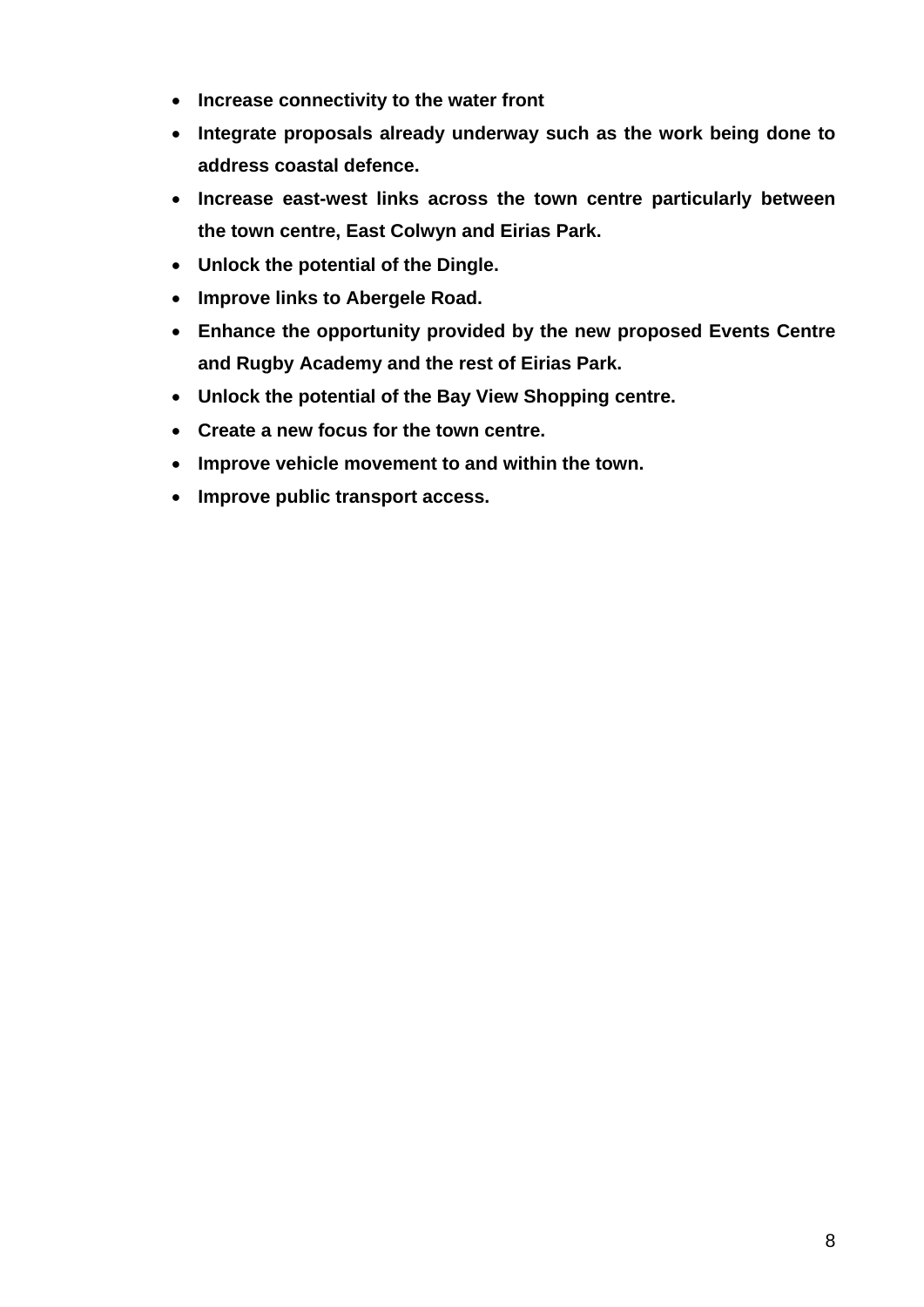- **Increase connectivity to the water front**
- **Integrate proposals already underway such as the work being done to address coastal defence.**
- **Increase east-west links across the town centre particularly between the town centre, East Colwyn and Eirias Park.**
- **Unlock the potential of the Dingle.**
- **Improve links to Abergele Road.**
- **Enhance the opportunity provided by the new proposed Events Centre and Rugby Academy and the rest of Eirias Park.**
- **Unlock the potential of the Bay View Shopping centre.**
- **Create a new focus for the town centre.**
- **Improve vehicle movement to and within the town.**
- **Improve public transport access.**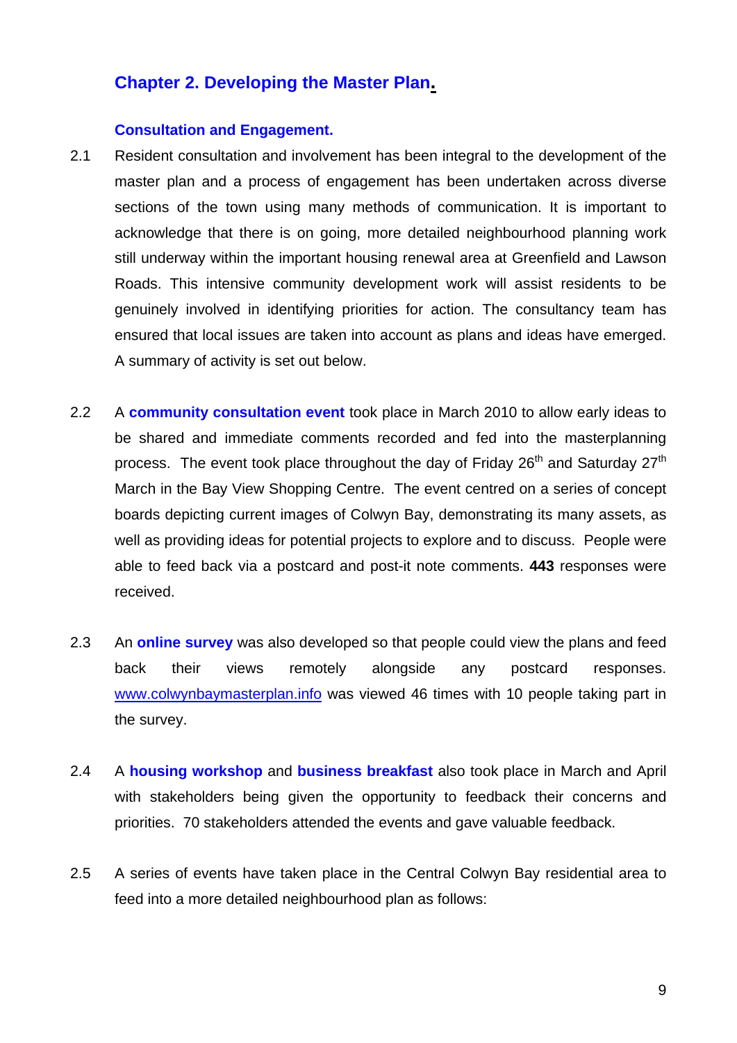## Chapter 2. Developing the Master Plan.

### Consultation and Engagement.

2.1 Resident consultation and involvement has been integral to the development of the master plan and a process of engagement has been undertaken across diverse sections of the town using many methods of communication. It is important to acknowledge that there is on going, more detailed neighbourhood planning work still underway within the important housing renewal area at Greenfield and Lawson Roads. This intensive community development work will assist residents to be genuinely involved in identifying priorities for action. The consultancy team has ensured that local issues are taken into account as plans and ideas have emerged. A summary of activity is set out below.

2.2 A **community consultation event** took place in March 2010 to allow early ideas to be shared and immediate comments recorded and fed into the masterplanning process. The event took place throughout the day of Friday 26th and Saturday 27th March in the Bay View Shopping Centre. The event centred on a series of concept boards depicting current images of Colwyn Bay, demonstrating its many assets, as well as providing ideas for potential projects to explore and to discuss. People were able to feed back via a postcard and post-it note comments. **443** responses were received.

2.3 An **online survey** was also developed so that people could view the plans and feed back their views remotely alongside any postcard responses. www.colwynbaymasterplan.info was viewed 46 times with 10 people taking part in the survey.

2.4 A **housing workshop** and **business breakfast** also took place in March and April with stakeholders being given the opportunity to feedback their concerns and priorities. 70 stakeholders attended the events and gave valuable feedback.

2.5 A series of events have taken place in the Central Colwyn Bay residential area to feed into a more detailed neighbourhood plan as follows: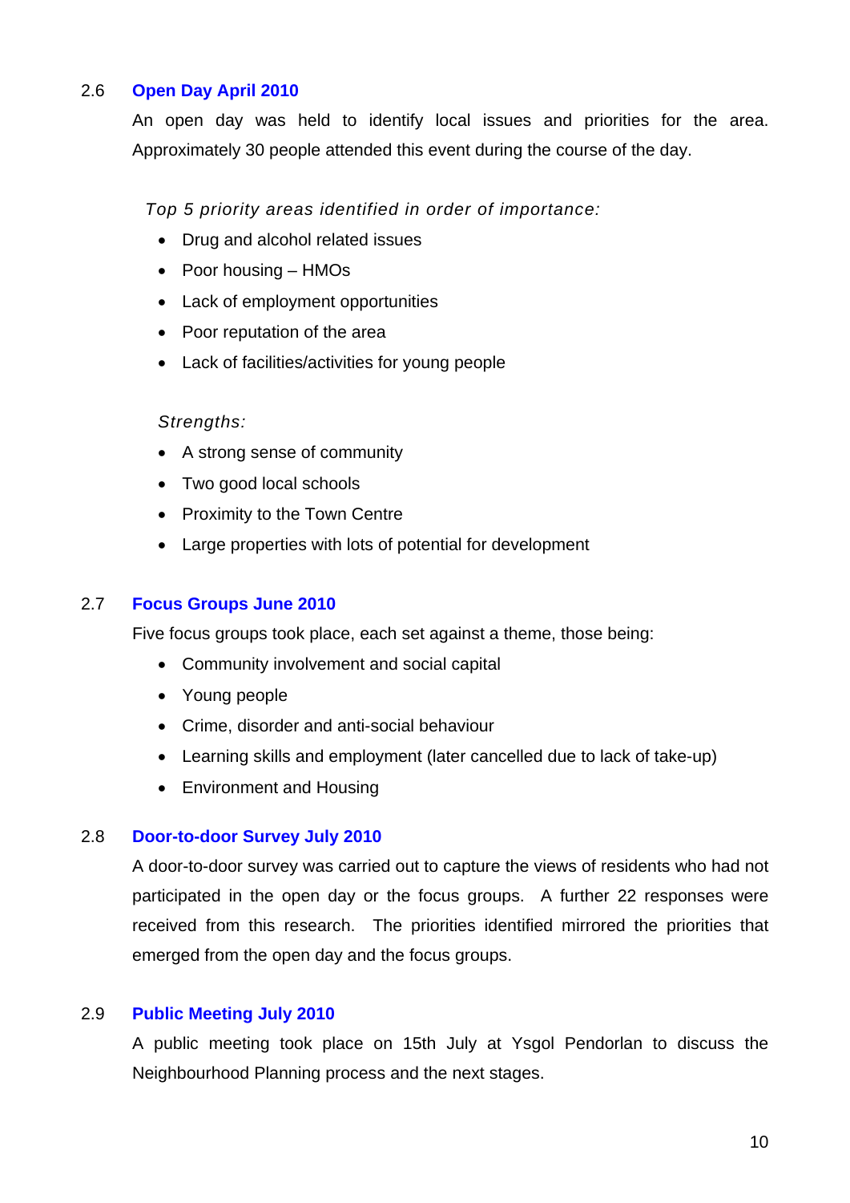### 2.6 Open Day April 2010

An open day was held to identify local issues and priorities for the area. Approximately 30 people attended this event during the course of the day.

*Top 5 priority areas identified in order of importance:*

- Drug and alcohol related issues
- Poor housing – HMOs
- Lack of employment opportunities
- Poor reputation of the area
- Lack of facilities/activities for young people

*Strengths:*

- A strong sense of community
- Two good local schools
- Proximity to the Town Centre
- Large properties with lots of potential for development

### 2.7 Focus Groups June 2010

Five focus groups took place, each set against a theme, those being:

- Community involvement and social capital
- Young people
- Crime, disorder and anti-social behaviour
- Learning skills and employment (later cancelled due to lack of take-up)
- Environment and Housing

### 2.8 Door-to-door Survey July 2010

A door-to-door survey was carried out to capture the views of residents who had not participated in the open day or the focus groups. A further 22 responses were received from this research. The priorities identified mirrored the priorities that emerged from the open day and the focus groups.

### 2.9 Public Meeting July 2010

A public meeting took place on 15th July at Ysgol Pendorlan to discuss the Neighbourhood Planning process and the next stages.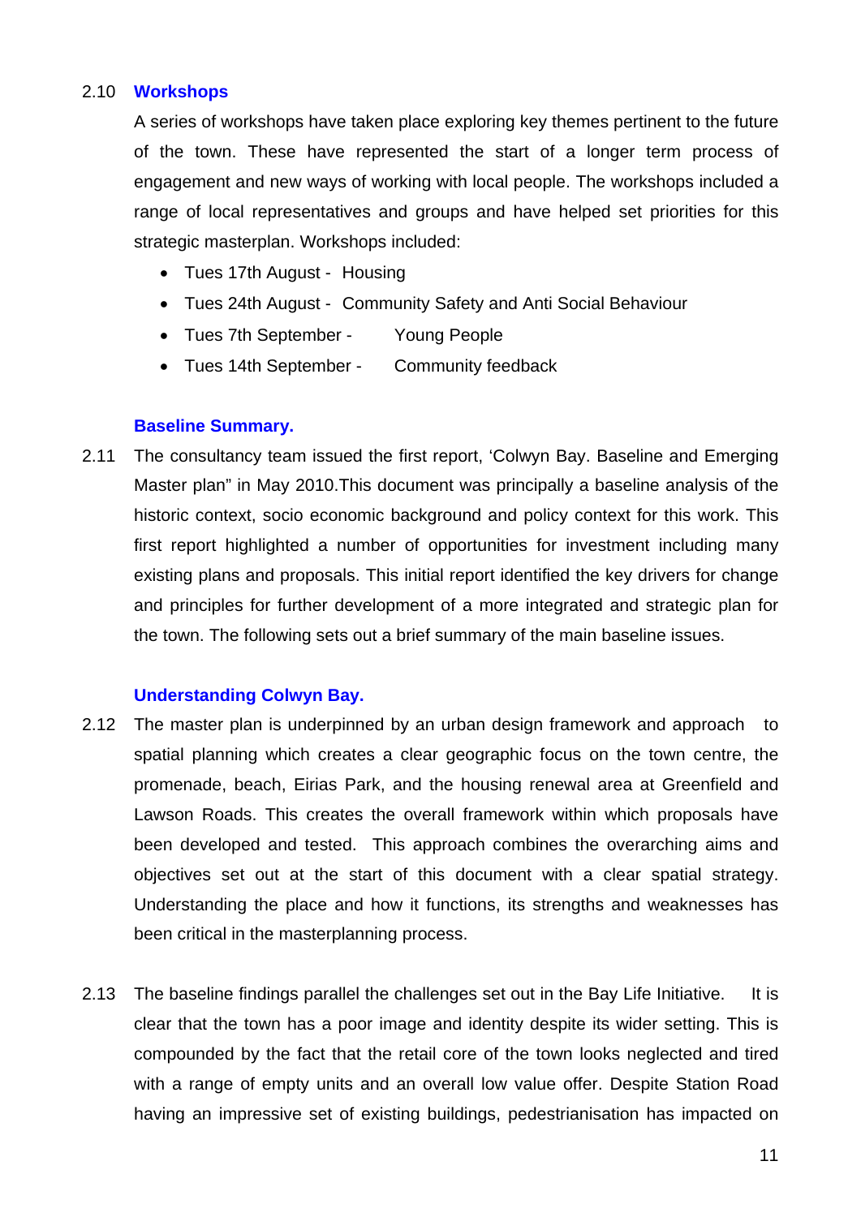### 2.10 Workshops

A series of workshops have taken place exploring key themes pertinent to the future of the town. These have represented the start of a longer term process of engagement and new ways of working with local people. The workshops included a range of local representatives and groups and have helped set priorities for this strategic masterplan. Workshops included:

- Tues 17th August - Housing
- Tues 24th August - Community Safety and Anti Social Behaviour
- Tues 7th September - Young People
- Tues 14th September - Community feedback

### Baseline Summary.

2.11 The consultancy team issued the first report, 'Colwyn Bay. Baseline and Emerging Master plan" in May 2010.This document was principally a baseline analysis of the historic context, socio economic background and policy context for this work. This first report highlighted a number of opportunities for investment including many existing plans and proposals. This initial report identified the key drivers for change and principles for further development of a more integrated and strategic plan for the town. The following sets out a brief summary of the main baseline issues.

### Understanding Colwyn Bay.

2.12 The master plan is underpinned by an urban design framework and approach to spatial planning which creates a clear geographic focus on the town centre, the promenade, beach, Eirias Park, and the housing renewal area at Greenfield and Lawson Roads. This creates the overall framework within which proposals have been developed and tested. This approach combines the overarching aims and objectives set out at the start of this document with a clear spatial strategy. Understanding the place and how it functions, its strengths and weaknesses has been critical in the masterplanning process.

2.13 The baseline findings parallel the challenges set out in the Bay Life Initiative. It is clear that the town has a poor image and identity despite its wider setting. This is compounded by the fact that the retail core of the town looks neglected and tired with a range of empty units and an overall low value offer. Despite Station Road having an impressive set of existing buildings, pedestrianisation has impacted on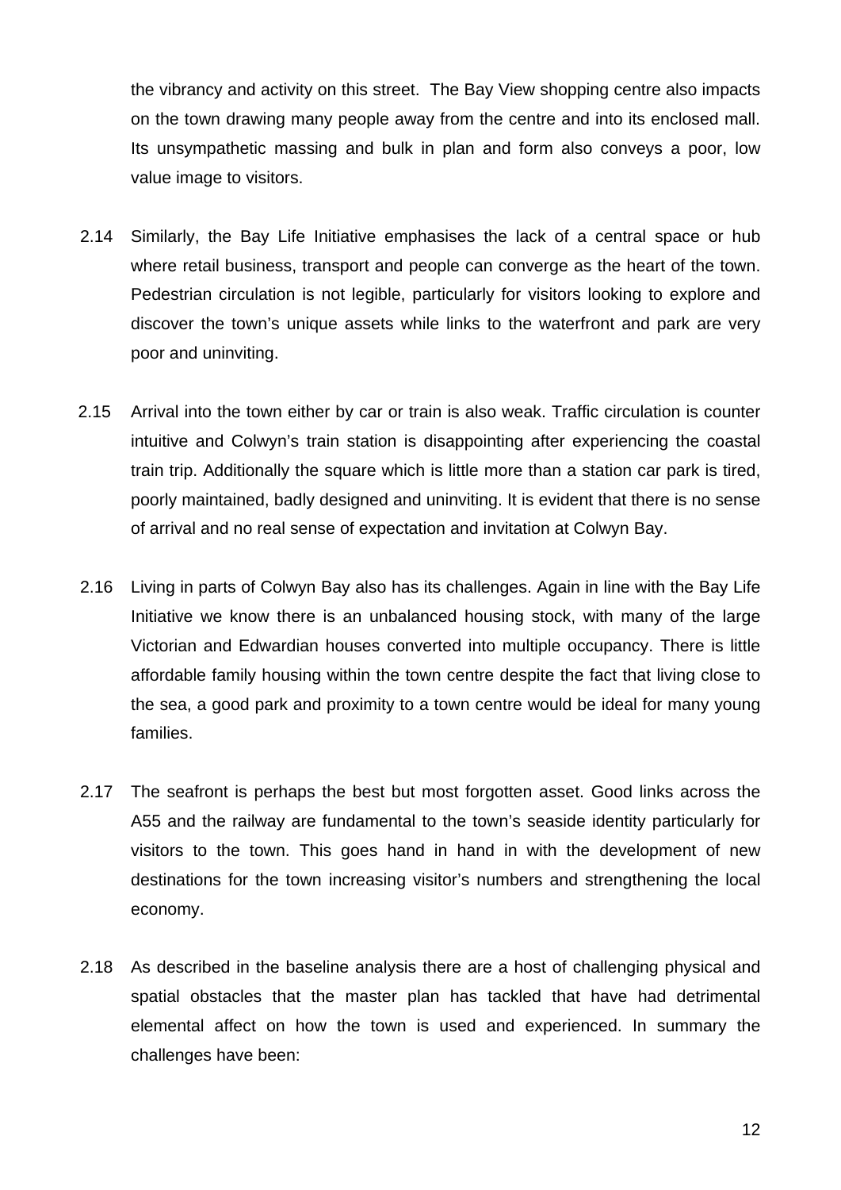the vibrancy and activity on this street. The Bay View shopping centre also impacts on the town drawing many people away from the centre and into its enclosed mall. Its unsympathetic massing and bulk in plan and form also conveys a poor, low value image to visitors.

2.14 Similarly, the Bay Life Initiative emphasises the lack of a central space or hub where retail business, transport and people can converge as the heart of the town. Pedestrian circulation is not legible, particularly for visitors looking to explore and discover the town's unique assets while links to the waterfront and park are very poor and uninviting.

2.15 Arrival into the town either by car or train is also weak. Traffic circulation is counter intuitive and Colwyn's train station is disappointing after experiencing the coastal train trip. Additionally the square which is little more than a station car park is tired, poorly maintained, badly designed and uninviting. It is evident that there is no sense of arrival and no real sense of expectation and invitation at Colwyn Bay.

2.16 Living in parts of Colwyn Bay also has its challenges. Again in line with the Bay Life Initiative we know there is an unbalanced housing stock, with many of the large Victorian and Edwardian houses converted into multiple occupancy. There is little affordable family housing within the town centre despite the fact that living close to the sea, a good park and proximity to a town centre would be ideal for many young families.

2.17 The seafront is perhaps the best but most forgotten asset. Good links across the A55 and the railway are fundamental to the town's seaside identity particularly for visitors to the town. This goes hand in hand in with the development of new destinations for the town increasing visitor's numbers and strengthening the local economy.

2.18 As described in the baseline analysis there are a host of challenging physical and spatial obstacles that the master plan has tackled that have had detrimental elemental affect on how the town is used and experienced. In summary the challenges have been: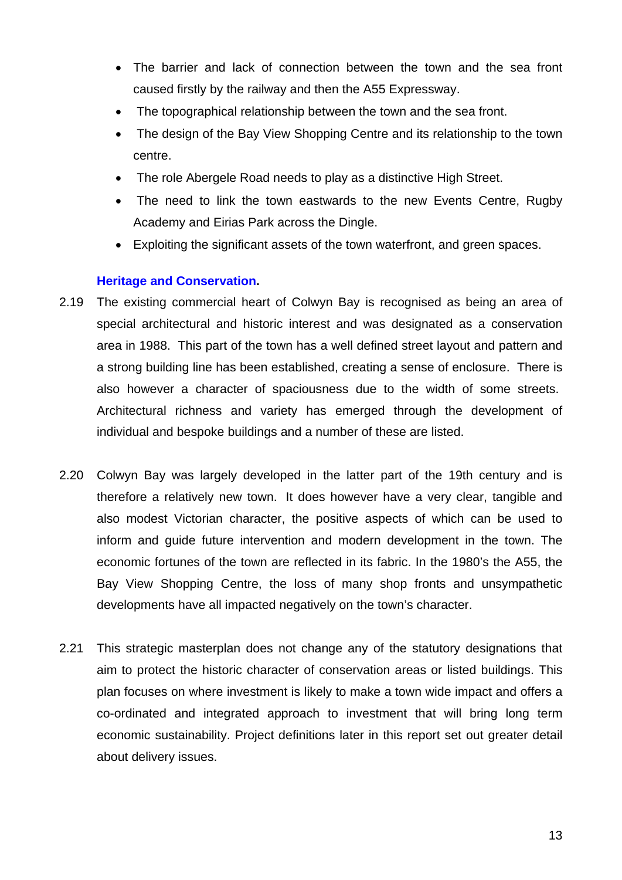- The barrier and lack of connection between the town and the sea front caused firstly by the railway and then the A55 Expressway.
- The topographical relationship between the town and the sea front.
- The design of the Bay View Shopping Centre and its relationship to the town centre.
- The role Abergele Road needs to play as a distinctive High Street.
- The need to link the town eastwards to the new Events Centre, Rugby Academy and Eirias Park across the Dingle.
- Exploiting the significant assets of the town waterfront, and green spaces.

### Heritage and Conservation.

2.19 The existing commercial heart of Colwyn Bay is recognised as being an area of special architectural and historic interest and was designated as a conservation area in 1988. This part of the town has a well defined street layout and pattern and a strong building line has been established, creating a sense of enclosure. There is also however a character of spaciousness due to the width of some streets. Architectural richness and variety has emerged through the development of individual and bespoke buildings and a number of these are listed.

2.20 Colwyn Bay was largely developed in the latter part of the 19th century and is therefore a relatively new town. It does however have a very clear, tangible and also modest Victorian character, the positive aspects of which can be used to inform and guide future intervention and modern development in the town. The economic fortunes of the town are reflected in its fabric. In the 1980's the A55, the Bay View Shopping Centre, the loss of many shop fronts and unsympathetic developments have all impacted negatively on the town's character.

2.21 This strategic masterplan does not change any of the statutory designations that aim to protect the historic character of conservation areas or listed buildings. This plan focuses on where investment is likely to make a town wide impact and offers a co-ordinated and integrated approach to investment that will bring long term economic sustainability. Project definitions later in this report set out greater detail about delivery issues.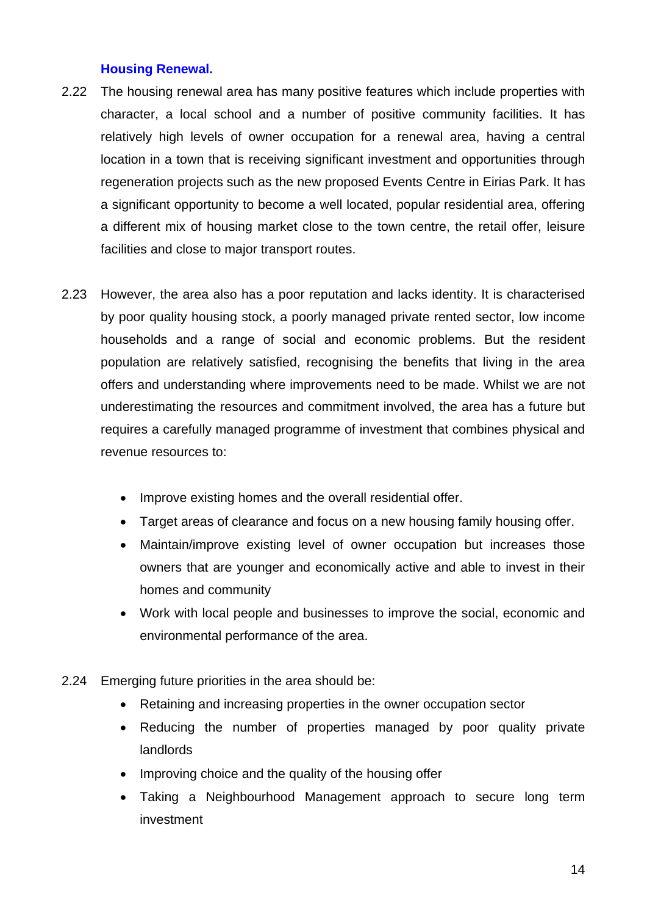### Housing Renewal.

2.22 The housing renewal area has many positive features which include properties with character, a local school and a number of positive community facilities. It has relatively high levels of owner occupation for a renewal area, having a central location in a town that is receiving significant investment and opportunities through regeneration projects such as the new proposed Events Centre in Eirias Park. It has a significant opportunity to become a well located, popular residential area, offering a different mix of housing market close to the town centre, the retail offer, leisure facilities and close to major transport routes.

2.23 However, the area also has a poor reputation and lacks identity. It is characterised by poor quality housing stock, a poorly managed private rented sector, low income households and a range of social and economic problems. But the resident population are relatively satisfied, recognising the benefits that living in the area offers and understanding where improvements need to be made. Whilst we are not underestimating the resources and commitment involved, the area has a future but requires a carefully managed programme of investment that combines physical and revenue resources to:

- Improve existing homes and the overall residential offer.
- Target areas of clearance and focus on a new housing family housing offer.
- Maintain/improve existing level of owner occupation but increases those owners that are younger and economically active and able to invest in their homes and community
- Work with local people and businesses to improve the social, economic and environmental performance of the area.

2.24 Emerging future priorities in the area should be:

- Retaining and increasing properties in the owner occupation sector
- Reducing the number of properties managed by poor quality private landlords
- Improving choice and the quality of the housing offer
- Taking a Neighbourhood Management approach to secure long term investment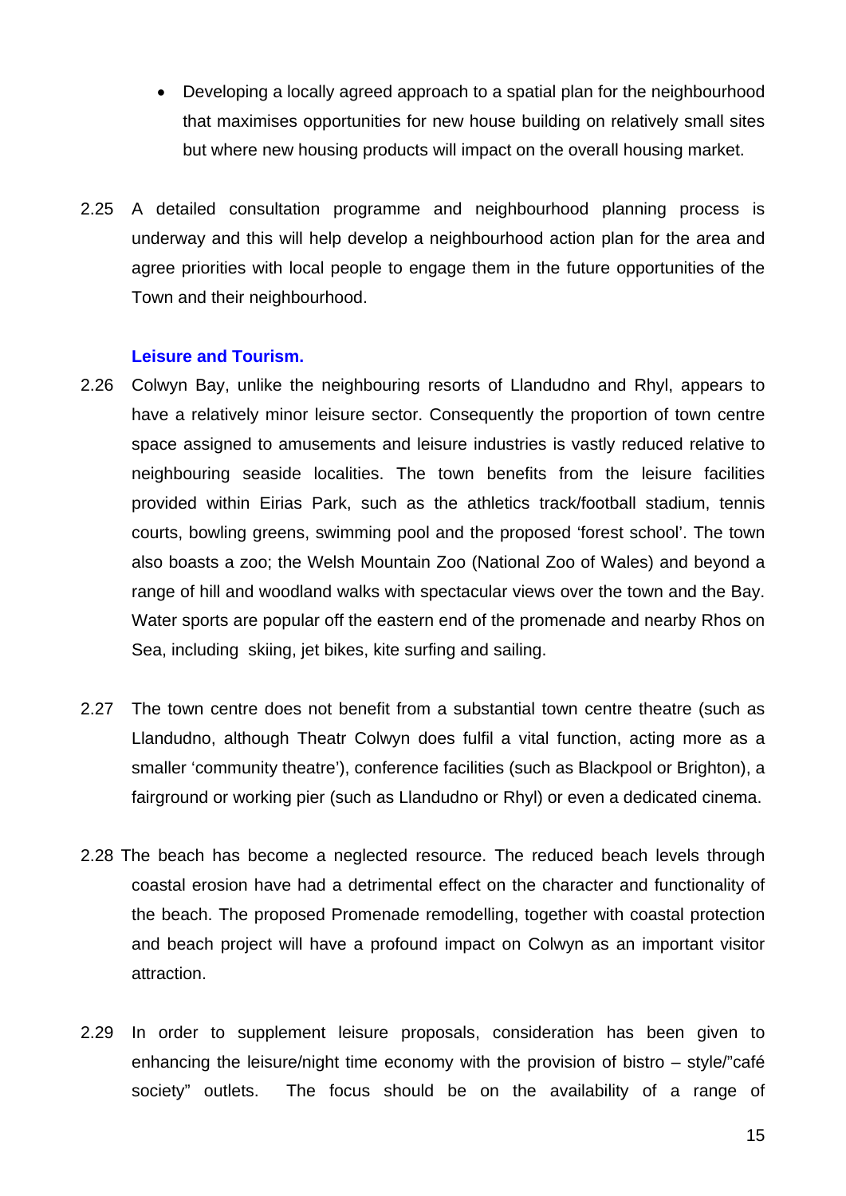- Developing a locally agreed approach to a spatial plan for the neighbourhood that maximises opportunities for new house building on relatively small sites but where new housing products will impact on the overall housing market.

2.25 A detailed consultation programme and neighbourhood planning process is underway and this will help develop a neighbourhood action plan for the area and agree priorities with local people to engage them in the future opportunities of the Town and their neighbourhood.

### Leisure and Tourism.

2.26 Colwyn Bay, unlike the neighbouring resorts of Llandudno and Rhyl, appears to have a relatively minor leisure sector. Consequently the proportion of town centre space assigned to amusements and leisure industries is vastly reduced relative to neighbouring seaside localities. The town benefits from the leisure facilities provided within Eirias Park, such as the athletics track/football stadium, tennis courts, bowling greens, swimming pool and the proposed 'forest school'. The town also boasts a zoo; the Welsh Mountain Zoo (National Zoo of Wales) and beyond a range of hill and woodland walks with spectacular views over the town and the Bay. Water sports are popular off the eastern end of the promenade and nearby Rhos on Sea, including skiing, jet bikes, kite surfing and sailing.

2.27 The town centre does not benefit from a substantial town centre theatre (such as Llandudno, although Theatr Colwyn does fulfil a vital function, acting more as a smaller 'community theatre'), conference facilities (such as Blackpool or Brighton), a fairground or working pier (such as Llandudno or Rhyl) or even a dedicated cinema.

2.28 The beach has become a neglected resource. The reduced beach levels through coastal erosion have had a detrimental effect on the character and functionality of the beach. The proposed Promenade remodelling, together with coastal protection and beach project will have a profound impact on Colwyn as an important visitor attraction.

2.29 In order to supplement leisure proposals, consideration has been given to enhancing the leisure/night time economy with the provision of bistro – style/"café society" outlets. The focus should be on the availability of a range of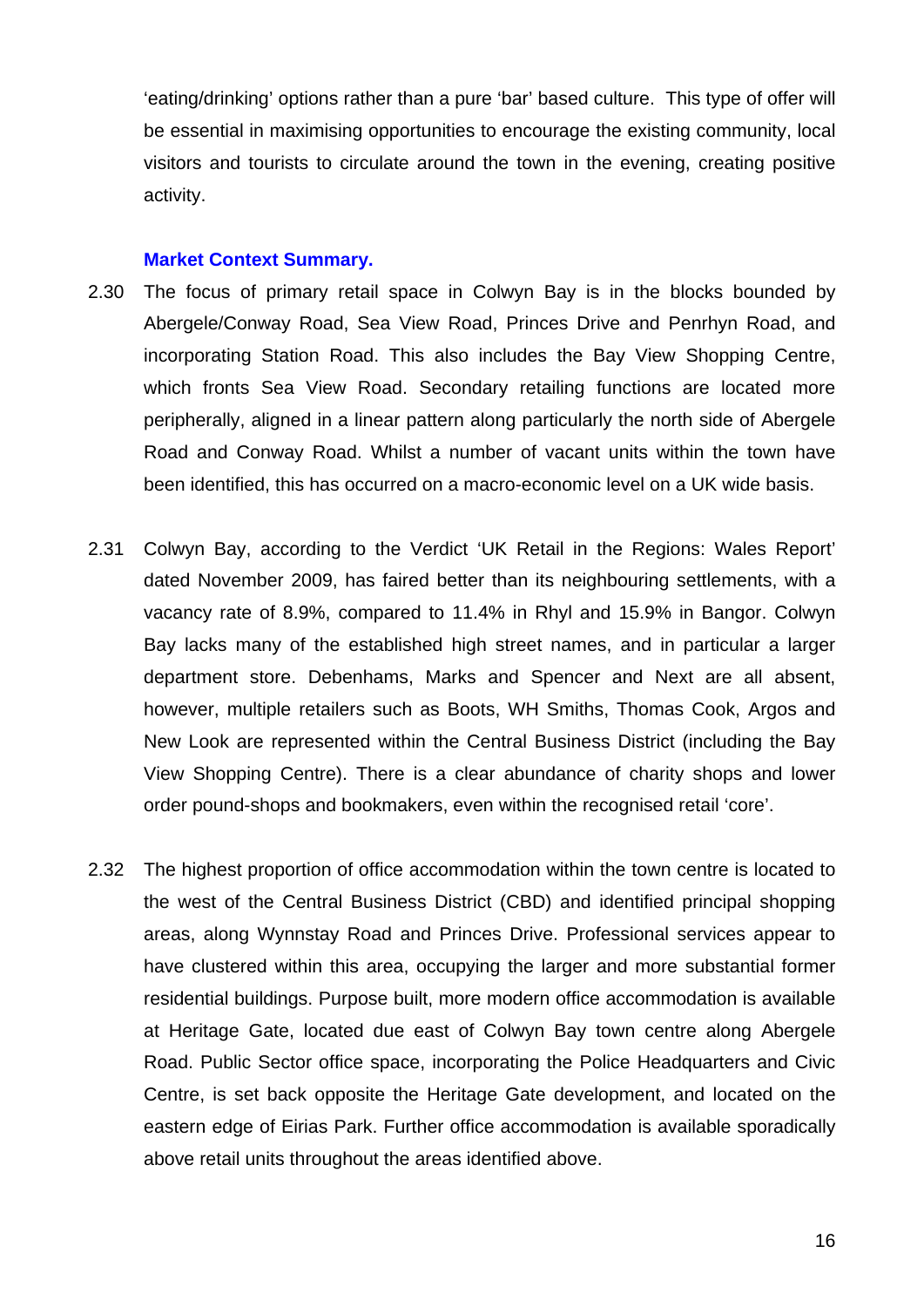'eating/drinking' options rather than a pure 'bar' based culture. This type of offer will be essential in maximising opportunities to encourage the existing community, local visitors and tourists to circulate around the town in the evening, creating positive activity.

### Market Context Summary.

2.30 The focus of primary retail space in Colwyn Bay is in the blocks bounded by Abergele/Conway Road, Sea View Road, Princes Drive and Penrhyn Road, and incorporating Station Road. This also includes the Bay View Shopping Centre, which fronts Sea View Road. Secondary retailing functions are located more peripherally, aligned in a linear pattern along particularly the north side of Abergele Road and Conway Road. Whilst a number of vacant units within the town have been identified, this has occurred on a macro-economic level on a UK wide basis.

2.31 Colwyn Bay, according to the Verdict 'UK Retail in the Regions: Wales Report' dated November 2009, has faired better than its neighbouring settlements, with a vacancy rate of 8.9%, compared to 11.4% in Rhyl and 15.9% in Bangor. Colwyn Bay lacks many of the established high street names, and in particular a larger department store. Debenhams, Marks and Spencer and Next are all absent, however, multiple retailers such as Boots, WH Smiths, Thomas Cook, Argos and New Look are represented within the Central Business District (including the Bay View Shopping Centre). There is a clear abundance of charity shops and lower order pound-shops and bookmakers, even within the recognised retail 'core'.

2.32 The highest proportion of office accommodation within the town centre is located to the west of the Central Business District (CBD) and identified principal shopping areas, along Wynnstay Road and Princes Drive. Professional services appear to have clustered within this area, occupying the larger and more substantial former residential buildings. Purpose built, more modern office accommodation is available at Heritage Gate, located due east of Colwyn Bay town centre along Abergele Road. Public Sector office space, incorporating the Police Headquarters and Civic Centre, is set back opposite the Heritage Gate development, and located on the eastern edge of Eirias Park. Further office accommodation is available sporadically above retail units throughout the areas identified above.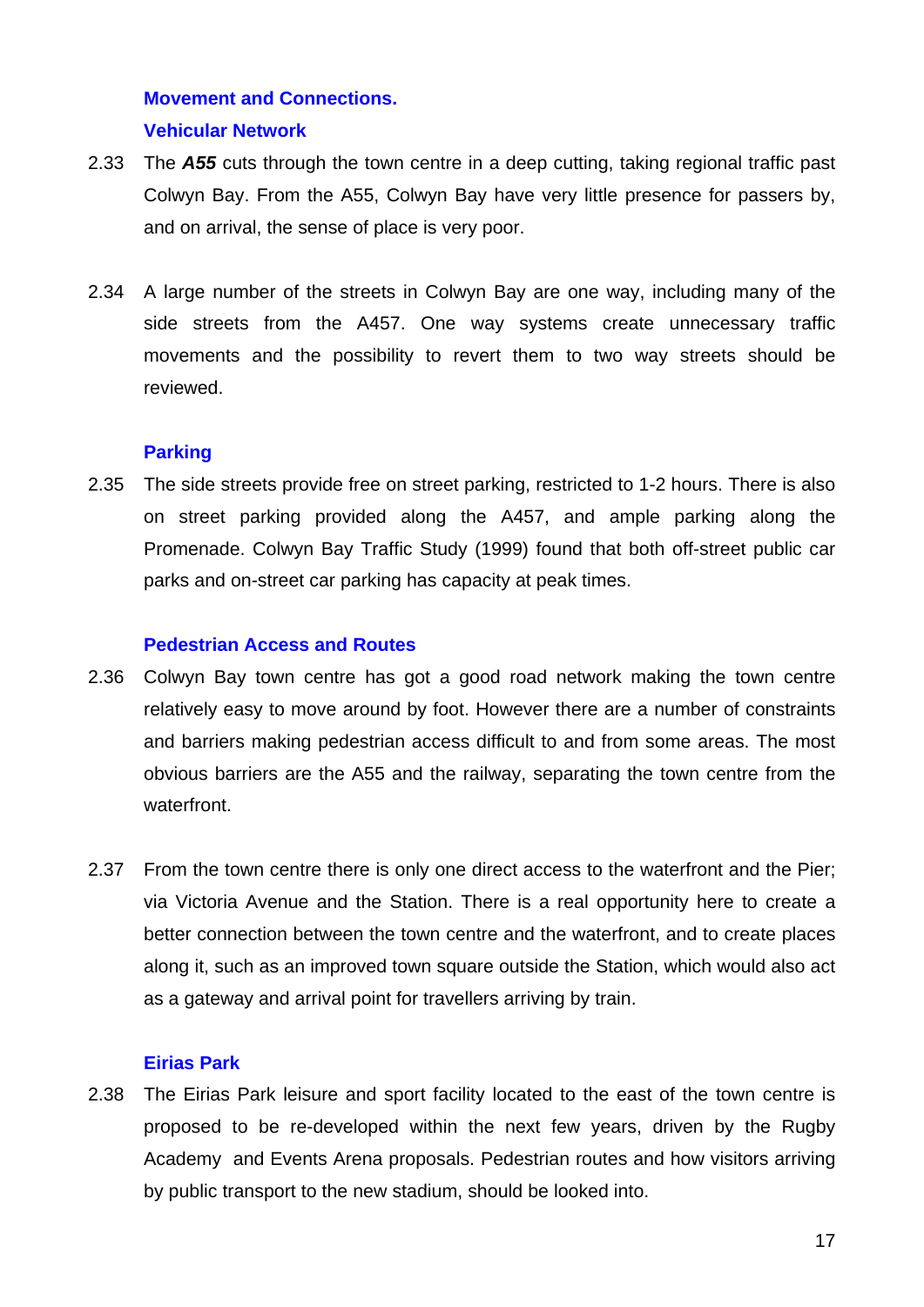## Movement and Connections.

### Vehicular Network

2.33 The ***A55*** cuts through the town centre in a deep cutting, taking regional traffic past Colwyn Bay. From the A55, Colwyn Bay have very little presence for passers by, and on arrival, the sense of place is very poor.

2.34 A large number of the streets in Colwyn Bay are one way, including many of the side streets from the A457. One way systems create unnecessary traffic movements and the possibility to revert them to two way streets should be reviewed.

### Parking

2.35 The side streets provide free on street parking, restricted to 1-2 hours. There is also on street parking provided along the A457, and ample parking along the Promenade. Colwyn Bay Traffic Study (1999) found that both off-street public car parks and on-street car parking has capacity at peak times.

### Pedestrian Access and Routes

2.36 Colwyn Bay town centre has got a good road network making the town centre relatively easy to move around by foot. However there are a number of constraints and barriers making pedestrian access difficult to and from some areas. The most obvious barriers are the A55 and the railway, separating the town centre from the waterfront.

2.37 From the town centre there is only one direct access to the waterfront and the Pier; via Victoria Avenue and the Station. There is a real opportunity here to create a better connection between the town centre and the waterfront, and to create places along it, such as an improved town square outside the Station, which would also act as a gateway and arrival point for travellers arriving by train.

### Eirias Park

2.38 The Eirias Park leisure and sport facility located to the east of the town centre is proposed to be re-developed within the next few years, driven by the Rugby Academy and Events Arena proposals. Pedestrian routes and how visitors arriving by public transport to the new stadium, should be looked into.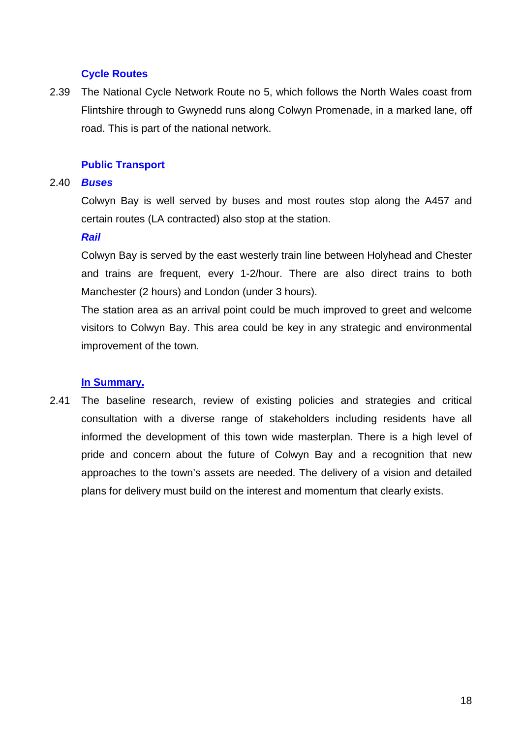### Cycle Routes

2.39 The National Cycle Network Route no 5, which follows the North Wales coast from Flintshire through to Gwynedd runs along Colwyn Promenade, in a marked lane, off road. This is part of the national network.

### Public Transport

2.40 ***Buses***

Colwyn Bay is well served by buses and most routes stop along the A457 and certain routes (LA contracted) also stop at the station.

***Rail***

Colwyn Bay is served by the east westerly train line between Holyhead and Chester and trains are frequent, every 1-2/hour. There are also direct trains to both Manchester (2 hours) and London (under 3 hours).

The station area as an arrival point could be much improved to greet and welcome visitors to Colwyn Bay. This area could be key in any strategic and environmental improvement of the town.

### In Summary.

2.41 The baseline research, review of existing policies and strategies and critical consultation with a diverse range of stakeholders including residents have all informed the development of this town wide masterplan. There is a high level of pride and concern about the future of Colwyn Bay and a recognition that new approaches to the town's assets are needed. The delivery of a vision and detailed plans for delivery must build on the interest and momentum that clearly exists.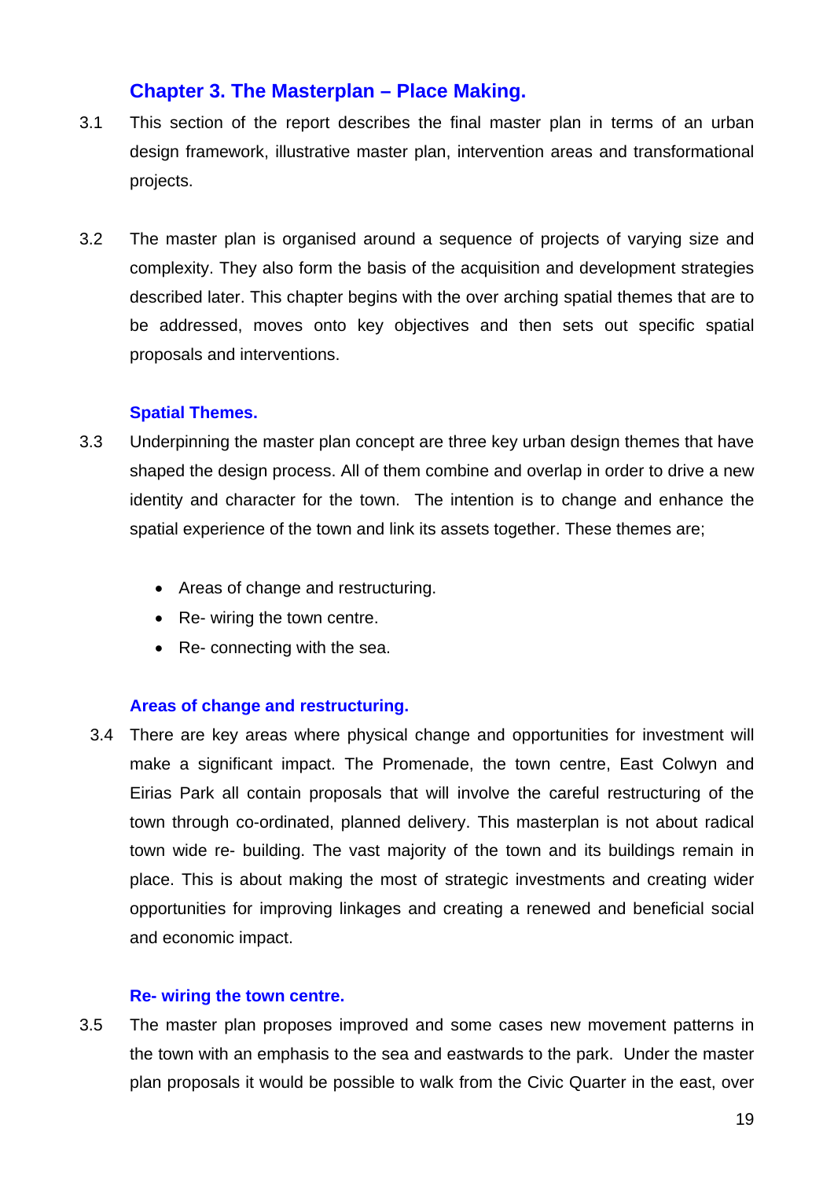## Chapter 3. The Masterplan – Place Making.

3.1 This section of the report describes the final master plan in terms of an urban design framework, illustrative master plan, intervention areas and transformational projects.

3.2 The master plan is organised around a sequence of projects of varying size and complexity. They also form the basis of the acquisition and development strategies described later. This chapter begins with the over arching spatial themes that are to be addressed, moves onto key objectives and then sets out specific spatial proposals and interventions.

### Spatial Themes.

3.3 Underpinning the master plan concept are three key urban design themes that have shaped the design process. All of them combine and overlap in order to drive a new identity and character for the town. The intention is to change and enhance the spatial experience of the town and link its assets together. These themes are;

- Areas of change and restructuring.
- Re- wiring the town centre.
- Re- connecting with the sea.

### Areas of change and restructuring.

3.4 There are key areas where physical change and opportunities for investment will make a significant impact. The Promenade, the town centre, East Colwyn and Eirias Park all contain proposals that will involve the careful restructuring of the town through co-ordinated, planned delivery. This masterplan is not about radical town wide re- building. The vast majority of the town and its buildings remain in place. This is about making the most of strategic investments and creating wider opportunities for improving linkages and creating a renewed and beneficial social and economic impact.

### Re- wiring the town centre.

3.5 The master plan proposes improved and some cases new movement patterns in the town with an emphasis to the sea and eastwards to the park. Under the master plan proposals it would be possible to walk from the Civic Quarter in the east, over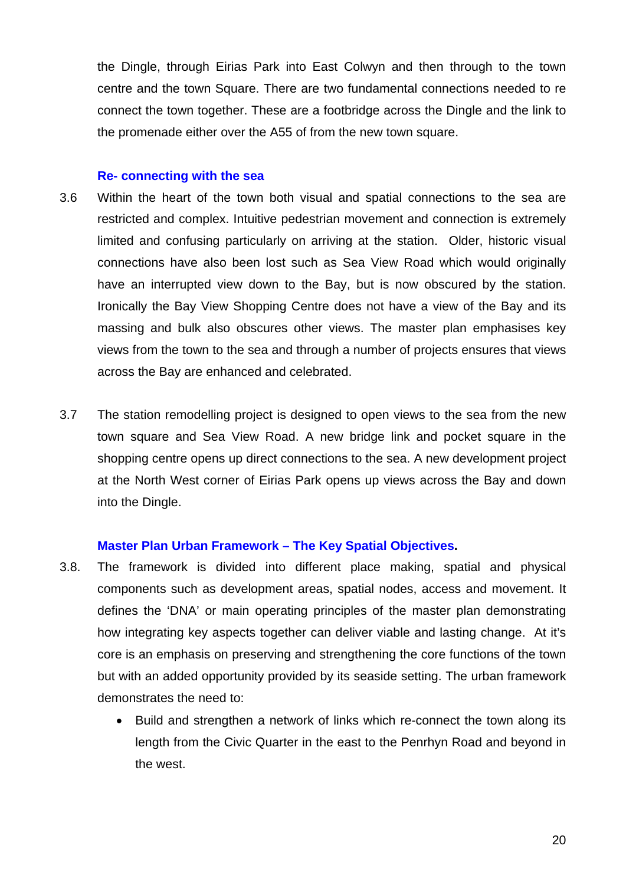the Dingle, through Eirias Park into East Colwyn and then through to the town centre and the town Square. There are two fundamental connections needed to re connect the town together. These are a footbridge across the Dingle and the link to the promenade either over the A55 of from the new town square.

### Re- connecting with the sea

3.6 Within the heart of the town both visual and spatial connections to the sea are restricted and complex. Intuitive pedestrian movement and connection is extremely limited and confusing particularly on arriving at the station. Older, historic visual connections have also been lost such as Sea View Road which would originally have an interrupted view down to the Bay, but is now obscured by the station. Ironically the Bay View Shopping Centre does not have a view of the Bay and its massing and bulk also obscures other views. The master plan emphasises key views from the town to the sea and through a number of projects ensures that views across the Bay are enhanced and celebrated.

3.7 The station remodelling project is designed to open views to the sea from the new town square and Sea View Road. A new bridge link and pocket square in the shopping centre opens up direct connections to the sea. A new development project at the North West corner of Eirias Park opens up views across the Bay and down into the Dingle.

### Master Plan Urban Framework – The Key Spatial Objectives.

3.8. The framework is divided into different place making, spatial and physical components such as development areas, spatial nodes, access and movement. It defines the 'DNA' or main operating principles of the master plan demonstrating how integrating key aspects together can deliver viable and lasting change. At it's core is an emphasis on preserving and strengthening the core functions of the town but with an added opportunity provided by its seaside setting. The urban framework demonstrates the need to:

- Build and strengthen a network of links which re-connect the town along its length from the Civic Quarter in the east to the Penrhyn Road and beyond in the west.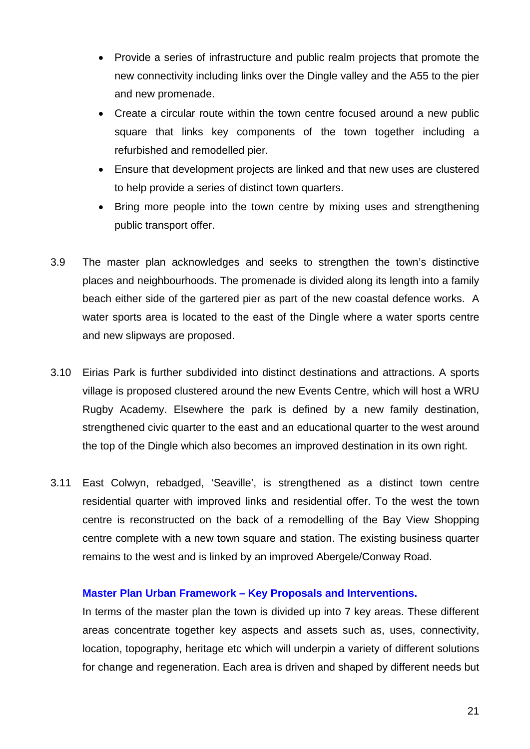- Provide a series of infrastructure and public realm projects that promote the new connectivity including links over the Dingle valley and the A55 to the pier and new promenade.
- Create a circular route within the town centre focused around a new public square that links key components of the town together including a refurbished and remodelled pier.
- Ensure that development projects are linked and that new uses are clustered to help provide a series of distinct town quarters.
- Bring more people into the town centre by mixing uses and strengthening public transport offer.

3.9 The master plan acknowledges and seeks to strengthen the town's distinctive places and neighbourhoods. The promenade is divided along its length into a family beach either side of the gartered pier as part of the new coastal defence works. A water sports area is located to the east of the Dingle where a water sports centre and new slipways are proposed.

3.10 Eirias Park is further subdivided into distinct destinations and attractions. A sports village is proposed clustered around the new Events Centre, which will host a WRU Rugby Academy. Elsewhere the park is defined by a new family destination, strengthened civic quarter to the east and an educational quarter to the west around the top of the Dingle which also becomes an improved destination in its own right.

3.11 East Colwyn, rebadged, 'Seaville', is strengthened as a distinct town centre residential quarter with improved links and residential offer. To the west the town centre is reconstructed on the back of a remodelling of the Bay View Shopping centre complete with a new town square and station. The existing business quarter remains to the west and is linked by an improved Abergele/Conway Road.

### Master Plan Urban Framework – Key Proposals and Interventions.

In terms of the master plan the town is divided up into 7 key areas. These different areas concentrate together key aspects and assets such as, uses, connectivity, location, topography, heritage etc which will underpin a variety of different solutions for change and regeneration. Each area is driven and shaped by different needs but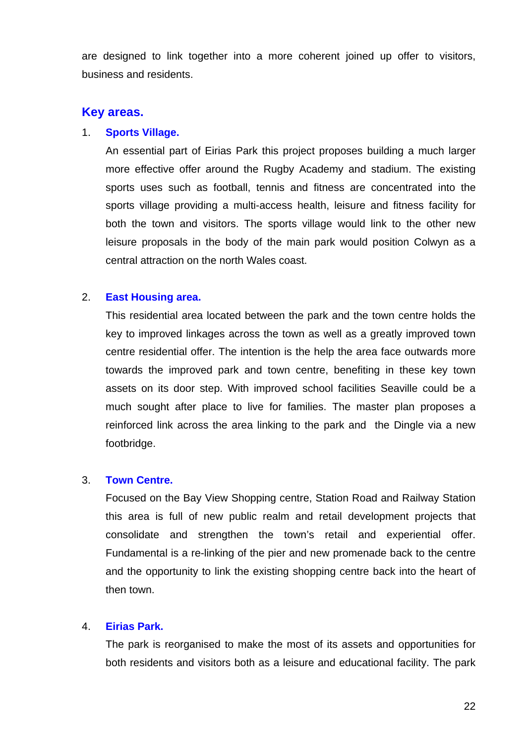are designed to link together into a more coherent joined up offer to visitors, business and residents.

## Key areas.

1. **Sports Village.**

   An essential part of Eirias Park this project proposes building a much larger more effective offer around the Rugby Academy and stadium. The existing sports uses such as football, tennis and fitness are concentrated into the sports village providing a multi-access health, leisure and fitness facility for both the town and visitors. The sports village would link to the other new leisure proposals in the body of the main park would position Colwyn as a central attraction on the north Wales coast.

2. **East Housing area.**

   This residential area located between the park and the town centre holds the key to improved linkages across the town as well as a greatly improved town centre residential offer. The intention is the help the area face outwards more towards the improved park and town centre, benefiting in these key town assets on its door step. With improved school facilities Seaville could be a much sought after place to live for families. The master plan proposes a reinforced link across the area linking to the park and the Dingle via a new footbridge.

3. **Town Centre.**

   Focused on the Bay View Shopping centre, Station Road and Railway Station this area is full of new public realm and retail development projects that consolidate and strengthen the town's retail and experiential offer. Fundamental is a re-linking of the pier and new promenade back to the centre and the opportunity to link the existing shopping centre back into the heart of then town.

4. **Eirias Park.**

   The park is reorganised to make the most of its assets and opportunities for both residents and visitors both as a leisure and educational facility. The park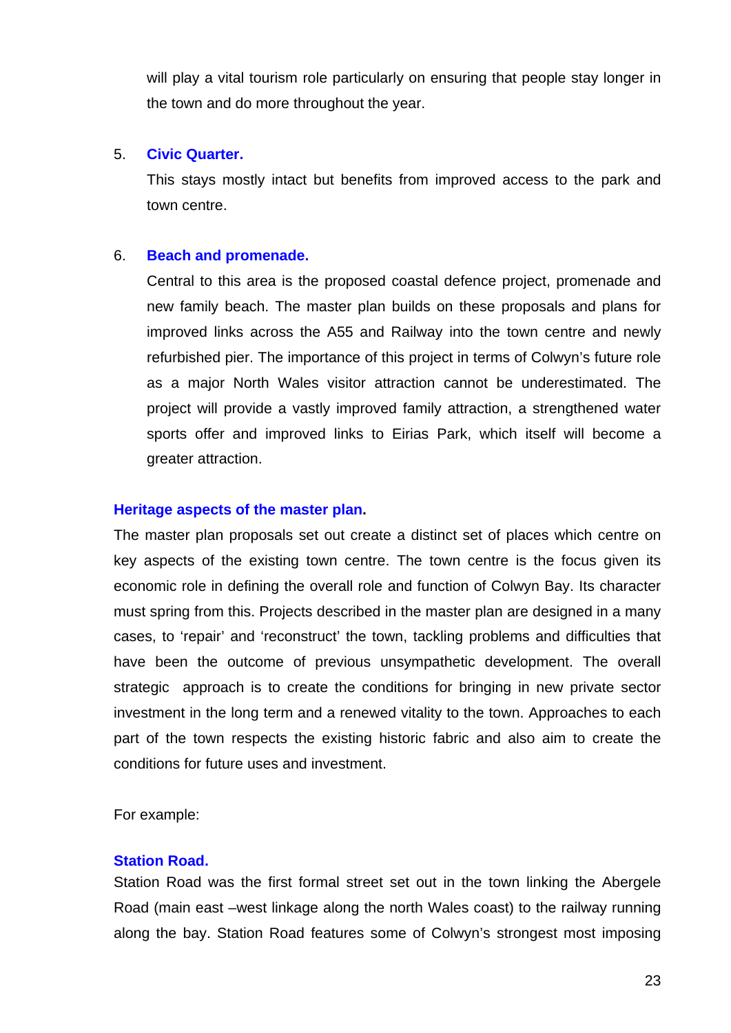will play a vital tourism role particularly on ensuring that people stay longer in the town and do more throughout the year.

5. **Civic Quarter.**

   This stays mostly intact but benefits from improved access to the park and town centre.

6. **Beach and promenade.**

   Central to this area is the proposed coastal defence project, promenade and new family beach. The master plan builds on these proposals and plans for improved links across the A55 and Railway into the town centre and newly refurbished pier. The importance of this project in terms of Colwyn's future role as a major North Wales visitor attraction cannot be underestimated. The project will provide a vastly improved family attraction, a strengthened water sports offer and improved links to Eirias Park, which itself will become a greater attraction.

### Heritage aspects of the master plan.

The master plan proposals set out create a distinct set of places which centre on key aspects of the existing town centre. The town centre is the focus given its economic role in defining the overall role and function of Colwyn Bay. Its character must spring from this. Projects described in the master plan are designed in a many cases, to 'repair' and 'reconstruct' the town, tackling problems and difficulties that have been the outcome of previous unsympathetic development. The overall strategic approach is to create the conditions for bringing in new private sector investment in the long term and a renewed vitality to the town. Approaches to each part of the town respects the existing historic fabric and also aim to create the conditions for future uses and investment.

For example:

### Station Road.

Station Road was the first formal street set out in the town linking the Abergele Road (main east –west linkage along the north Wales coast) to the railway running along the bay. Station Road features some of Colwyn's strongest most imposing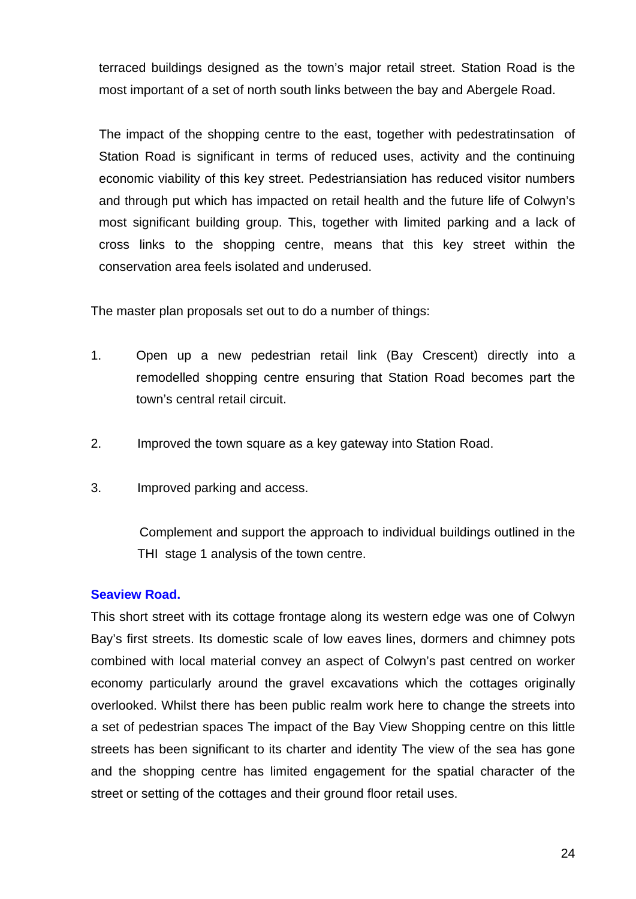terraced buildings designed as the town's major retail street. Station Road is the most important of a set of north south links between the bay and Abergele Road.

The impact of the shopping centre to the east, together with pedestratinsation of Station Road is significant in terms of reduced uses, activity and the continuing economic viability of this key street. Pedestriansiation has reduced visitor numbers and through put which has impacted on retail health and the future life of Colwyn's most significant building group. This, together with limited parking and a lack of cross links to the shopping centre, means that this key street within the conservation area feels isolated and underused.

The master plan proposals set out to do a number of things:

1. Open up a new pedestrian retail link (Bay Crescent) directly into a remodelled shopping centre ensuring that Station Road becomes part the town's central retail circuit.

2. Improved the town square as a key gateway into Station Road.

3. Improved parking and access.

   Complement and support the approach to individual buildings outlined in the THI stage 1 analysis of the town centre.

### Seaview Road.

This short street with its cottage frontage along its western edge was one of Colwyn Bay's first streets. Its domestic scale of low eaves lines, dormers and chimney pots combined with local material convey an aspect of Colwyn's past centred on worker economy particularly around the gravel excavations which the cottages originally overlooked. Whilst there has been public realm work here to change the streets into a set of pedestrian spaces The impact of the Bay View Shopping centre on this little streets has been significant to its charter and identity The view of the sea has gone and the shopping centre has limited engagement for the spatial character of the street or setting of the cottages and their ground floor retail uses.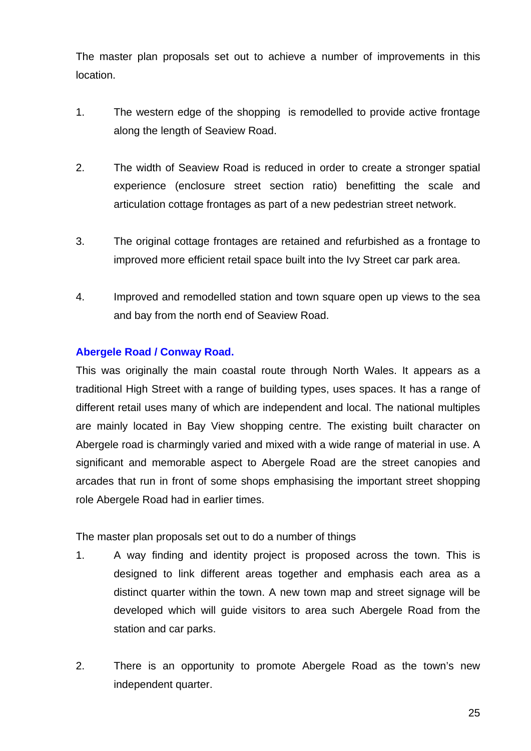The master plan proposals set out to achieve a number of improvements in this location.

1. The western edge of the shopping  is remodelled to provide active frontage along the length of Seaview Road.

2. The width of Seaview Road is reduced in order to create a stronger spatial experience (enclosure street section ratio) benefitting the scale and articulation cottage frontages as part of a new pedestrian street network.

3. The original cottage frontages are retained and refurbished as a frontage to improved more efficient retail space built into the Ivy Street car park area.

4. Improved and remodelled station and town square open up views to the sea and bay from the north end of Seaview Road.

**Abergele Road / Conway Road.**

This was originally the main coastal route through North Wales. It appears as a traditional High Street with a range of building types, uses spaces. It has a range of different retail uses many of which are independent and local. The national multiples are mainly located in Bay View shopping centre. The existing built character on Abergele road is charmingly varied and mixed with a wide range of material in use. A significant and memorable aspect to Abergele Road are the street canopies and arcades that run in front of some shops emphasising the important street shopping role Abergele Road had in earlier times.

The master plan proposals set out to do a number of things

1. A way finding and identity project is proposed across the town. This is designed to link different areas together and emphasis each area as a distinct quarter within the town. A new town map and street signage will be developed which will guide visitors to area such Abergele Road from the station and car parks.

2. There is an opportunity to promote Abergele Road as the town's new independent quarter.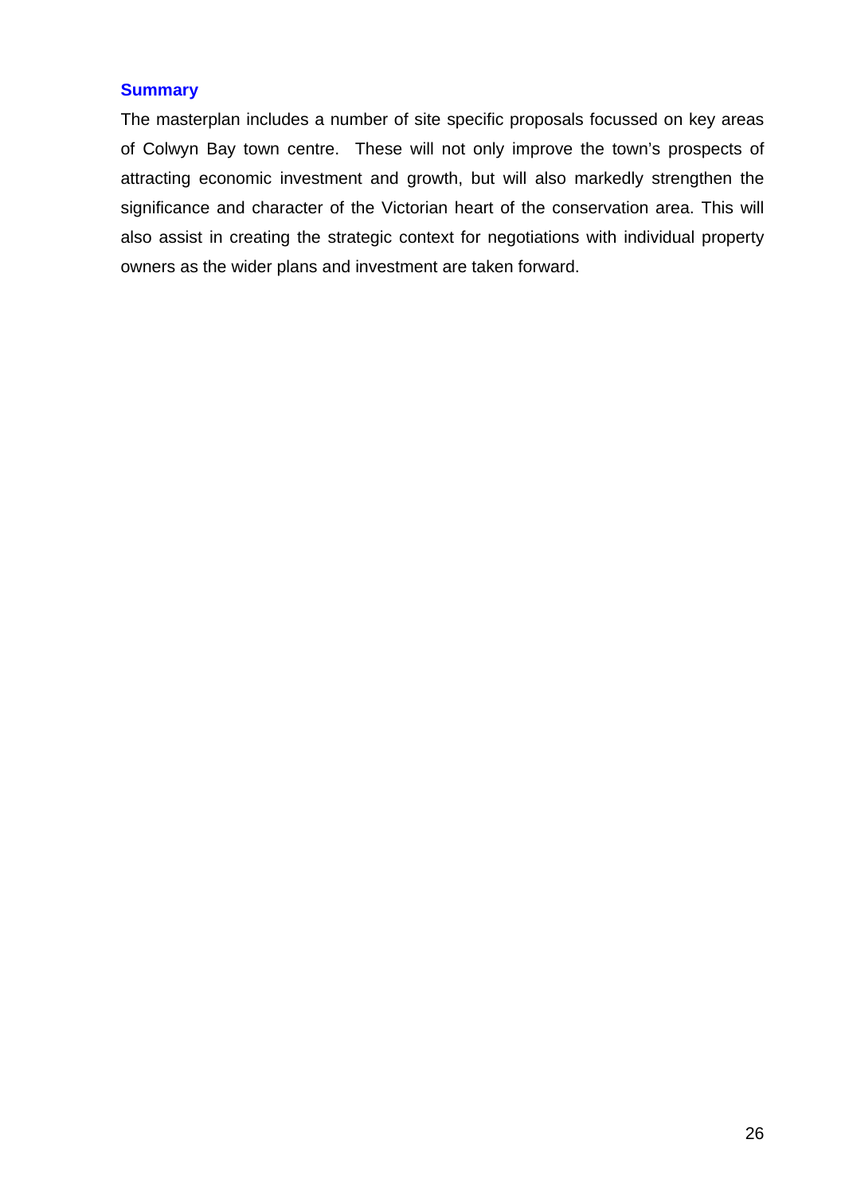### Summary

The masterplan includes a number of site specific proposals focussed on key areas of Colwyn Bay town centre. These will not only improve the town's prospects of attracting economic investment and growth, but will also markedly strengthen the significance and character of the Victorian heart of the conservation area. This will also assist in creating the strategic context for negotiations with individual property owners as the wider plans and investment are taken forward.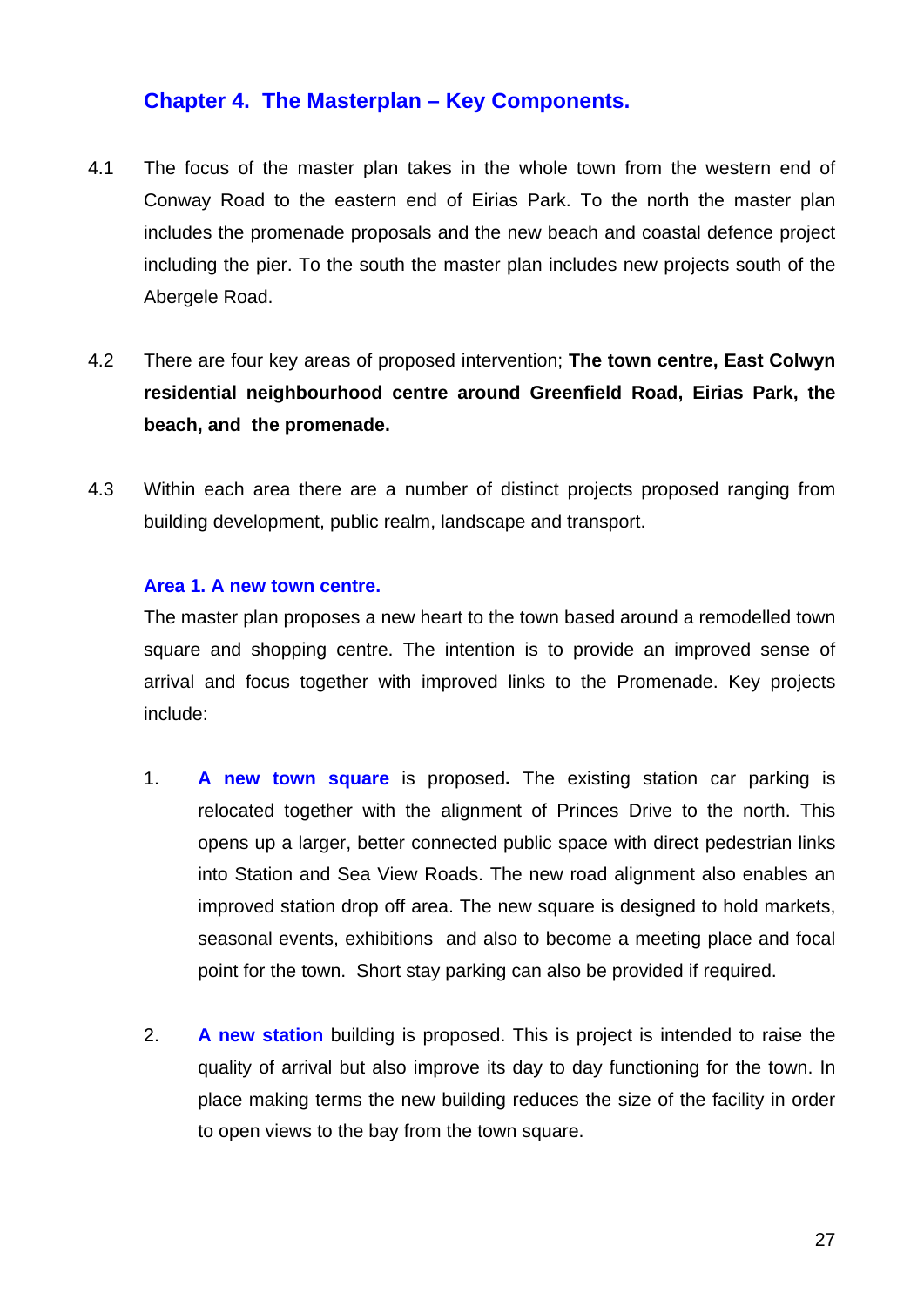## Chapter 4. The Masterplan – Key Components.

4.1 The focus of the master plan takes in the whole town from the western end of Conway Road to the eastern end of Eirias Park. To the north the master plan includes the promenade proposals and the new beach and coastal defence project including the pier. To the south the master plan includes new projects south of the Abergele Road.

4.2 There are four key areas of proposed intervention; **The town centre, East Colwyn residential neighbourhood centre around Greenfield Road, Eirias Park, the beach, and the promenade.**

4.3 Within each area there are a number of distinct projects proposed ranging from building development, public realm, landscape and transport.

### Area 1. A new town centre.

The master plan proposes a new heart to the town based around a remodelled town square and shopping centre. The intention is to provide an improved sense of arrival and focus together with improved links to the Promenade. Key projects include:

1. **A new town square** is proposed**.** The existing station car parking is relocated together with the alignment of Princes Drive to the north. This opens up a larger, better connected public space with direct pedestrian links into Station and Sea View Roads. The new road alignment also enables an improved station drop off area. The new square is designed to hold markets, seasonal events, exhibitions and also to become a meeting place and focal point for the town. Short stay parking can also be provided if required.

2. **A new station** building is proposed. This is project is intended to raise the quality of arrival but also improve its day to day functioning for the town. In place making terms the new building reduces the size of the facility in order to open views to the bay from the town square.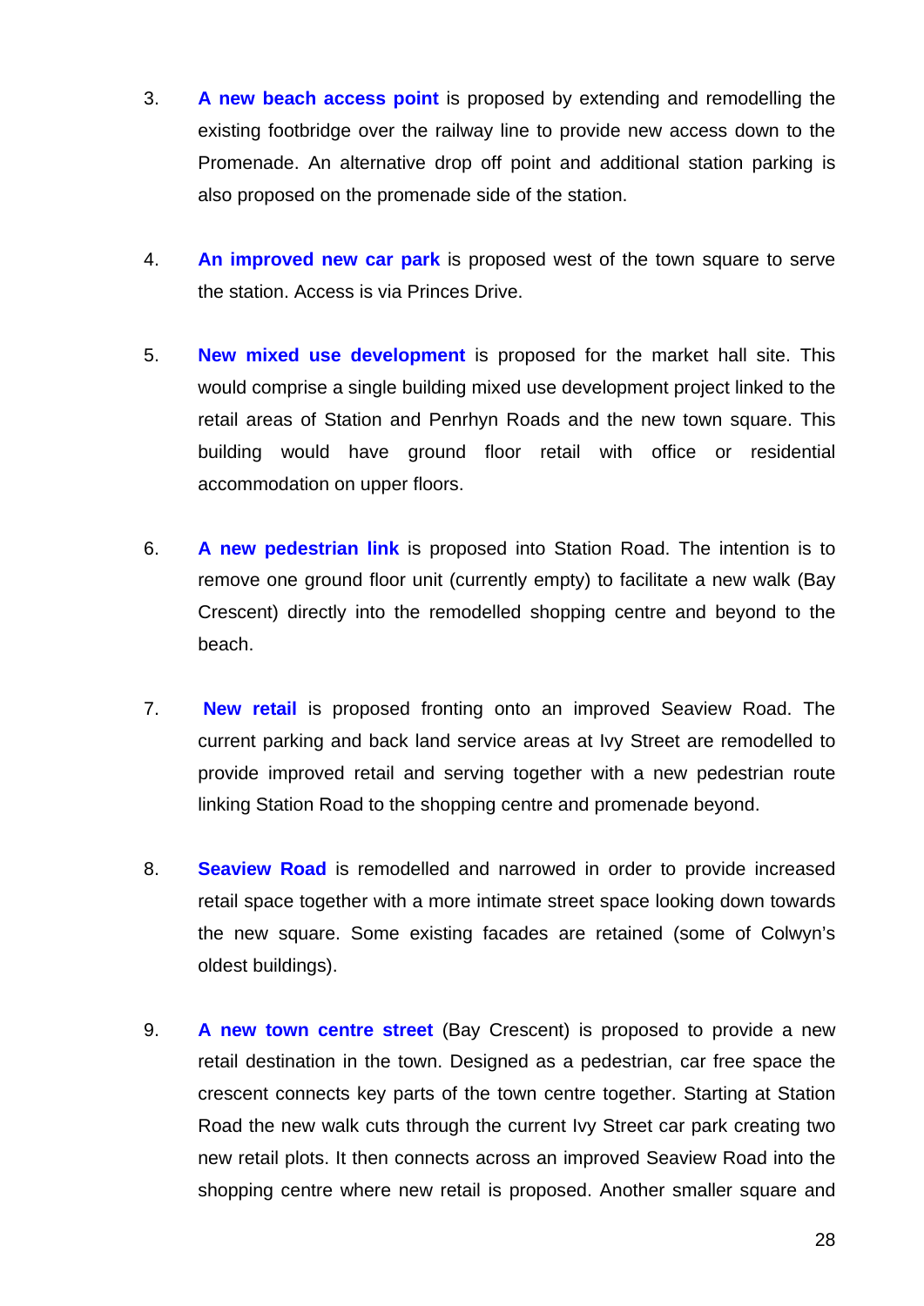3. **A new beach access point** is proposed by extending and remodelling the existing footbridge over the railway line to provide new access down to the Promenade. An alternative drop off point and additional station parking is also proposed on the promenade side of the station.

4. **An improved new car park** is proposed west of the town square to serve the station. Access is via Princes Drive.

5. **New mixed use development** is proposed for the market hall site. This would comprise a single building mixed use development project linked to the retail areas of Station and Penrhyn Roads and the new town square. This building would have ground floor retail with office or residential accommodation on upper floors.

6. **A new pedestrian link** is proposed into Station Road. The intention is to remove one ground floor unit (currently empty) to facilitate a new walk (Bay Crescent) directly into the remodelled shopping centre and beyond to the beach.

7. **New retail** is proposed fronting onto an improved Seaview Road. The current parking and back land service areas at Ivy Street are remodelled to provide improved retail and serving together with a new pedestrian route linking Station Road to the shopping centre and promenade beyond.

8. **Seaview Road** is remodelled and narrowed in order to provide increased retail space together with a more intimate street space looking down towards the new square. Some existing facades are retained (some of Colwyn's oldest buildings).

9. **A new town centre street** (Bay Crescent) is proposed to provide a new retail destination in the town. Designed as a pedestrian, car free space the crescent connects key parts of the town centre together. Starting at Station Road the new walk cuts through the current Ivy Street car park creating two new retail plots. It then connects across an improved Seaview Road into the shopping centre where new retail is proposed. Another smaller square and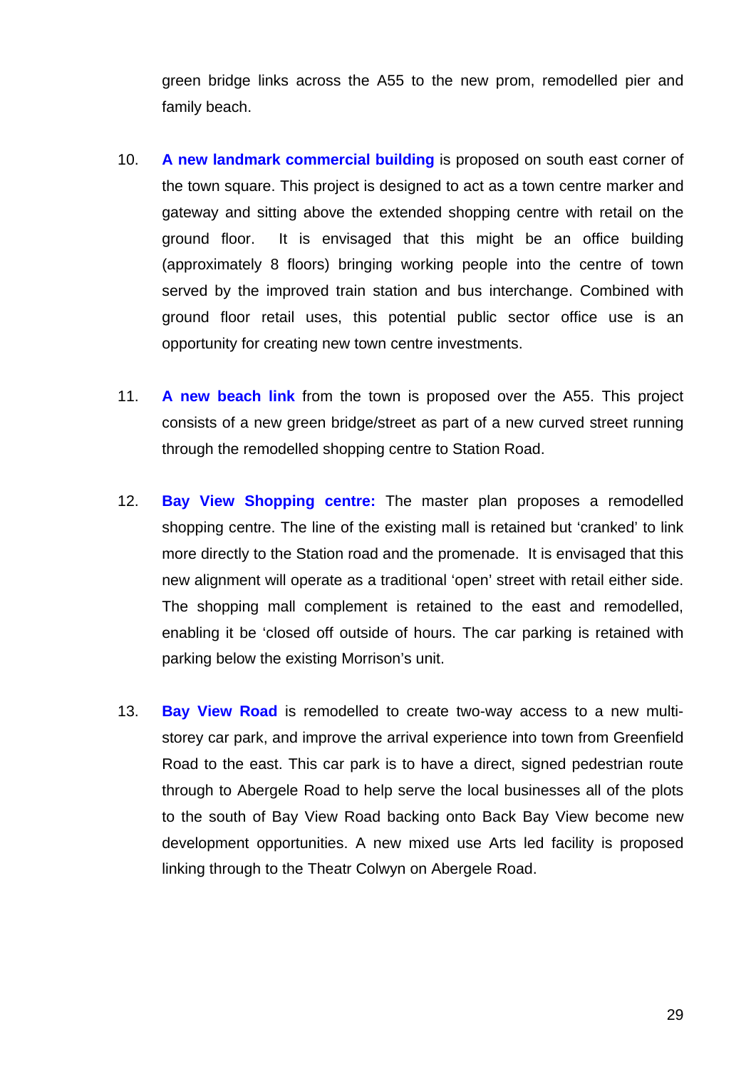green bridge links across the A55 to the new prom, remodelled pier and family beach.

10. **A new landmark commercial building** is proposed on south east corner of the town square. This project is designed to act as a town centre marker and gateway and sitting above the extended shopping centre with retail on the ground floor. It is envisaged that this might be an office building (approximately 8 floors) bringing working people into the centre of town served by the improved train station and bus interchange. Combined with ground floor retail uses, this potential public sector office use is an opportunity for creating new town centre investments.

11. **A new beach link** from the town is proposed over the A55. This project consists of a new green bridge/street as part of a new curved street running through the remodelled shopping centre to Station Road.

12. **Bay View Shopping centre:** The master plan proposes a remodelled shopping centre. The line of the existing mall is retained but 'cranked' to link more directly to the Station road and the promenade. It is envisaged that this new alignment will operate as a traditional 'open' street with retail either side. The shopping mall complement is retained to the east and remodelled, enabling it be 'closed off outside of hours. The car parking is retained with parking below the existing Morrison's unit.

13. **Bay View Road** is remodelled to create two-way access to a new multi-storey car park, and improve the arrival experience into town from Greenfield Road to the east. This car park is to have a direct, signed pedestrian route through to Abergele Road to help serve the local businesses all of the plots to the south of Bay View Road backing onto Back Bay View become new development opportunities. A new mixed use Arts led facility is proposed linking through to the Theatr Colwyn on Abergele Road.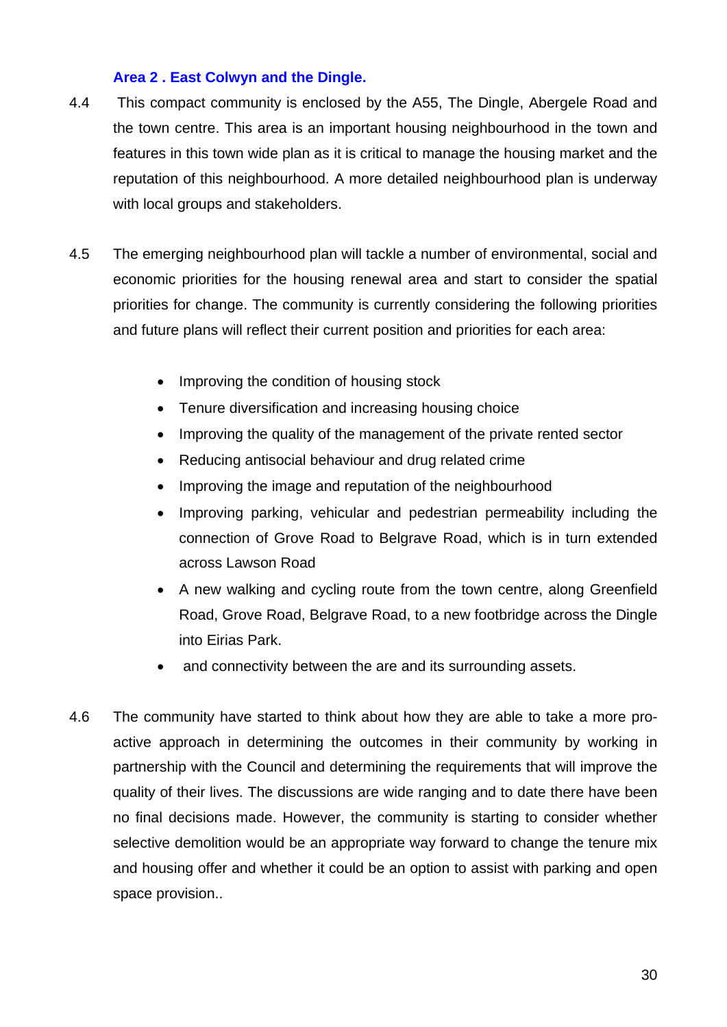### Area 2 . East Colwyn and the Dingle.

4.4 This compact community is enclosed by the A55, The Dingle, Abergele Road and the town centre. This area is an important housing neighbourhood in the town and features in this town wide plan as it is critical to manage the housing market and the reputation of this neighbourhood. A more detailed neighbourhood plan is underway with local groups and stakeholders.

4.5 The emerging neighbourhood plan will tackle a number of environmental, social and economic priorities for the housing renewal area and start to consider the spatial priorities for change. The community is currently considering the following priorities and future plans will reflect their current position and priorities for each area:

- Improving the condition of housing stock
- Tenure diversification and increasing housing choice
- Improving the quality of the management of the private rented sector
- Reducing antisocial behaviour and drug related crime
- Improving the image and reputation of the neighbourhood
- Improving parking, vehicular and pedestrian permeability including the connection of Grove Road to Belgrave Road, which is in turn extended across Lawson Road
- A new walking and cycling route from the town centre, along Greenfield Road, Grove Road, Belgrave Road, to a new footbridge across the Dingle into Eirias Park.
- and connectivity between the are and its surrounding assets.

4.6 The community have started to think about how they are able to take a more pro-active approach in determining the outcomes in their community by working in partnership with the Council and determining the requirements that will improve the quality of their lives. The discussions are wide ranging and to date there have been no final decisions made. However, the community is starting to consider whether selective demolition would be an appropriate way forward to change the tenure mix and housing offer and whether it could be an option to assist with parking and open space provision..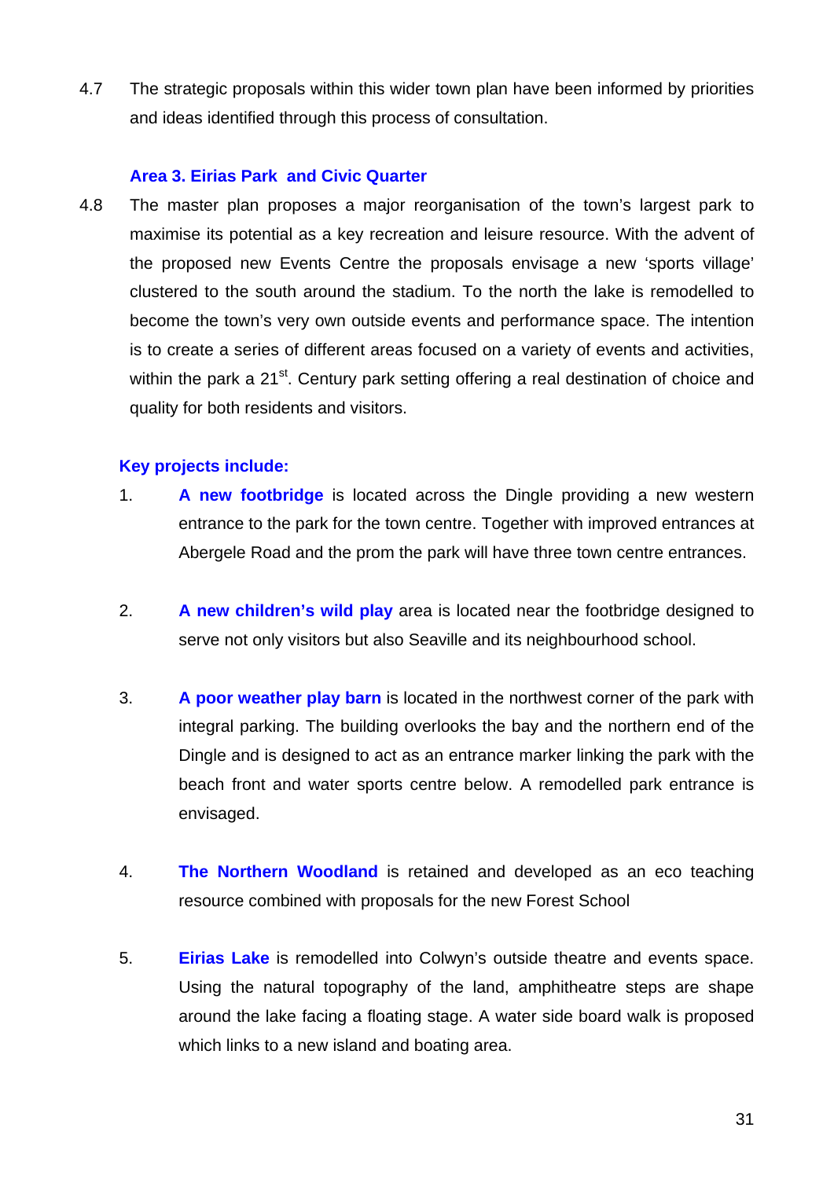4.7 The strategic proposals within this wider town plan have been informed by priorities and ideas identified through this process of consultation.

### Area 3. Eirias Park and Civic Quarter

4.8 The master plan proposes a major reorganisation of the town's largest park to maximise its potential as a key recreation and leisure resource. With the advent of the proposed new Events Centre the proposals envisage a new 'sports village' clustered to the south around the stadium. To the north the lake is remodelled to become the town's very own outside events and performance space. The intention is to create a series of different areas focused on a variety of events and activities, within the park a 21st. Century park setting offering a real destination of choice and quality for both residents and visitors.

**Key projects include:**

1. **A new footbridge** is located across the Dingle providing a new western entrance to the park for the town centre. Together with improved entrances at Abergele Road and the prom the park will have three town centre entrances.

2. **A new children's wild play** area is located near the footbridge designed to serve not only visitors but also Seaville and its neighbourhood school.

3. **A poor weather play barn** is located in the northwest corner of the park with integral parking. The building overlooks the bay and the northern end of the Dingle and is designed to act as an entrance marker linking the park with the beach front and water sports centre below. A remodelled park entrance is envisaged.

4. **The Northern Woodland** is retained and developed as an eco teaching resource combined with proposals for the new Forest School

5. **Eirias Lake** is remodelled into Colwyn's outside theatre and events space. Using the natural topography of the land, amphitheatre steps are shape around the lake facing a floating stage. A water side board walk is proposed which links to a new island and boating area.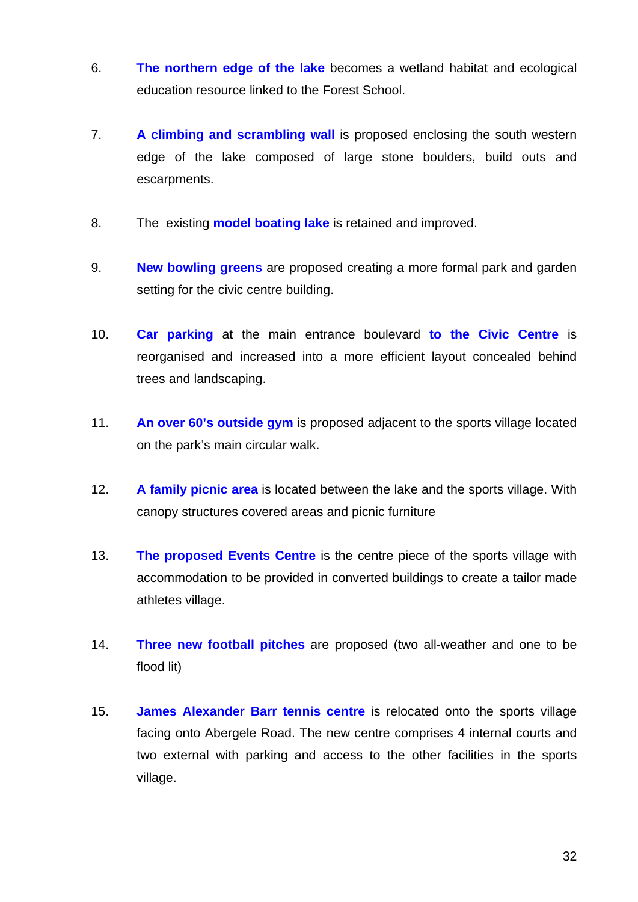6. **The northern edge of the lake** becomes a wetland habitat and ecological education resource linked to the Forest School.

7. **A climbing and scrambling wall** is proposed enclosing the south western edge of the lake composed of large stone boulders, build outs and escarpments.

8. The existing **model boating lake** is retained and improved.

9. **New bowling greens** are proposed creating a more formal park and garden setting for the civic centre building.

10. **Car parking** at the main entrance boulevard **to the Civic Centre** is reorganised and increased into a more efficient layout concealed behind trees and landscaping.

11. **An over 60's outside gym** is proposed adjacent to the sports village located on the park's main circular walk.

12. **A family picnic area** is located between the lake and the sports village. With canopy structures covered areas and picnic furniture

13. **The proposed Events Centre** is the centre piece of the sports village with accommodation to be provided in converted buildings to create a tailor made athletes village.

14. **Three new football pitches** are proposed (two all-weather and one to be flood lit)

15. **James Alexander Barr tennis centre** is relocated onto the sports village facing onto Abergele Road. The new centre comprises 4 internal courts and two external with parking and access to the other facilities in the sports village.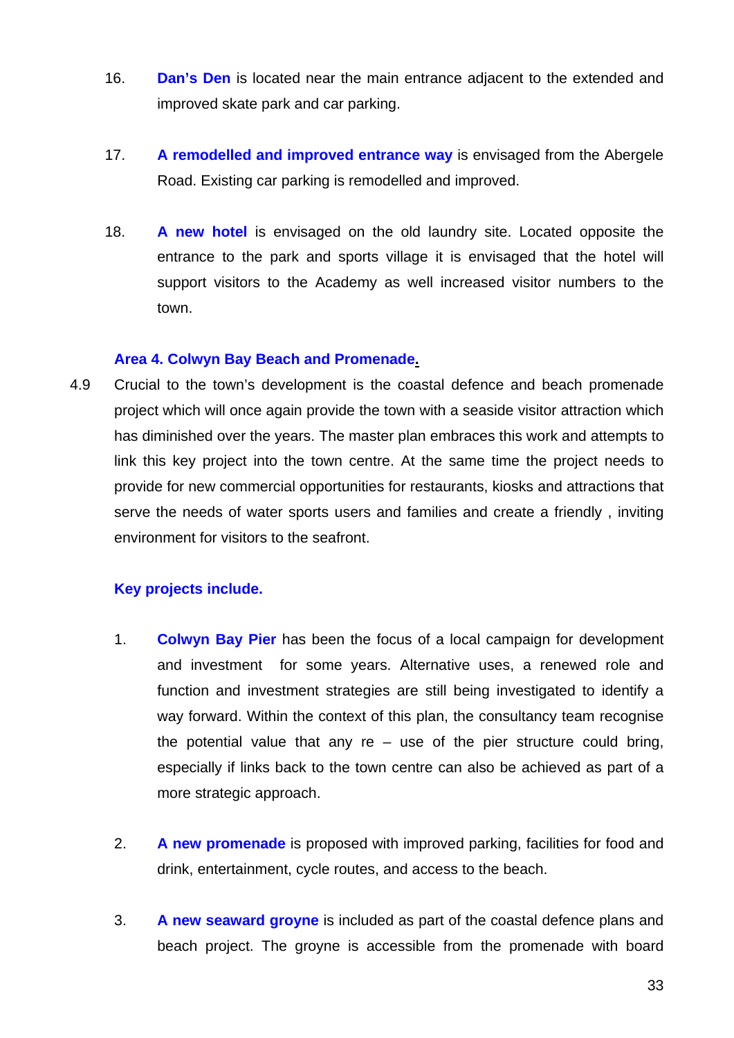16. **Dan's Den** is located near the main entrance adjacent to the extended and improved skate park and car parking.

17. **A remodelled and improved entrance way** is envisaged from the Abergele Road. Existing car parking is remodelled and improved.

18. **A new hotel** is envisaged on the old laundry site. Located opposite the entrance to the park and sports village it is envisaged that the hotel will support visitors to the Academy as well increased visitor numbers to the town.

### Area 4. Colwyn Bay Beach and Promenade.

4.9 Crucial to the town's development is the coastal defence and beach promenade project which will once again provide the town with a seaside visitor attraction which has diminished over the years. The master plan embraces this work and attempts to link this key project into the town centre. At the same time the project needs to provide for new commercial opportunities for restaurants, kiosks and attractions that serve the needs of water sports users and families and create a friendly , inviting environment for visitors to the seafront.

**Key projects include.**

1. **Colwyn Bay Pier** has been the focus of a local campaign for development and investment for some years. Alternative uses, a renewed role and function and investment strategies are still being investigated to identify a way forward. Within the context of this plan, the consultancy team recognise the potential value that any re – use of the pier structure could bring, especially if links back to the town centre can also be achieved as part of a more strategic approach.

2. **A new promenade** is proposed with improved parking, facilities for food and drink, entertainment, cycle routes, and access to the beach.

3. **A new seaward groyne** is included as part of the coastal defence plans and beach project. The groyne is accessible from the promenade with board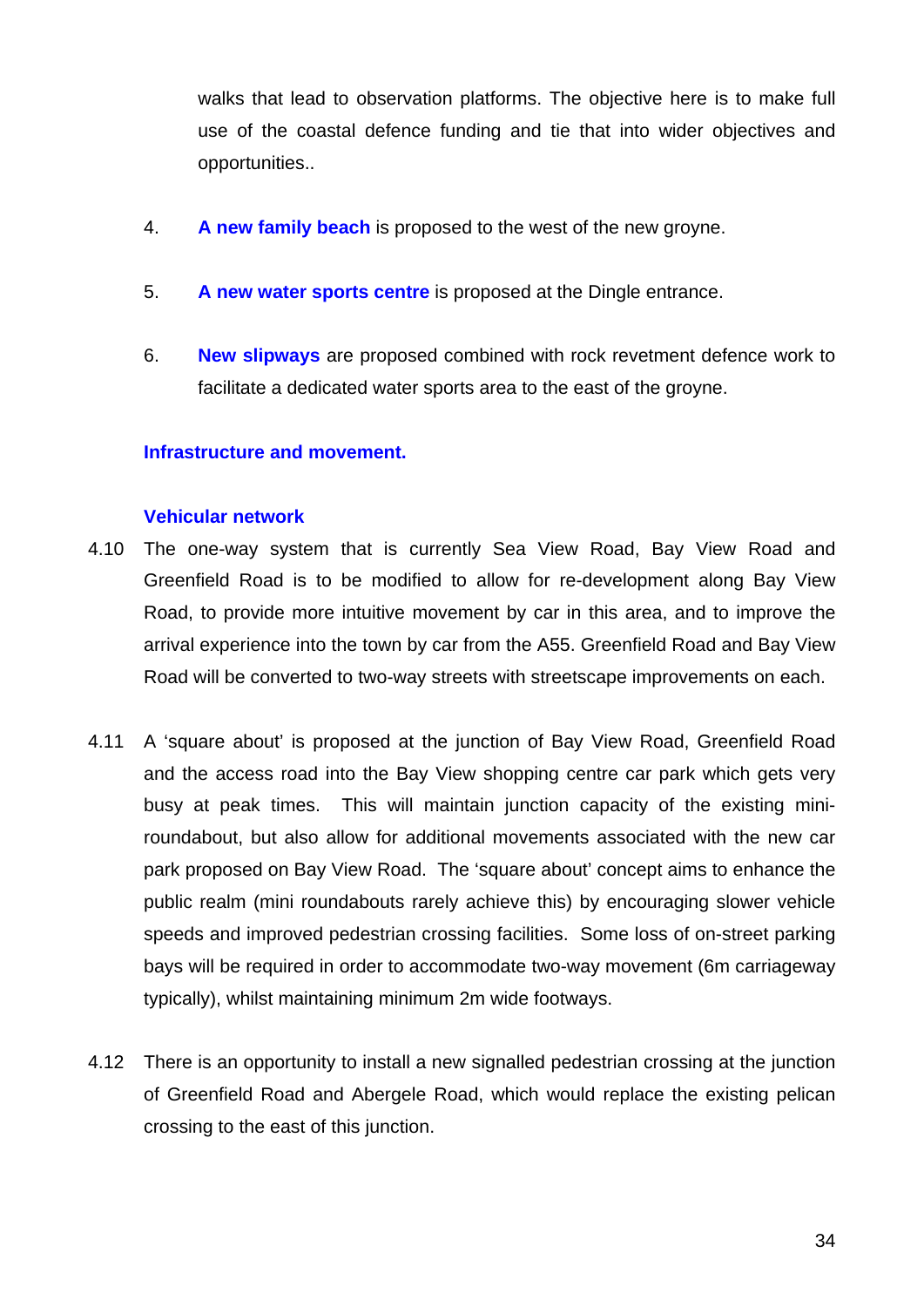walks that lead to observation platforms. The objective here is to make full use of the coastal defence funding and tie that into wider objectives and opportunities..

4. **A new family beach** is proposed to the west of the new groyne.

5. **A new water sports centre** is proposed at the Dingle entrance.

6. **New slipways** are proposed combined with rock revetment defence work to facilitate a dedicated water sports area to the east of the groyne.

### Infrastructure and movement.

#### Vehicular network

4.10 The one-way system that is currently Sea View Road, Bay View Road and Greenfield Road is to be modified to allow for re-development along Bay View Road, to provide more intuitive movement by car in this area, and to improve the arrival experience into the town by car from the A55. Greenfield Road and Bay View Road will be converted to two-way streets with streetscape improvements on each.

4.11 A 'square about' is proposed at the junction of Bay View Road, Greenfield Road and the access road into the Bay View shopping centre car park which gets very busy at peak times. This will maintain junction capacity of the existing mini-roundabout, but also allow for additional movements associated with the new car park proposed on Bay View Road. The 'square about' concept aims to enhance the public realm (mini roundabouts rarely achieve this) by encouraging slower vehicle speeds and improved pedestrian crossing facilities. Some loss of on-street parking bays will be required in order to accommodate two-way movement (6m carriageway typically), whilst maintaining minimum 2m wide footways.

4.12 There is an opportunity to install a new signalled pedestrian crossing at the junction of Greenfield Road and Abergele Road, which would replace the existing pelican crossing to the east of this junction.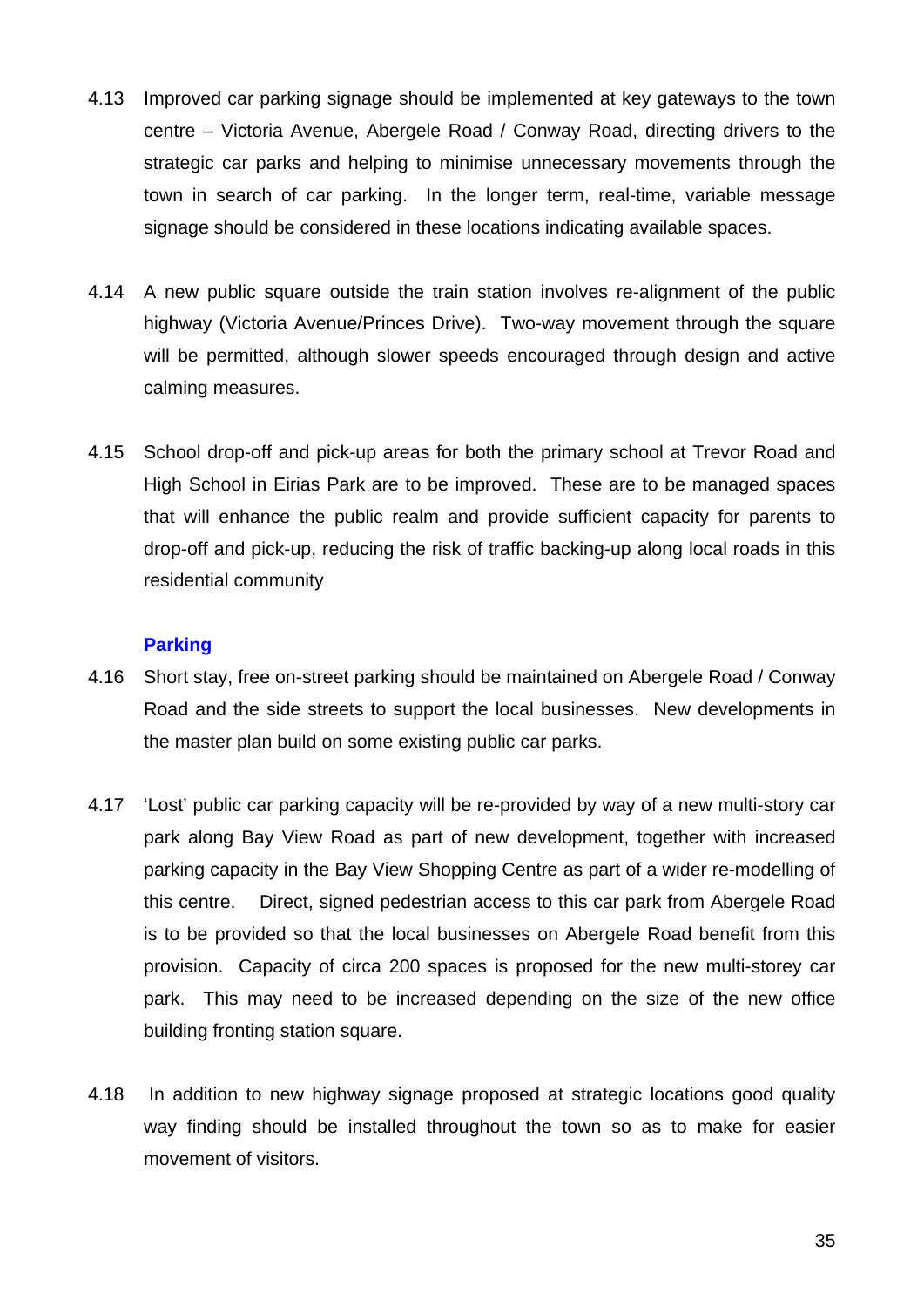4.13 Improved car parking signage should be implemented at key gateways to the town centre – Victoria Avenue, Abergele Road / Conway Road, directing drivers to the strategic car parks and helping to minimise unnecessary movements through the town in search of car parking. In the longer term, real-time, variable message signage should be considered in these locations indicating available spaces.

4.14 A new public square outside the train station involves re-alignment of the public highway (Victoria Avenue/Princes Drive). Two-way movement through the square will be permitted, although slower speeds encouraged through design and active calming measures.

4.15 School drop-off and pick-up areas for both the primary school at Trevor Road and High School in Eirias Park are to be improved. These are to be managed spaces that will enhance the public realm and provide sufficient capacity for parents to drop-off and pick-up, reducing the risk of traffic backing-up along local roads in this residential community

### Parking

4.16 Short stay, free on-street parking should be maintained on Abergele Road / Conway Road and the side streets to support the local businesses. New developments in the master plan build on some existing public car parks.

4.17 'Lost' public car parking capacity will be re-provided by way of a new multi-story car park along Bay View Road as part of new development, together with increased parking capacity in the Bay View Shopping Centre as part of a wider re-modelling of this centre. Direct, signed pedestrian access to this car park from Abergele Road is to be provided so that the local businesses on Abergele Road benefit from this provision. Capacity of circa 200 spaces is proposed for the new multi-storey car park. This may need to be increased depending on the size of the new office building fronting station square.

4.18 In addition to new highway signage proposed at strategic locations good quality way finding should be installed throughout the town so as to make for easier movement of visitors.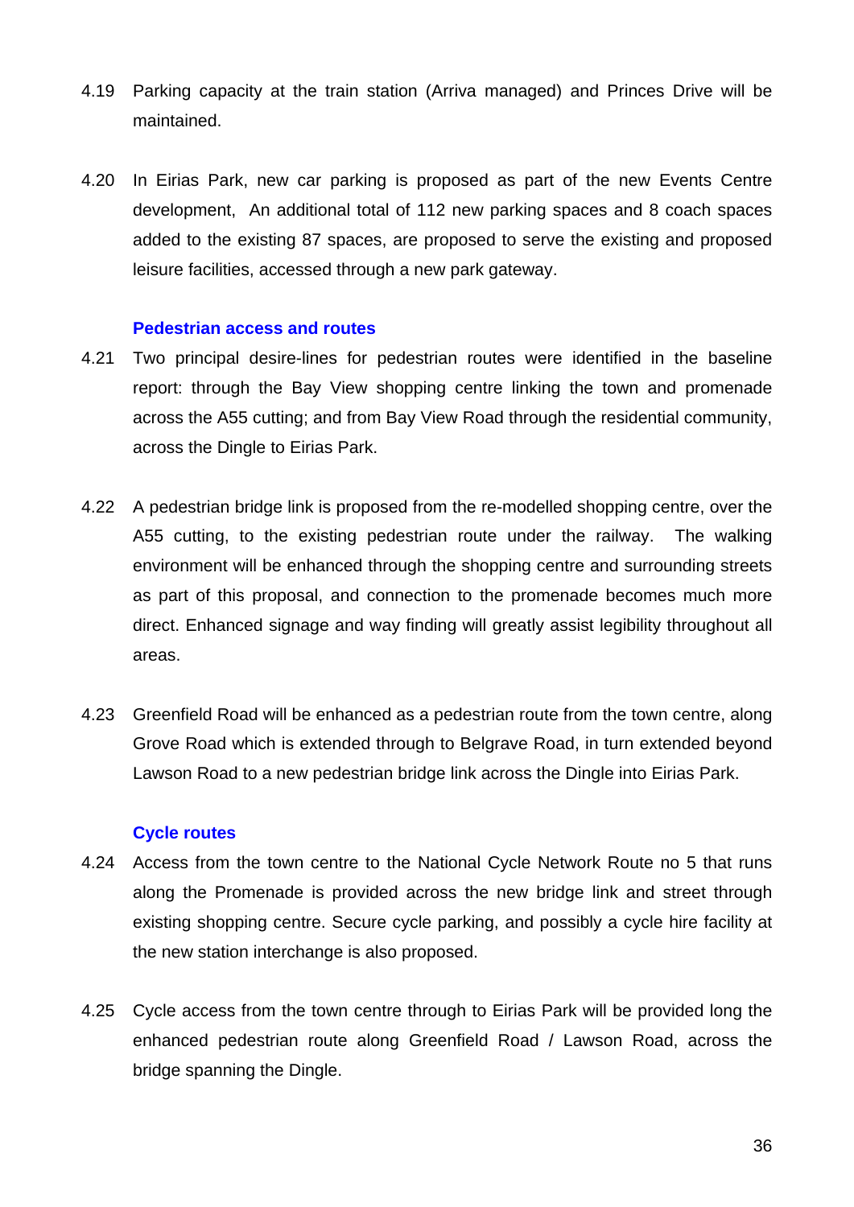4.19 Parking capacity at the train station (Arriva managed) and Princes Drive will be maintained.

4.20 In Eirias Park, new car parking is proposed as part of the new Events Centre development, An additional total of 112 new parking spaces and 8 coach spaces added to the existing 87 spaces, are proposed to serve the existing and proposed leisure facilities, accessed through a new park gateway.

### Pedestrian access and routes

4.21 Two principal desire-lines for pedestrian routes were identified in the baseline report: through the Bay View shopping centre linking the town and promenade across the A55 cutting; and from Bay View Road through the residential community, across the Dingle to Eirias Park.

4.22 A pedestrian bridge link is proposed from the re-modelled shopping centre, over the A55 cutting, to the existing pedestrian route under the railway. The walking environment will be enhanced through the shopping centre and surrounding streets as part of this proposal, and connection to the promenade becomes much more direct. Enhanced signage and way finding will greatly assist legibility throughout all areas.

4.23 Greenfield Road will be enhanced as a pedestrian route from the town centre, along Grove Road which is extended through to Belgrave Road, in turn extended beyond Lawson Road to a new pedestrian bridge link across the Dingle into Eirias Park.

### Cycle routes

4.24 Access from the town centre to the National Cycle Network Route no 5 that runs along the Promenade is provided across the new bridge link and street through existing shopping centre. Secure cycle parking, and possibly a cycle hire facility at the new station interchange is also proposed.

4.25 Cycle access from the town centre through to Eirias Park will be provided long the enhanced pedestrian route along Greenfield Road / Lawson Road, across the bridge spanning the Dingle.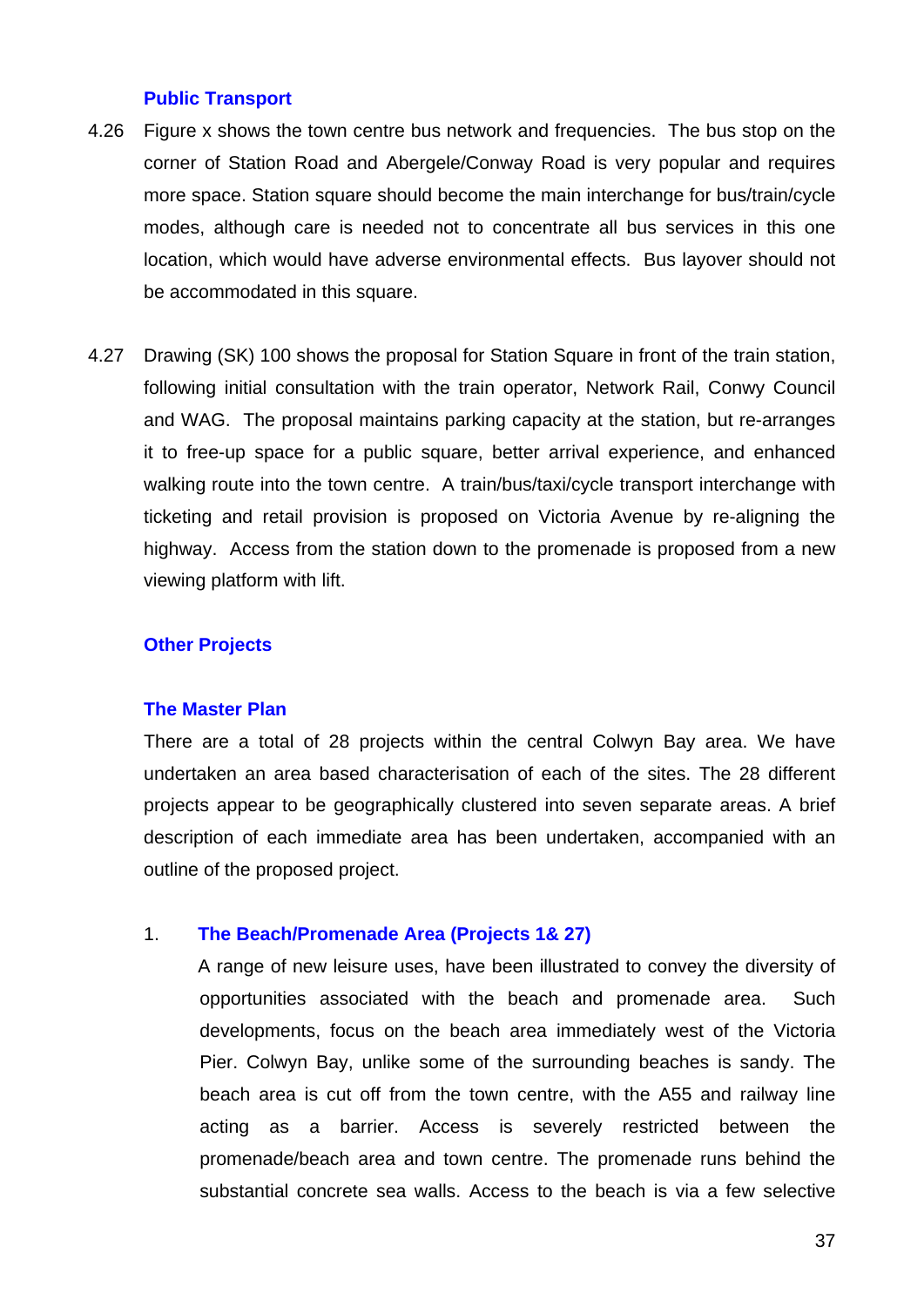### Public Transport

4.26 Figure x shows the town centre bus network and frequencies. The bus stop on the corner of Station Road and Abergele/Conway Road is very popular and requires more space. Station square should become the main interchange for bus/train/cycle modes, although care is needed not to concentrate all bus services in this one location, which would have adverse environmental effects. Bus layover should not be accommodated in this square.

4.27 Drawing (SK) 100 shows the proposal for Station Square in front of the train station, following initial consultation with the train operator, Network Rail, Conwy Council and WAG. The proposal maintains parking capacity at the station, but re-arranges it to free-up space for a public square, better arrival experience, and enhanced walking route into the town centre. A train/bus/taxi/cycle transport interchange with ticketing and retail provision is proposed on Victoria Avenue by re-aligning the highway. Access from the station down to the promenade is proposed from a new viewing platform with lift.

### Other Projects

### The Master Plan

There are a total of 28 projects within the central Colwyn Bay area. We have undertaken an area based characterisation of each of the sites. The 28 different projects appear to be geographically clustered into seven separate areas. A brief description of each immediate area has been undertaken, accompanied with an outline of the proposed project.

1. **The Beach/Promenade Area (Projects 1& 27)**

   A range of new leisure uses, have been illustrated to convey the diversity of opportunities associated with the beach and promenade area. Such developments, focus on the beach area immediately west of the Victoria Pier. Colwyn Bay, unlike some of the surrounding beaches is sandy. The beach area is cut off from the town centre, with the A55 and railway line acting as a barrier. Access is severely restricted between the promenade/beach area and town centre. The promenade runs behind the substantial concrete sea walls. Access to the beach is via a few selective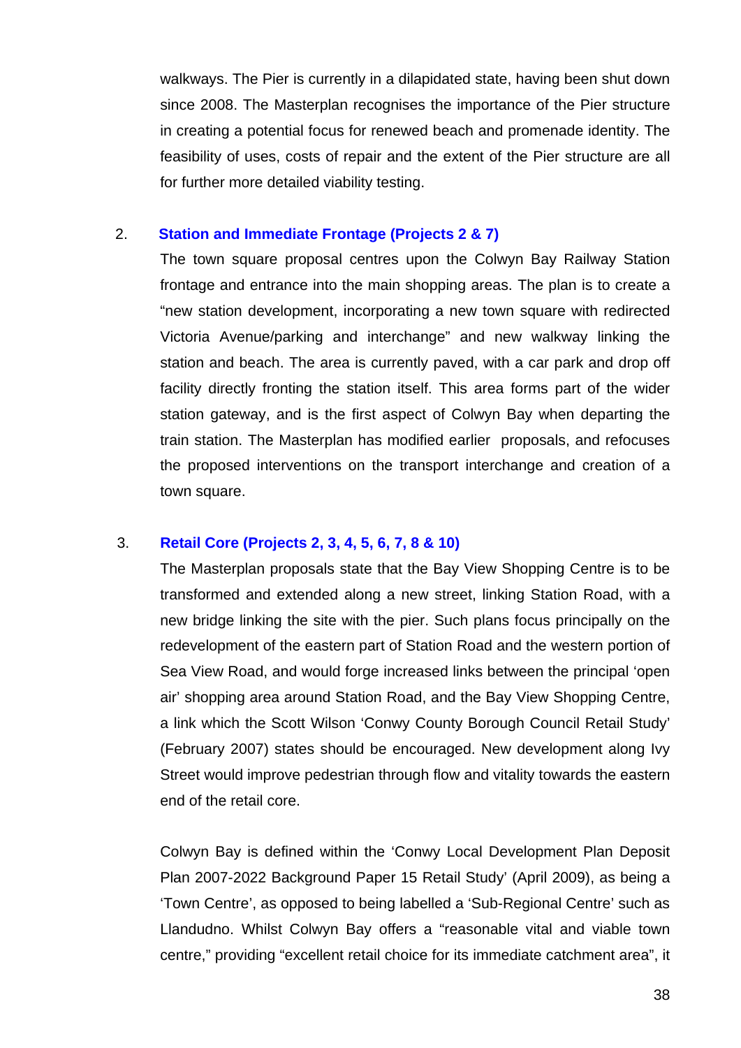walkways. The Pier is currently in a dilapidated state, having been shut down since 2008. The Masterplan recognises the importance of the Pier structure in creating a potential focus for renewed beach and promenade identity. The feasibility of uses, costs of repair and the extent of the Pier structure are all for further more detailed viability testing.

2. **Station and Immediate Frontage (Projects 2 & 7)**

   The town square proposal centres upon the Colwyn Bay Railway Station frontage and entrance into the main shopping areas. The plan is to create a "new station development, incorporating a new town square with redirected Victoria Avenue/parking and interchange" and new walkway linking the station and beach. The area is currently paved, with a car park and drop off facility directly fronting the station itself. This area forms part of the wider station gateway, and is the first aspect of Colwyn Bay when departing the train station. The Masterplan has modified earlier proposals, and refocuses the proposed interventions on the transport interchange and creation of a town square.

3. **Retail Core (Projects 2, 3, 4, 5, 6, 7, 8 & 10)**

   The Masterplan proposals state that the Bay View Shopping Centre is to be transformed and extended along a new street, linking Station Road, with a new bridge linking the site with the pier. Such plans focus principally on the redevelopment of the eastern part of Station Road and the western portion of Sea View Road, and would forge increased links between the principal 'open air' shopping area around Station Road, and the Bay View Shopping Centre, a link which the Scott Wilson 'Conwy County Borough Council Retail Study' (February 2007) states should be encouraged. New development along Ivy Street would improve pedestrian through flow and vitality towards the eastern end of the retail core.

   Colwyn Bay is defined within the 'Conwy Local Development Plan Deposit Plan 2007-2022 Background Paper 15 Retail Study' (April 2009), as being a 'Town Centre', as opposed to being labelled a 'Sub-Regional Centre' such as Llandudno. Whilst Colwyn Bay offers a "reasonable vital and viable town centre," providing "excellent retail choice for its immediate catchment area", it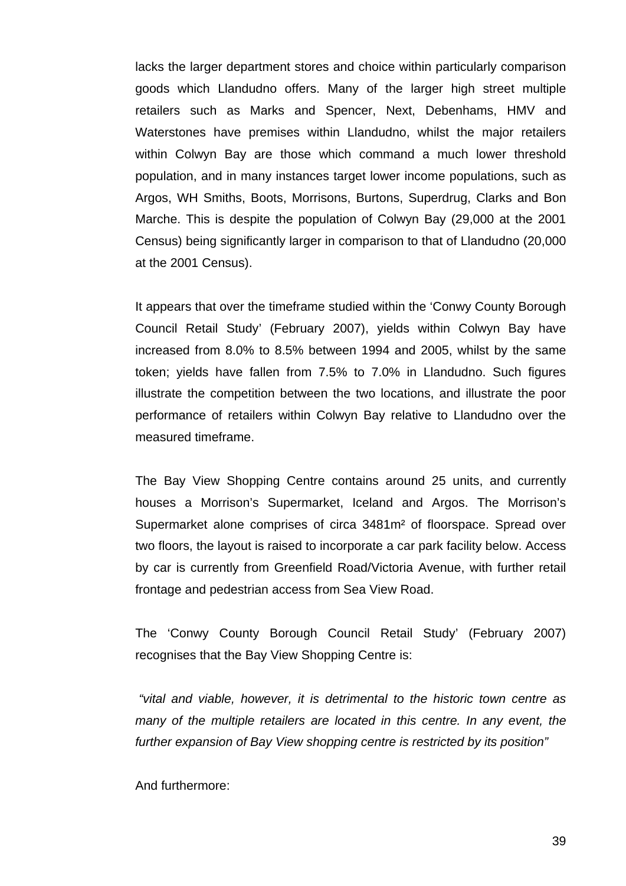lacks the larger department stores and choice within particularly comparison goods which Llandudno offers. Many of the larger high street multiple retailers such as Marks and Spencer, Next, Debenhams, HMV and Waterstones have premises within Llandudno, whilst the major retailers within Colwyn Bay are those which command a much lower threshold population, and in many instances target lower income populations, such as Argos, WH Smiths, Boots, Morrisons, Burtons, Superdrug, Clarks and Bon Marche. This is despite the population of Colwyn Bay (29,000 at the 2001 Census) being significantly larger in comparison to that of Llandudno (20,000 at the 2001 Census).

It appears that over the timeframe studied within the 'Conwy County Borough Council Retail Study' (February 2007), yields within Colwyn Bay have increased from 8.0% to 8.5% between 1994 and 2005, whilst by the same token; yields have fallen from 7.5% to 7.0% in Llandudno. Such figures illustrate the competition between the two locations, and illustrate the poor performance of retailers within Colwyn Bay relative to Llandudno over the measured timeframe.

The Bay View Shopping Centre contains around 25 units, and currently houses a Morrison's Supermarket, Iceland and Argos. The Morrison's Supermarket alone comprises of circa 3481m² of floorspace. Spread over two floors, the layout is raised to incorporate a car park facility below. Access by car is currently from Greenfield Road/Victoria Avenue, with further retail frontage and pedestrian access from Sea View Road.

The 'Conwy County Borough Council Retail Study' (February 2007) recognises that the Bay View Shopping Centre is:

*"vital and viable, however, it is detrimental to the historic town centre as many of the multiple retailers are located in this centre. In any event, the further expansion of Bay View shopping centre is restricted by its position"*

And furthermore: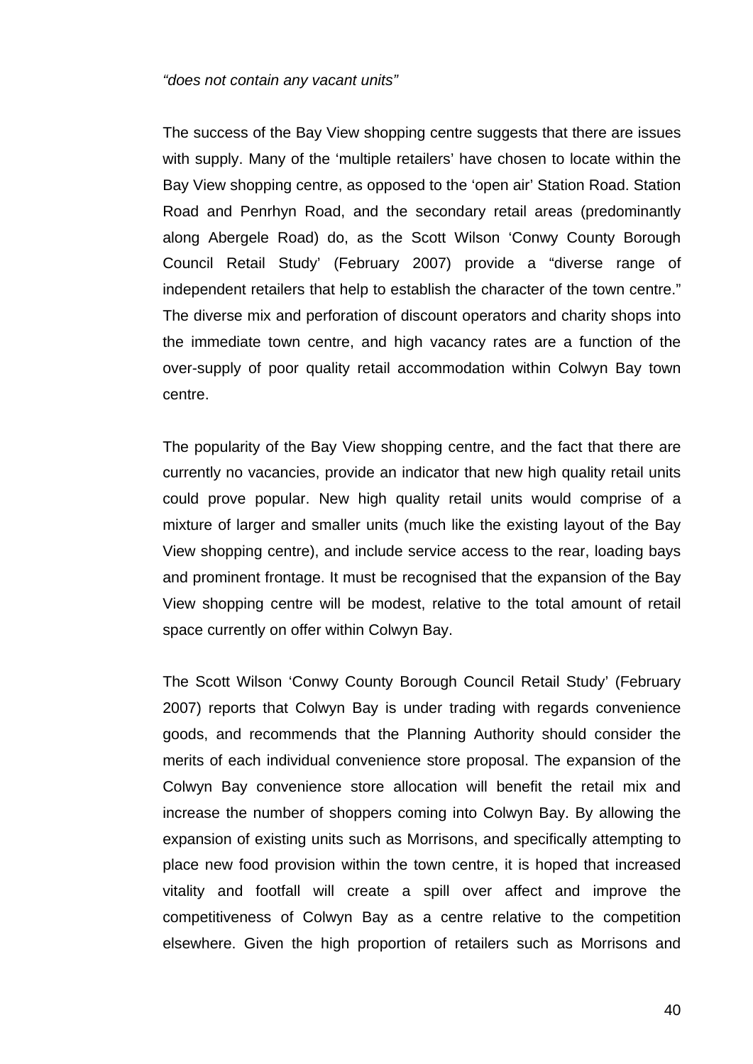*"does not contain any vacant units"*

The success of the Bay View shopping centre suggests that there are issues with supply. Many of the 'multiple retailers' have chosen to locate within the Bay View shopping centre, as opposed to the 'open air' Station Road. Station Road and Penrhyn Road, and the secondary retail areas (predominantly along Abergele Road) do, as the Scott Wilson 'Conwy County Borough Council Retail Study' (February 2007) provide a "diverse range of independent retailers that help to establish the character of the town centre." The diverse mix and perforation of discount operators and charity shops into the immediate town centre, and high vacancy rates are a function of the over-supply of poor quality retail accommodation within Colwyn Bay town centre.

The popularity of the Bay View shopping centre, and the fact that there are currently no vacancies, provide an indicator that new high quality retail units could prove popular. New high quality retail units would comprise of a mixture of larger and smaller units (much like the existing layout of the Bay View shopping centre), and include service access to the rear, loading bays and prominent frontage. It must be recognised that the expansion of the Bay View shopping centre will be modest, relative to the total amount of retail space currently on offer within Colwyn Bay.

The Scott Wilson 'Conwy County Borough Council Retail Study' (February 2007) reports that Colwyn Bay is under trading with regards convenience goods, and recommends that the Planning Authority should consider the merits of each individual convenience store proposal. The expansion of the Colwyn Bay convenience store allocation will benefit the retail mix and increase the number of shoppers coming into Colwyn Bay. By allowing the expansion of existing units such as Morrisons, and specifically attempting to place new food provision within the town centre, it is hoped that increased vitality and footfall will create a spill over affect and improve the competitiveness of Colwyn Bay as a centre relative to the competition elsewhere. Given the high proportion of retailers such as Morrisons and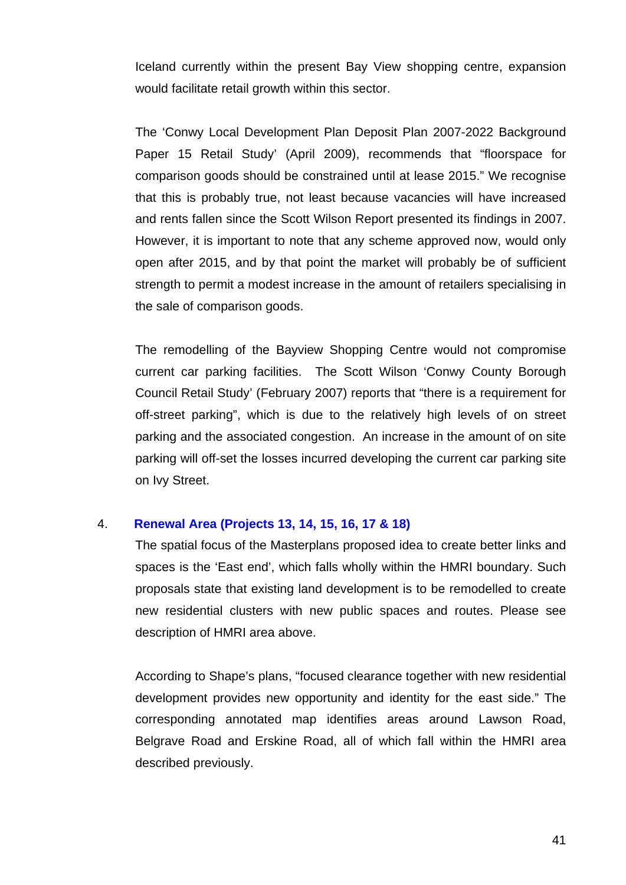Iceland currently within the present Bay View shopping centre, expansion would facilitate retail growth within this sector.

The 'Conwy Local Development Plan Deposit Plan 2007-2022 Background Paper 15 Retail Study' (April 2009), recommends that "floorspace for comparison goods should be constrained until at lease 2015." We recognise that this is probably true, not least because vacancies will have increased and rents fallen since the Scott Wilson Report presented its findings in 2007. However, it is important to note that any scheme approved now, would only open after 2015, and by that point the market will probably be of sufficient strength to permit a modest increase in the amount of retailers specialising in the sale of comparison goods.

The remodelling of the Bayview Shopping Centre would not compromise current car parking facilities. The Scott Wilson 'Conwy County Borough Council Retail Study' (February 2007) reports that "there is a requirement for off-street parking", which is due to the relatively high levels of on street parking and the associated congestion. An increase in the amount of on site parking will off-set the losses incurred developing the current car parking site on Ivy Street.

4. **Renewal Area (Projects 13, 14, 15, 16, 17 & 18)**

The spatial focus of the Masterplans proposed idea to create better links and spaces is the 'East end', which falls wholly within the HMRI boundary. Such proposals state that existing land development is to be remodelled to create new residential clusters with new public spaces and routes. Please see description of HMRI area above.

According to Shape's plans, "focused clearance together with new residential development provides new opportunity and identity for the east side." The corresponding annotated map identifies areas around Lawson Road, Belgrave Road and Erskine Road, all of which fall within the HMRI area described previously.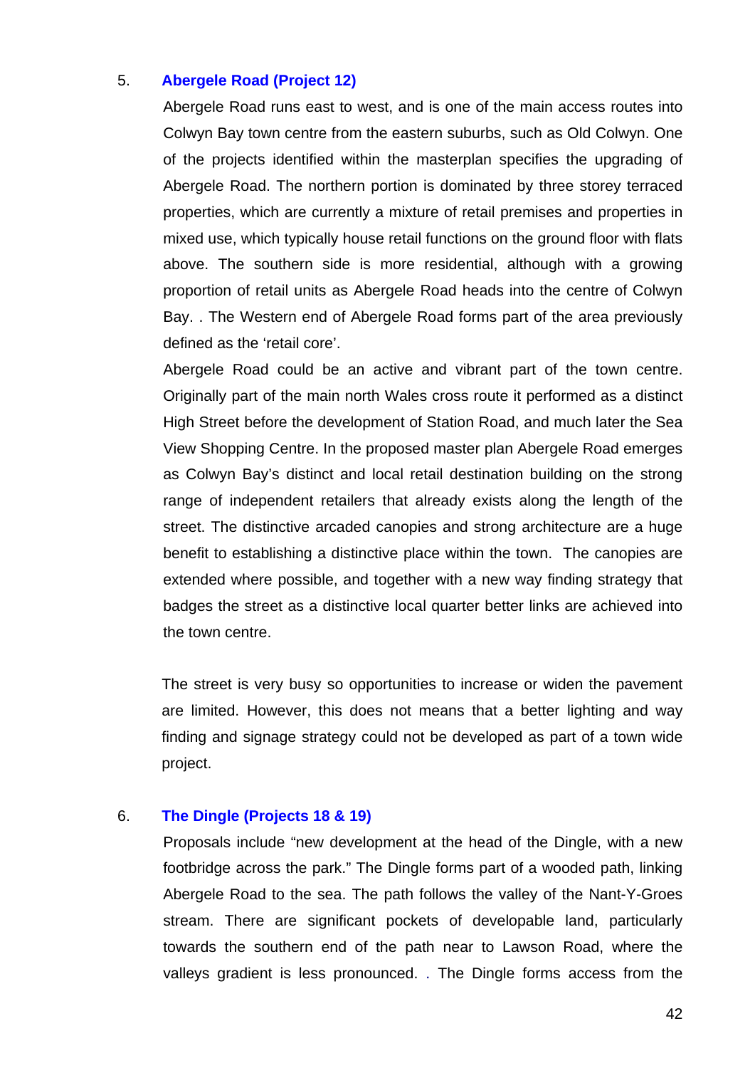5. **Abergele Road (Project 12)**

Abergele Road runs east to west, and is one of the main access routes into Colwyn Bay town centre from the eastern suburbs, such as Old Colwyn. One of the projects identified within the masterplan specifies the upgrading of Abergele Road. The northern portion is dominated by three storey terraced properties, which are currently a mixture of retail premises and properties in mixed use, which typically house retail functions on the ground floor with flats above. The southern side is more residential, although with a growing proportion of retail units as Abergele Road heads into the centre of Colwyn Bay. . The Western end of Abergele Road forms part of the area previously defined as the 'retail core'.

Abergele Road could be an active and vibrant part of the town centre. Originally part of the main north Wales cross route it performed as a distinct High Street before the development of Station Road, and much later the Sea View Shopping Centre. In the proposed master plan Abergele Road emerges as Colwyn Bay's distinct and local retail destination building on the strong range of independent retailers that already exists along the length of the street. The distinctive arcaded canopies and strong architecture are a huge benefit to establishing a distinctive place within the town. The canopies are extended where possible, and together with a new way finding strategy that badges the street as a distinctive local quarter better links are achieved into the town centre.

The street is very busy so opportunities to increase or widen the pavement are limited. However, this does not means that a better lighting and way finding and signage strategy could not be developed as part of a town wide project.

6. **The Dingle (Projects 18 & 19)**

Proposals include "new development at the head of the Dingle, with a new footbridge across the park." The Dingle forms part of a wooded path, linking Abergele Road to the sea. The path follows the valley of the Nant-Y-Groes stream. There are significant pockets of developable land, particularly towards the southern end of the path near to Lawson Road, where the valleys gradient is less pronounced. . The Dingle forms access from the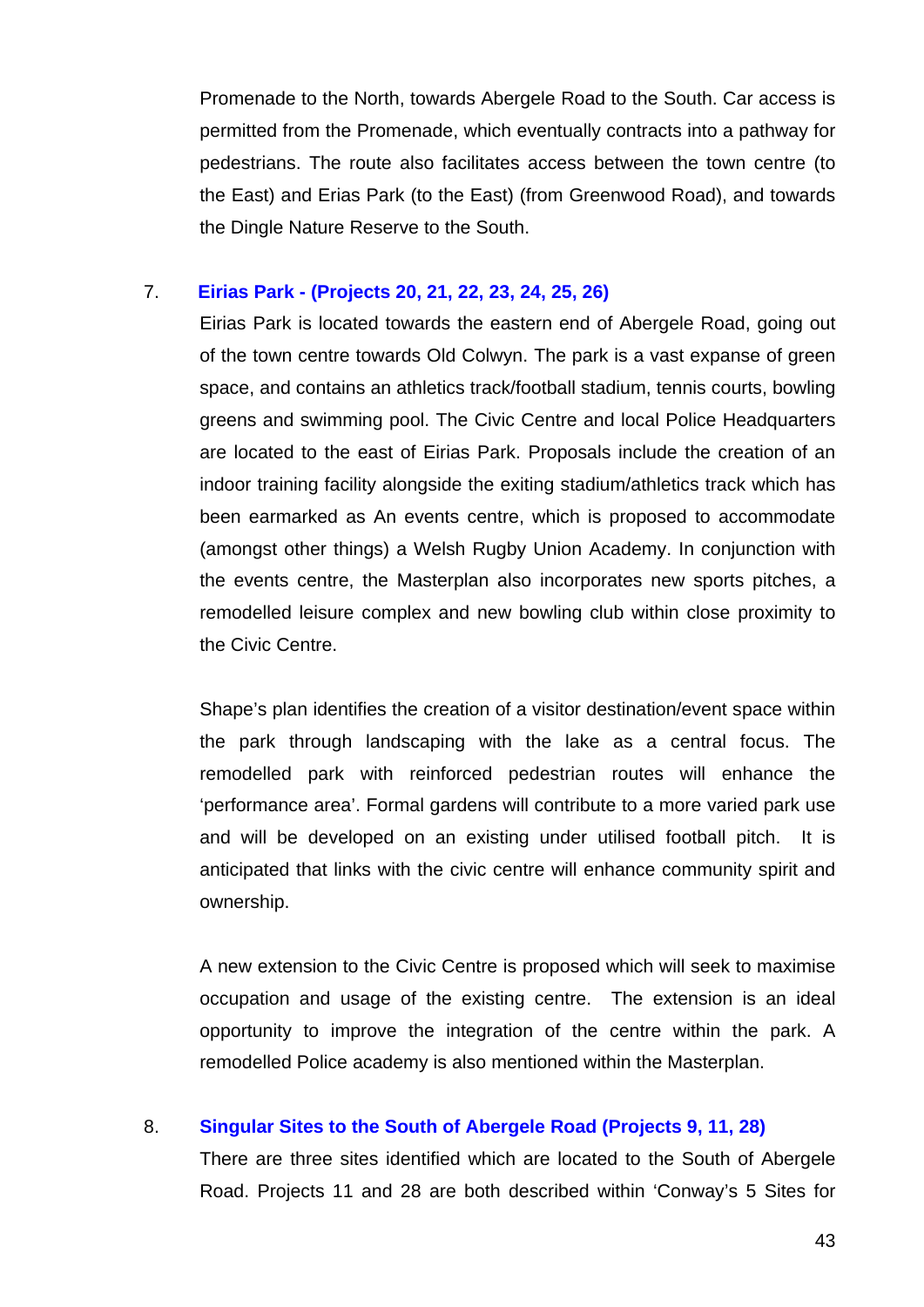Promenade to the North, towards Abergele Road to the South. Car access is permitted from the Promenade, which eventually contracts into a pathway for pedestrians. The route also facilitates access between the town centre (to the East) and Erias Park (to the East) (from Greenwood Road), and towards the Dingle Nature Reserve to the South.

7. **Eirias Park - (Projects 20, 21, 22, 23, 24, 25, 26)**

Eirias Park is located towards the eastern end of Abergele Road, going out of the town centre towards Old Colwyn. The park is a vast expanse of green space, and contains an athletics track/football stadium, tennis courts, bowling greens and swimming pool. The Civic Centre and local Police Headquarters are located to the east of Eirias Park. Proposals include the creation of an indoor training facility alongside the exiting stadium/athletics track which has been earmarked as An events centre, which is proposed to accommodate (amongst other things) a Welsh Rugby Union Academy. In conjunction with the events centre, the Masterplan also incorporates new sports pitches, a remodelled leisure complex and new bowling club within close proximity to the Civic Centre.

Shape's plan identifies the creation of a visitor destination/event space within the park through landscaping with the lake as a central focus. The remodelled park with reinforced pedestrian routes will enhance the 'performance area'. Formal gardens will contribute to a more varied park use and will be developed on an existing under utilised football pitch. It is anticipated that links with the civic centre will enhance community spirit and ownership.

A new extension to the Civic Centre is proposed which will seek to maximise occupation and usage of the existing centre. The extension is an ideal opportunity to improve the integration of the centre within the park. A remodelled Police academy is also mentioned within the Masterplan.

8. **Singular Sites to the South of Abergele Road (Projects 9, 11, 28)**

There are three sites identified which are located to the South of Abergele Road. Projects 11 and 28 are both described within 'Conway's 5 Sites for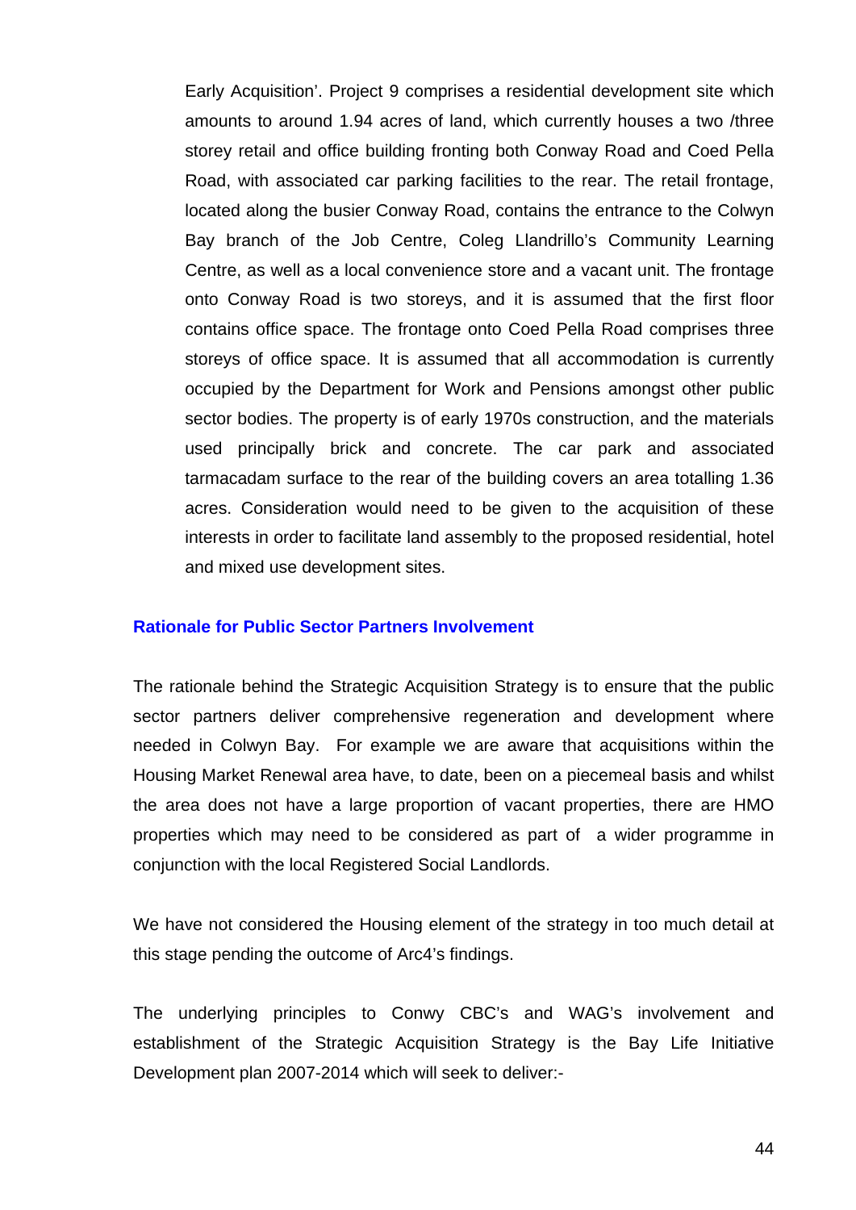Early Acquisition'. Project 9 comprises a residential development site which amounts to around 1.94 acres of land, which currently houses a two /three storey retail and office building fronting both Conway Road and Coed Pella Road, with associated car parking facilities to the rear. The retail frontage, located along the busier Conway Road, contains the entrance to the Colwyn Bay branch of the Job Centre, Coleg Llandrillo's Community Learning Centre, as well as a local convenience store and a vacant unit. The frontage onto Conway Road is two storeys, and it is assumed that the first floor contains office space. The frontage onto Coed Pella Road comprises three storeys of office space. It is assumed that all accommodation is currently occupied by the Department for Work and Pensions amongst other public sector bodies. The property is of early 1970s construction, and the materials used principally brick and concrete. The car park and associated tarmacadam surface to the rear of the building covers an area totalling 1.36 acres. Consideration would need to be given to the acquisition of these interests in order to facilitate land assembly to the proposed residential, hotel and mixed use development sites.

## Rationale for Public Sector Partners Involvement

The rationale behind the Strategic Acquisition Strategy is to ensure that the public sector partners deliver comprehensive regeneration and development where needed in Colwyn Bay. For example we are aware that acquisitions within the Housing Market Renewal area have, to date, been on a piecemeal basis and whilst the area does not have a large proportion of vacant properties, there are HMO properties which may need to be considered as part of a wider programme in conjunction with the local Registered Social Landlords.

We have not considered the Housing element of the strategy in too much detail at this stage pending the outcome of Arc4's findings.

The underlying principles to Conwy CBC's and WAG's involvement and establishment of the Strategic Acquisition Strategy is the Bay Life Initiative Development plan 2007-2014 which will seek to deliver:-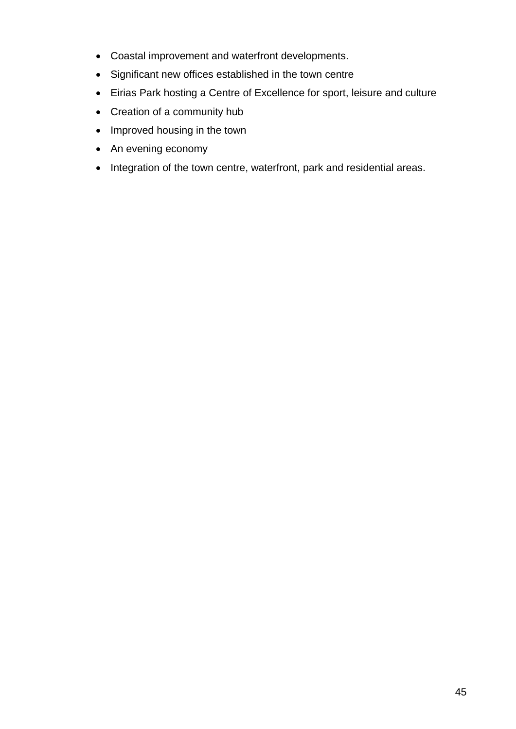- Coastal improvement and waterfront developments.
- Significant new offices established in the town centre
- Eirias Park hosting a Centre of Excellence for sport, leisure and culture
- Creation of a community hub
- Improved housing in the town
- An evening economy
- Integration of the town centre, waterfront, park and residential areas.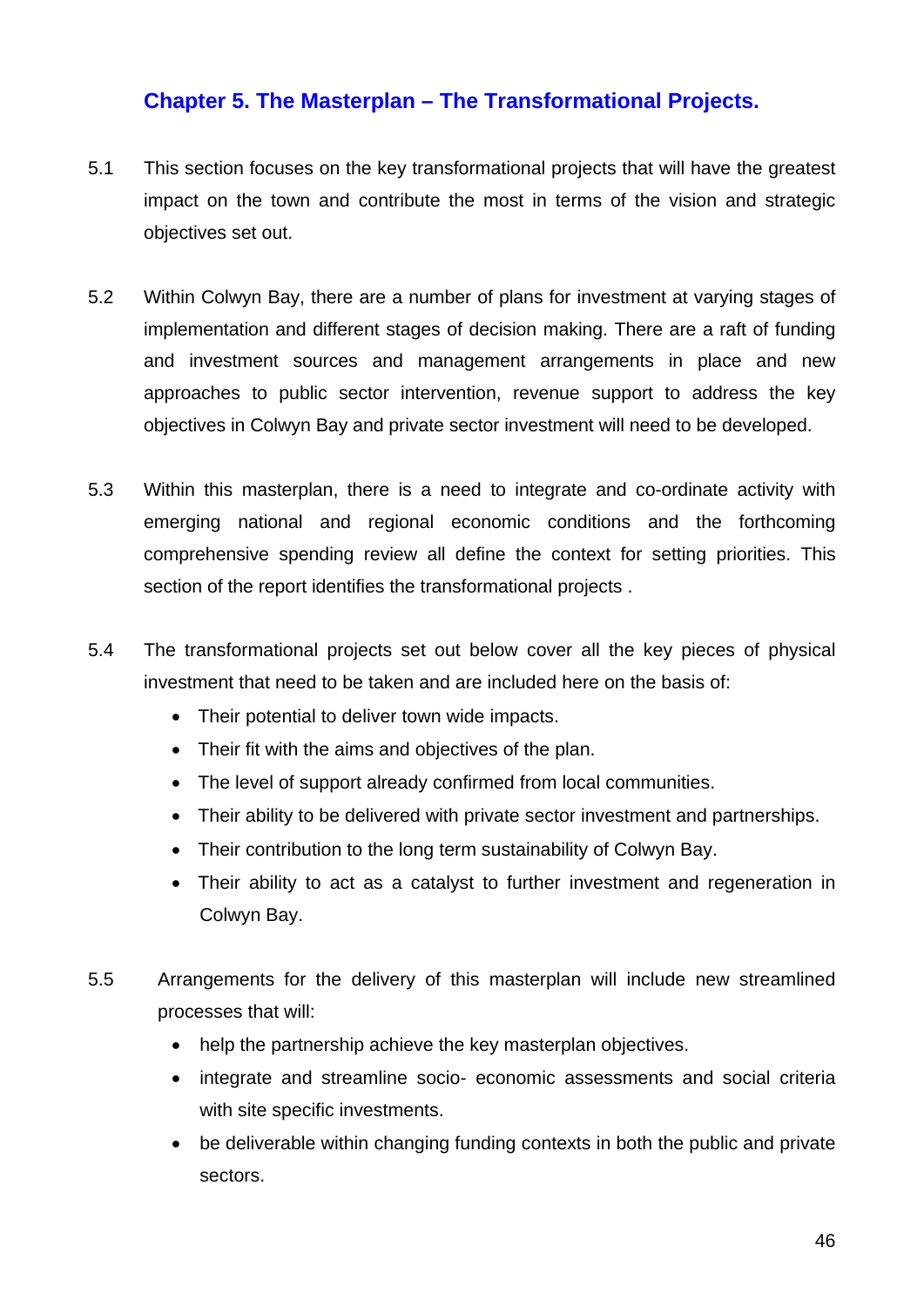## Chapter 5. The Masterplan – The Transformational Projects.

5.1 This section focuses on the key transformational projects that will have the greatest impact on the town and contribute the most in terms of the vision and strategic objectives set out.

5.2 Within Colwyn Bay, there are a number of plans for investment at varying stages of implementation and different stages of decision making. There are a raft of funding and investment sources and management arrangements in place and new approaches to public sector intervention, revenue support to address the key objectives in Colwyn Bay and private sector investment will need to be developed.

5.3 Within this masterplan, there is a need to integrate and co-ordinate activity with emerging national and regional economic conditions and the forthcoming comprehensive spending review all define the context for setting priorities. This section of the report identifies the transformational projects .

5.4 The transformational projects set out below cover all the key pieces of physical investment that need to be taken and are included here on the basis of:

- Their potential to deliver town wide impacts.
- Their fit with the aims and objectives of the plan.
- The level of support already confirmed from local communities.
- Their ability to be delivered with private sector investment and partnerships.
- Their contribution to the long term sustainability of Colwyn Bay.
- Their ability to act as a catalyst to further investment and regeneration in Colwyn Bay.

5.5 Arrangements for the delivery of this masterplan will include new streamlined processes that will:

- help the partnership achieve the key masterplan objectives.
- integrate and streamline socio- economic assessments and social criteria with site specific investments.
- be deliverable within changing funding contexts in both the public and private sectors.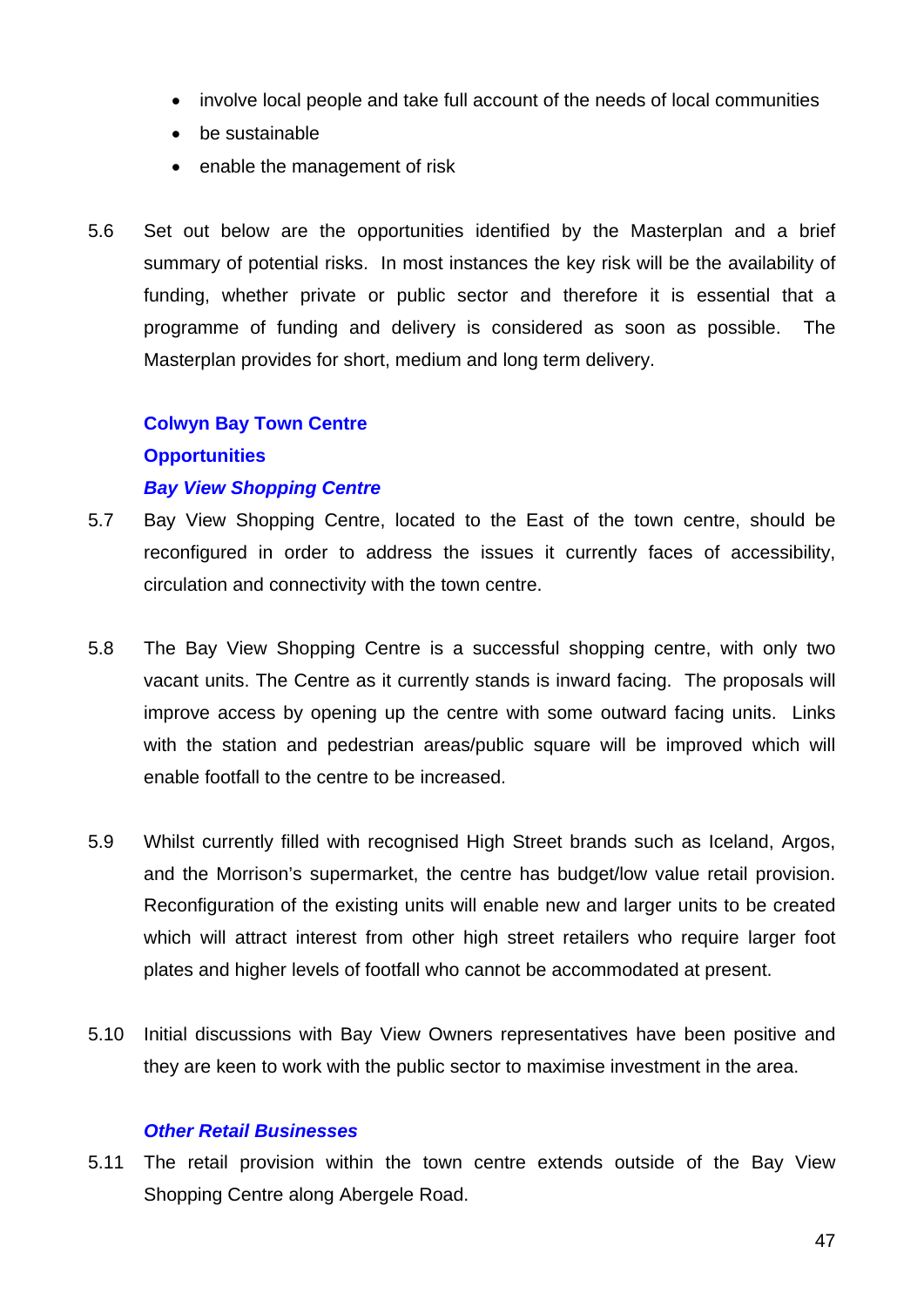- involve local people and take full account of the needs of local communities
- be sustainable
- enable the management of risk

5.6 Set out below are the opportunities identified by the Masterplan and a brief summary of potential risks. In most instances the key risk will be the availability of funding, whether private or public sector and therefore it is essential that a programme of funding and delivery is considered as soon as possible. The Masterplan provides for short, medium and long term delivery.

## Colwyn Bay Town Centre

### Opportunities

#### *Bay View Shopping Centre*

5.7 Bay View Shopping Centre, located to the East of the town centre, should be reconfigured in order to address the issues it currently faces of accessibility, circulation and connectivity with the town centre.

5.8 The Bay View Shopping Centre is a successful shopping centre, with only two vacant units. The Centre as it currently stands is inward facing. The proposals will improve access by opening up the centre with some outward facing units. Links with the station and pedestrian areas/public square will be improved which will enable footfall to the centre to be increased.

5.9 Whilst currently filled with recognised High Street brands such as Iceland, Argos, and the Morrison's supermarket, the centre has budget/low value retail provision. Reconfiguration of the existing units will enable new and larger units to be created which will attract interest from other high street retailers who require larger foot plates and higher levels of footfall who cannot be accommodated at present.

5.10 Initial discussions with Bay View Owners representatives have been positive and they are keen to work with the public sector to maximise investment in the area.

#### *Other Retail Businesses*

5.11 The retail provision within the town centre extends outside of the Bay View Shopping Centre along Abergele Road.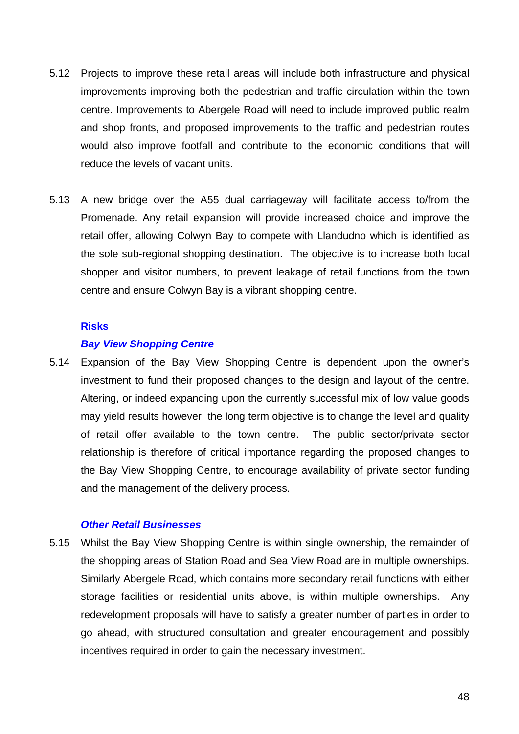5.12 Projects to improve these retail areas will include both infrastructure and physical improvements improving both the pedestrian and traffic circulation within the town centre. Improvements to Abergele Road will need to include improved public realm and shop fronts, and proposed improvements to the traffic and pedestrian routes would also improve footfall and contribute to the economic conditions that will reduce the levels of vacant units.

5.13 A new bridge over the A55 dual carriageway will facilitate access to/from the Promenade. Any retail expansion will provide increased choice and improve the retail offer, allowing Colwyn Bay to compete with Llandudno which is identified as the sole sub-regional shopping destination. The objective is to increase both local shopper and visitor numbers, to prevent leakage of retail functions from the town centre and ensure Colwyn Bay is a vibrant shopping centre.

### Risks

#### *Bay View Shopping Centre*

5.14 Expansion of the Bay View Shopping Centre is dependent upon the owner's investment to fund their proposed changes to the design and layout of the centre. Altering, or indeed expanding upon the currently successful mix of low value goods may yield results however the long term objective is to change the level and quality of retail offer available to the town centre. The public sector/private sector relationship is therefore of critical importance regarding the proposed changes to the Bay View Shopping Centre, to encourage availability of private sector funding and the management of the delivery process.

#### *Other Retail Businesses*

5.15 Whilst the Bay View Shopping Centre is within single ownership, the remainder of the shopping areas of Station Road and Sea View Road are in multiple ownerships. Similarly Abergele Road, which contains more secondary retail functions with either storage facilities or residential units above, is within multiple ownerships. Any redevelopment proposals will have to satisfy a greater number of parties in order to go ahead, with structured consultation and greater encouragement and possibly incentives required in order to gain the necessary investment.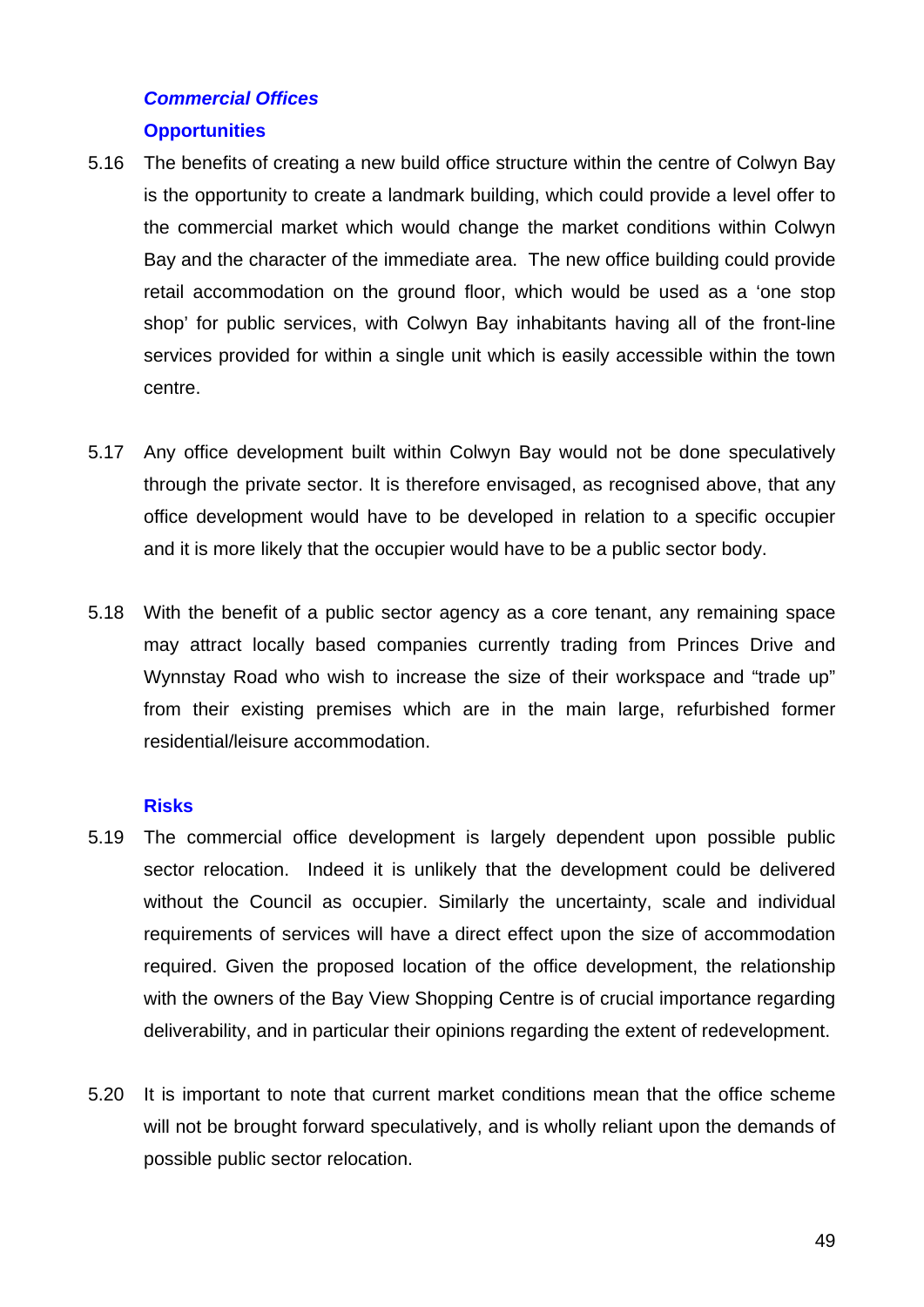### *Commercial Offices*

#### Opportunities

5.16 The benefits of creating a new build office structure within the centre of Colwyn Bay is the opportunity to create a landmark building, which could provide a level offer to the commercial market which would change the market conditions within Colwyn Bay and the character of the immediate area. The new office building could provide retail accommodation on the ground floor, which would be used as a 'one stop shop' for public services, with Colwyn Bay inhabitants having all of the front-line services provided for within a single unit which is easily accessible within the town centre.

5.17 Any office development built within Colwyn Bay would not be done speculatively through the private sector. It is therefore envisaged, as recognised above, that any office development would have to be developed in relation to a specific occupier and it is more likely that the occupier would have to be a public sector body.

5.18 With the benefit of a public sector agency as a core tenant, any remaining space may attract locally based companies currently trading from Princes Drive and Wynnstay Road who wish to increase the size of their workspace and "trade up" from their existing premises which are in the main large, refurbished former residential/leisure accommodation.

#### Risks

5.19 The commercial office development is largely dependent upon possible public sector relocation. Indeed it is unlikely that the development could be delivered without the Council as occupier. Similarly the uncertainty, scale and individual requirements of services will have a direct effect upon the size of accommodation required. Given the proposed location of the office development, the relationship with the owners of the Bay View Shopping Centre is of crucial importance regarding deliverability, and in particular their opinions regarding the extent of redevelopment.

5.20 It is important to note that current market conditions mean that the office scheme will not be brought forward speculatively, and is wholly reliant upon the demands of possible public sector relocation.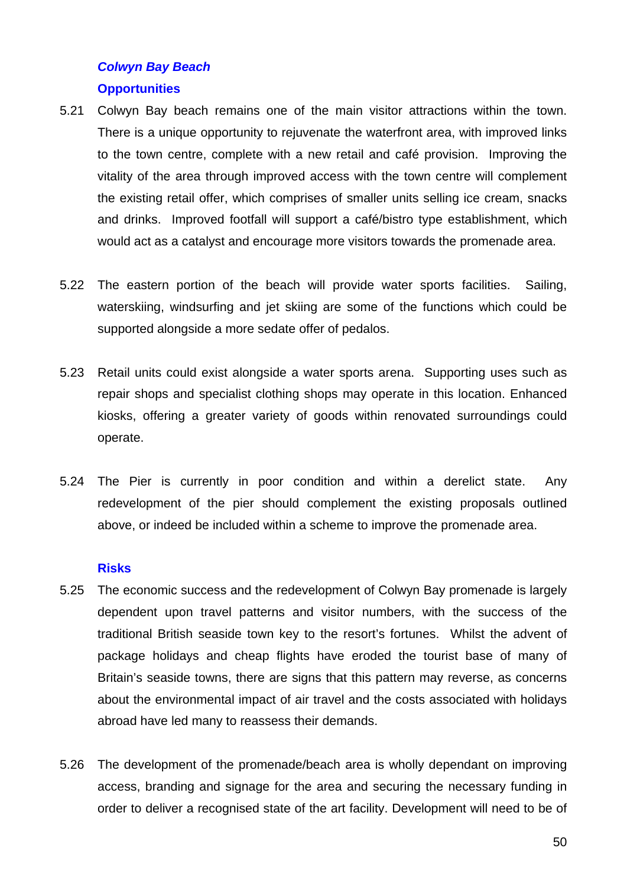### *Colwyn Bay Beach*

#### Opportunities

5.21 Colwyn Bay beach remains one of the main visitor attractions within the town. There is a unique opportunity to rejuvenate the waterfront area, with improved links to the town centre, complete with a new retail and café provision. Improving the vitality of the area through improved access with the town centre will complement the existing retail offer, which comprises of smaller units selling ice cream, snacks and drinks. Improved footfall will support a café/bistro type establishment, which would act as a catalyst and encourage more visitors towards the promenade area.

5.22 The eastern portion of the beach will provide water sports facilities. Sailing, waterskiing, windsurfing and jet skiing are some of the functions which could be supported alongside a more sedate offer of pedalos.

5.23 Retail units could exist alongside a water sports arena. Supporting uses such as repair shops and specialist clothing shops may operate in this location. Enhanced kiosks, offering a greater variety of goods within renovated surroundings could operate.

5.24 The Pier is currently in poor condition and within a derelict state. Any redevelopment of the pier should complement the existing proposals outlined above, or indeed be included within a scheme to improve the promenade area.

#### Risks

5.25 The economic success and the redevelopment of Colwyn Bay promenade is largely dependent upon travel patterns and visitor numbers, with the success of the traditional British seaside town key to the resort's fortunes. Whilst the advent of package holidays and cheap flights have eroded the tourist base of many of Britain's seaside towns, there are signs that this pattern may reverse, as concerns about the environmental impact of air travel and the costs associated with holidays abroad have led many to reassess their demands.

5.26 The development of the promenade/beach area is wholly dependant on improving access, branding and signage for the area and securing the necessary funding in order to deliver a recognised state of the art facility. Development will need to be of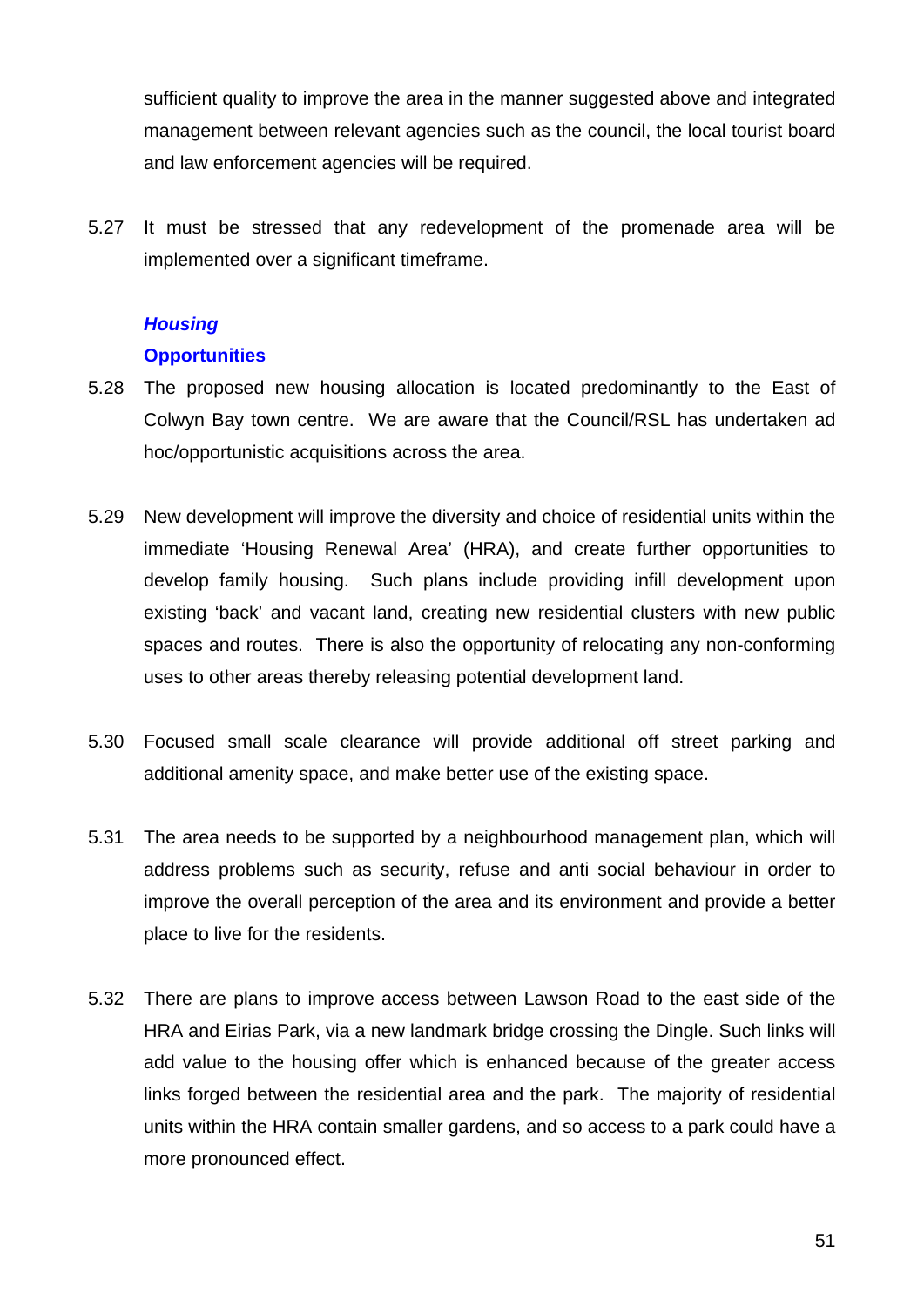sufficient quality to improve the area in the manner suggested above and integrated management between relevant agencies such as the council, the local tourist board and law enforcement agencies will be required.

5.27 It must be stressed that any redevelopment of the promenade area will be implemented over a significant timeframe.

### *Housing*

#### Opportunities

5.28 The proposed new housing allocation is located predominantly to the East of Colwyn Bay town centre. We are aware that the Council/RSL has undertaken ad hoc/opportunistic acquisitions across the area.

5.29 New development will improve the diversity and choice of residential units within the immediate 'Housing Renewal Area' (HRA), and create further opportunities to develop family housing. Such plans include providing infill development upon existing 'back' and vacant land, creating new residential clusters with new public spaces and routes. There is also the opportunity of relocating any non-conforming uses to other areas thereby releasing potential development land.

5.30 Focused small scale clearance will provide additional off street parking and additional amenity space, and make better use of the existing space.

5.31 The area needs to be supported by a neighbourhood management plan, which will address problems such as security, refuse and anti social behaviour in order to improve the overall perception of the area and its environment and provide a better place to live for the residents.

5.32 There are plans to improve access between Lawson Road to the east side of the HRA and Eirias Park, via a new landmark bridge crossing the Dingle. Such links will add value to the housing offer which is enhanced because of the greater access links forged between the residential area and the park. The majority of residential units within the HRA contain smaller gardens, and so access to a park could have a more pronounced effect.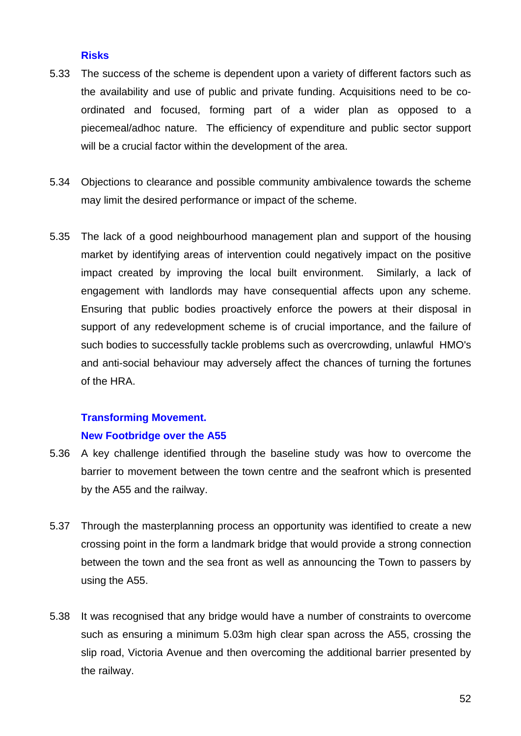### Risks

5.33 The success of the scheme is dependent upon a variety of different factors such as the availability and use of public and private funding. Acquisitions need to be co-ordinated and focused, forming part of a wider plan as opposed to a piecemeal/adhoc nature. The efficiency of expenditure and public sector support will be a crucial factor within the development of the area.

5.34 Objections to clearance and possible community ambivalence towards the scheme may limit the desired performance or impact of the scheme.

5.35 The lack of a good neighbourhood management plan and support of the housing market by identifying areas of intervention could negatively impact on the positive impact created by improving the local built environment. Similarly, a lack of engagement with landlords may have consequential affects upon any scheme. Ensuring that public bodies proactively enforce the powers at their disposal in support of any redevelopment scheme is of crucial importance, and the failure of such bodies to successfully tackle problems such as overcrowding, unlawful HMO's and anti-social behaviour may adversely affect the chances of turning the fortunes of the HRA.

### Transforming Movement.

### New Footbridge over the A55

5.36 A key challenge identified through the baseline study was how to overcome the barrier to movement between the town centre and the seafront which is presented by the A55 and the railway.

5.37 Through the masterplanning process an opportunity was identified to create a new crossing point in the form a landmark bridge that would provide a strong connection between the town and the sea front as well as announcing the Town to passers by using the A55.

5.38 It was recognised that any bridge would have a number of constraints to overcome such as ensuring a minimum 5.03m high clear span across the A55, crossing the slip road, Victoria Avenue and then overcoming the additional barrier presented by the railway.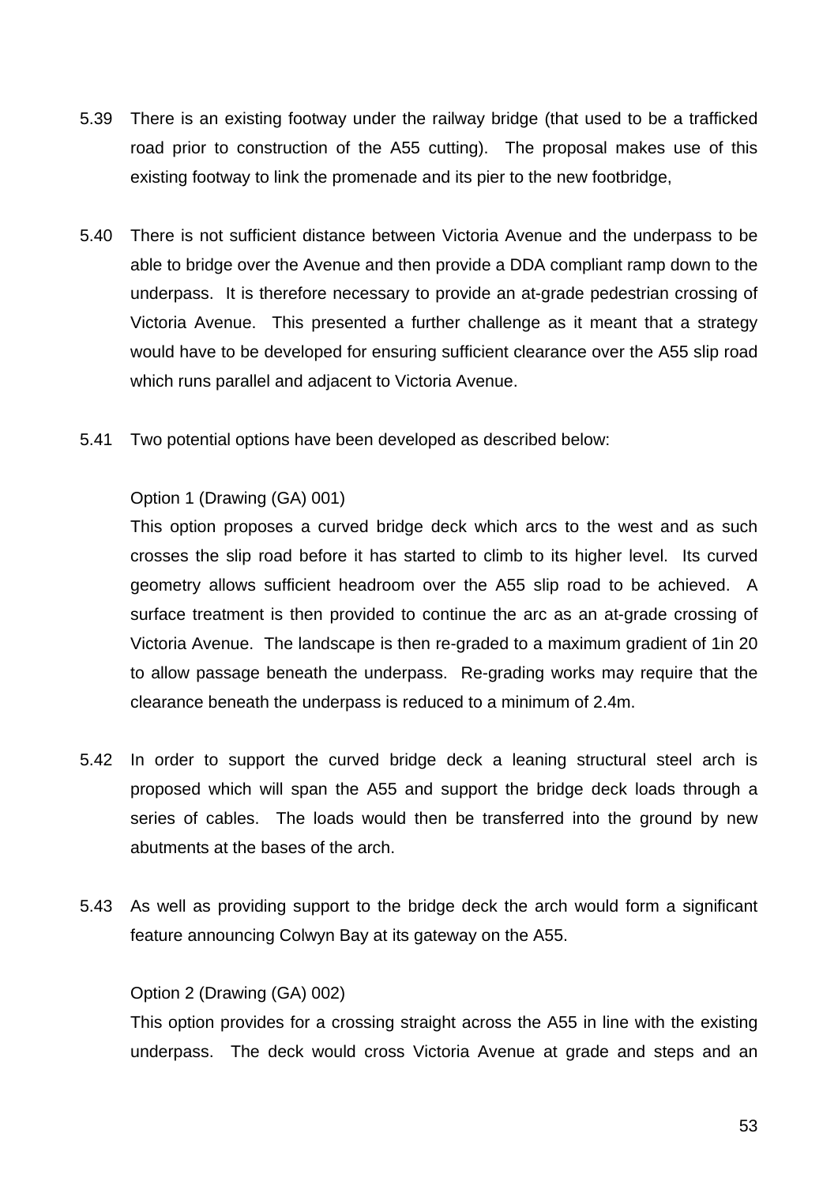5.39 There is an existing footway under the railway bridge (that used to be a trafficked road prior to construction of the A55 cutting). The proposal makes use of this existing footway to link the promenade and its pier to the new footbridge,

5.40 There is not sufficient distance between Victoria Avenue and the underpass to be able to bridge over the Avenue and then provide a DDA compliant ramp down to the underpass. It is therefore necessary to provide an at-grade pedestrian crossing of Victoria Avenue. This presented a further challenge as it meant that a strategy would have to be developed for ensuring sufficient clearance over the A55 slip road which runs parallel and adjacent to Victoria Avenue.

5.41 Two potential options have been developed as described below:

Option 1 (Drawing (GA) 001)

This option proposes a curved bridge deck which arcs to the west and as such crosses the slip road before it has started to climb to its higher level. Its curved geometry allows sufficient headroom over the A55 slip road to be achieved. A surface treatment is then provided to continue the arc as an at-grade crossing of Victoria Avenue. The landscape is then re-graded to a maximum gradient of 1in 20 to allow passage beneath the underpass. Re-grading works may require that the clearance beneath the underpass is reduced to a minimum of 2.4m.

5.42 In order to support the curved bridge deck a leaning structural steel arch is proposed which will span the A55 and support the bridge deck loads through a series of cables. The loads would then be transferred into the ground by new abutments at the bases of the arch.

5.43 As well as providing support to the bridge deck the arch would form a significant feature announcing Colwyn Bay at its gateway on the A55.

Option 2 (Drawing (GA) 002)

This option provides for a crossing straight across the A55 in line with the existing underpass. The deck would cross Victoria Avenue at grade and steps and an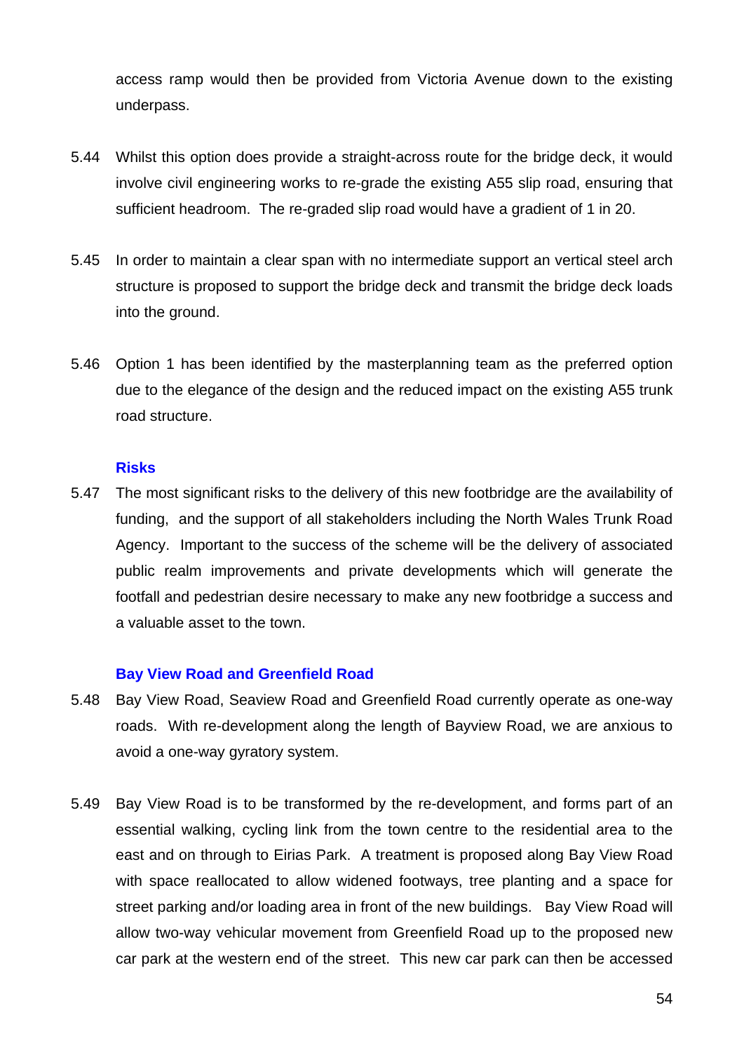access ramp would then be provided from Victoria Avenue down to the existing underpass.

5.44 Whilst this option does provide a straight-across route for the bridge deck, it would involve civil engineering works to re-grade the existing A55 slip road, ensuring that sufficient headroom. The re-graded slip road would have a gradient of 1 in 20.

5.45 In order to maintain a clear span with no intermediate support an vertical steel arch structure is proposed to support the bridge deck and transmit the bridge deck loads into the ground.

5.46 Option 1 has been identified by the masterplanning team as the preferred option due to the elegance of the design and the reduced impact on the existing A55 trunk road structure.

### Risks

5.47 The most significant risks to the delivery of this new footbridge are the availability of funding, and the support of all stakeholders including the North Wales Trunk Road Agency. Important to the success of the scheme will be the delivery of associated public realm improvements and private developments which will generate the footfall and pedestrian desire necessary to make any new footbridge a success and a valuable asset to the town.

### Bay View Road and Greenfield Road

5.48 Bay View Road, Seaview Road and Greenfield Road currently operate as one-way roads. With re-development along the length of Bayview Road, we are anxious to avoid a one-way gyratory system.

5.49 Bay View Road is to be transformed by the re-development, and forms part of an essential walking, cycling link from the town centre to the residential area to the east and on through to Eirias Park. A treatment is proposed along Bay View Road with space reallocated to allow widened footways, tree planting and a space for street parking and/or loading area in front of the new buildings. Bay View Road will allow two-way vehicular movement from Greenfield Road up to the proposed new car park at the western end of the street. This new car park can then be accessed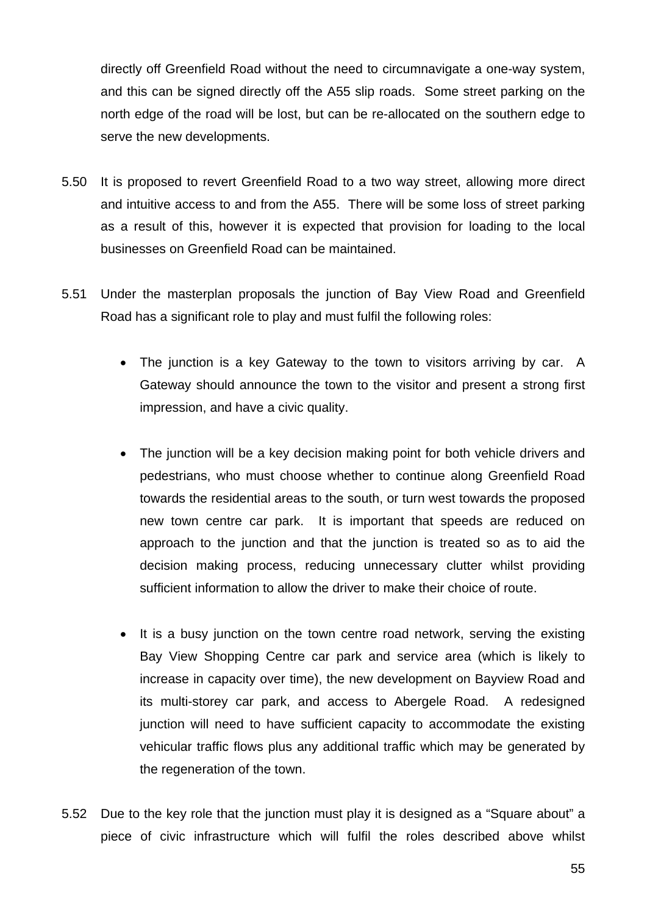directly off Greenfield Road without the need to circumnavigate a one-way system, and this can be signed directly off the A55 slip roads. Some street parking on the north edge of the road will be lost, but can be re-allocated on the southern edge to serve the new developments.

5.50 It is proposed to revert Greenfield Road to a two way street, allowing more direct and intuitive access to and from the A55. There will be some loss of street parking as a result of this, however it is expected that provision for loading to the local businesses on Greenfield Road can be maintained.

5.51 Under the masterplan proposals the junction of Bay View Road and Greenfield Road has a significant role to play and must fulfil the following roles:

- The junction is a key Gateway to the town to visitors arriving by car. A Gateway should announce the town to the visitor and present a strong first impression, and have a civic quality.

- The junction will be a key decision making point for both vehicle drivers and pedestrians, who must choose whether to continue along Greenfield Road towards the residential areas to the south, or turn west towards the proposed new town centre car park. It is important that speeds are reduced on approach to the junction and that the junction is treated so as to aid the decision making process, reducing unnecessary clutter whilst providing sufficient information to allow the driver to make their choice of route.

- It is a busy junction on the town centre road network, serving the existing Bay View Shopping Centre car park and service area (which is likely to increase in capacity over time), the new development on Bayview Road and its multi-storey car park, and access to Abergele Road. A redesigned junction will need to have sufficient capacity to accommodate the existing vehicular traffic flows plus any additional traffic which may be generated by the regeneration of the town.

5.52 Due to the key role that the junction must play it is designed as a "Square about" a piece of civic infrastructure which will fulfil the roles described above whilst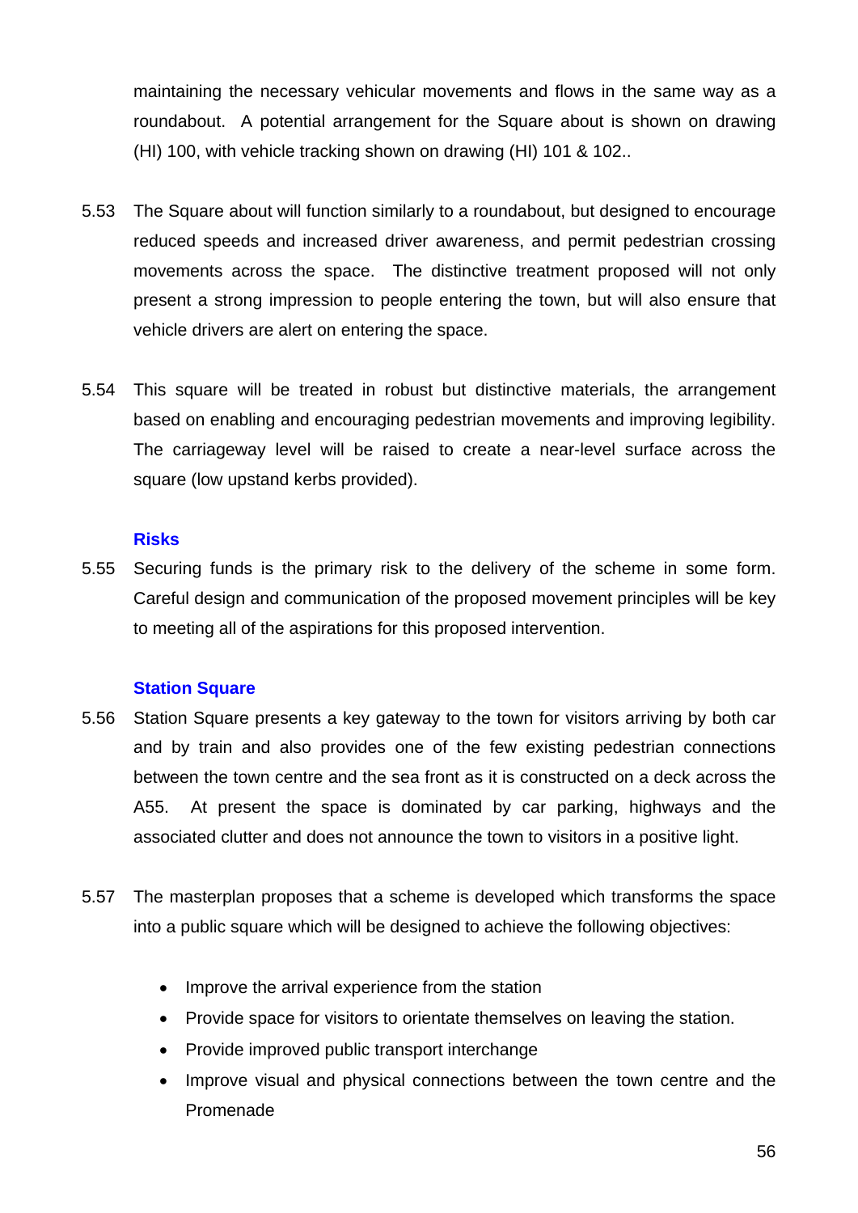maintaining the necessary vehicular movements and flows in the same way as a roundabout. A potential arrangement for the Square about is shown on drawing (HI) 100, with vehicle tracking shown on drawing (HI) 101 & 102..

5.53 The Square about will function similarly to a roundabout, but designed to encourage reduced speeds and increased driver awareness, and permit pedestrian crossing movements across the space. The distinctive treatment proposed will not only present a strong impression to people entering the town, but will also ensure that vehicle drivers are alert on entering the space.

5.54 This square will be treated in robust but distinctive materials, the arrangement based on enabling and encouraging pedestrian movements and improving legibility. The carriageway level will be raised to create a near-level surface across the square (low upstand kerbs provided).

### Risks

5.55 Securing funds is the primary risk to the delivery of the scheme in some form. Careful design and communication of the proposed movement principles will be key to meeting all of the aspirations for this proposed intervention.

### Station Square

5.56 Station Square presents a key gateway to the town for visitors arriving by both car and by train and also provides one of the few existing pedestrian connections between the town centre and the sea front as it is constructed on a deck across the A55. At present the space is dominated by car parking, highways and the associated clutter and does not announce the town to visitors in a positive light.

5.57 The masterplan proposes that a scheme is developed which transforms the space into a public square which will be designed to achieve the following objectives:

- Improve the arrival experience from the station
- Provide space for visitors to orientate themselves on leaving the station.
- Provide improved public transport interchange
- Improve visual and physical connections between the town centre and the Promenade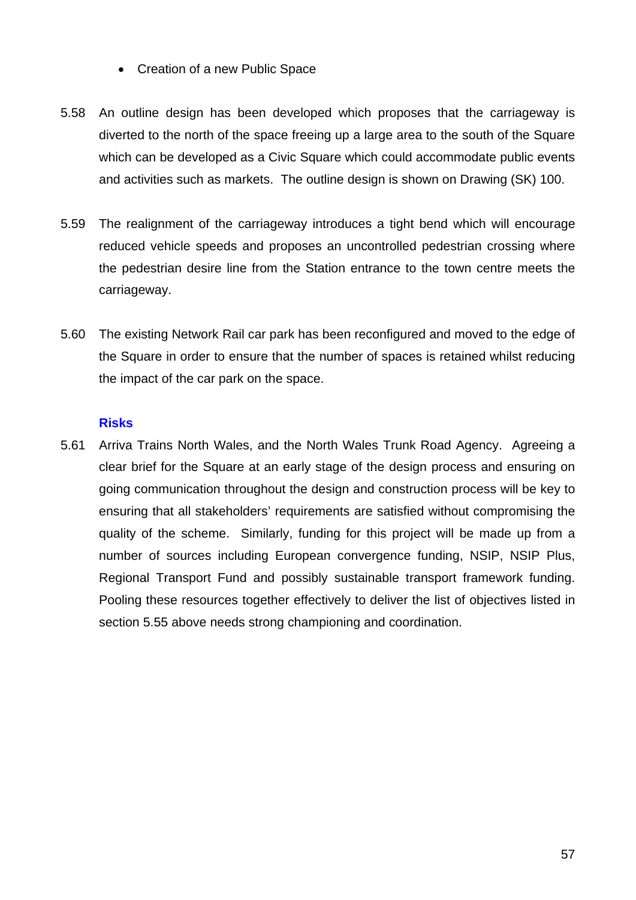- Creation of a new Public Space

5.58 An outline design has been developed which proposes that the carriageway is diverted to the north of the space freeing up a large area to the south of the Square which can be developed as a Civic Square which could accommodate public events and activities such as markets. The outline design is shown on Drawing (SK) 100.

5.59 The realignment of the carriageway introduces a tight bend which will encourage reduced vehicle speeds and proposes an uncontrolled pedestrian crossing where the pedestrian desire line from the Station entrance to the town centre meets the carriageway.

5.60 The existing Network Rail car park has been reconfigured and moved to the edge of the Square in order to ensure that the number of spaces is retained whilst reducing the impact of the car park on the space.

### Risks

5.61 Arriva Trains North Wales, and the North Wales Trunk Road Agency. Agreeing a clear brief for the Square at an early stage of the design process and ensuring on going communication throughout the design and construction process will be key to ensuring that all stakeholders' requirements are satisfied without compromising the quality of the scheme. Similarly, funding for this project will be made up from a number of sources including European convergence funding, NSIP, NSIP Plus, Regional Transport Fund and possibly sustainable transport framework funding. Pooling these resources together effectively to deliver the list of objectives listed in section 5.55 above needs strong championing and coordination.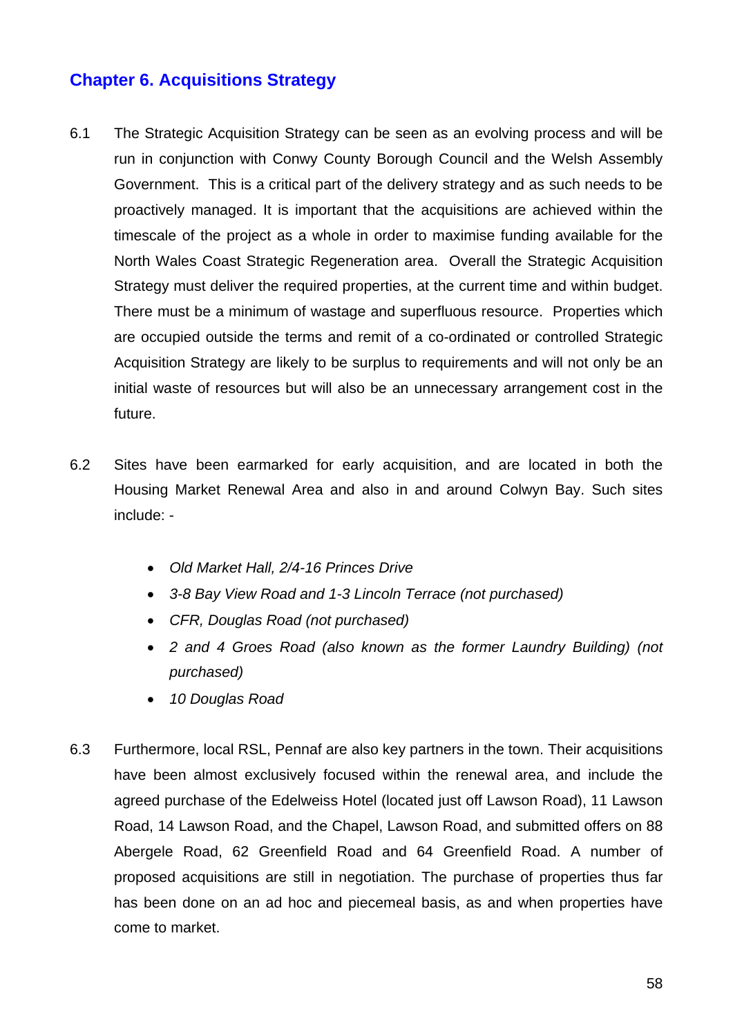## Chapter 6. Acquisitions Strategy

6.1 The Strategic Acquisition Strategy can be seen as an evolving process and will be run in conjunction with Conwy County Borough Council and the Welsh Assembly Government. This is a critical part of the delivery strategy and as such needs to be proactively managed. It is important that the acquisitions are achieved within the timescale of the project as a whole in order to maximise funding available for the North Wales Coast Strategic Regeneration area. Overall the Strategic Acquisition Strategy must deliver the required properties, at the current time and within budget. There must be a minimum of wastage and superfluous resource. Properties which are occupied outside the terms and remit of a co-ordinated or controlled Strategic Acquisition Strategy are likely to be surplus to requirements and will not only be an initial waste of resources but will also be an unnecessary arrangement cost in the future.

6.2 Sites have been earmarked for early acquisition, and are located in both the Housing Market Renewal Area and also in and around Colwyn Bay. Such sites include: -

- *Old Market Hall, 2/4-16 Princes Drive*
- *3-8 Bay View Road and 1-3 Lincoln Terrace (not purchased)*
- *CFR, Douglas Road (not purchased)*
- *2 and 4 Groes Road (also known as the former Laundry Building) (not purchased)*
- *10 Douglas Road*

6.3 Furthermore, local RSL, Pennaf are also key partners in the town. Their acquisitions have been almost exclusively focused within the renewal area, and include the agreed purchase of the Edelweiss Hotel (located just off Lawson Road), 11 Lawson Road, 14 Lawson Road, and the Chapel, Lawson Road, and submitted offers on 88 Abergele Road, 62 Greenfield Road and 64 Greenfield Road. A number of proposed acquisitions are still in negotiation. The purchase of properties thus far has been done on an ad hoc and piecemeal basis, as and when properties have come to market.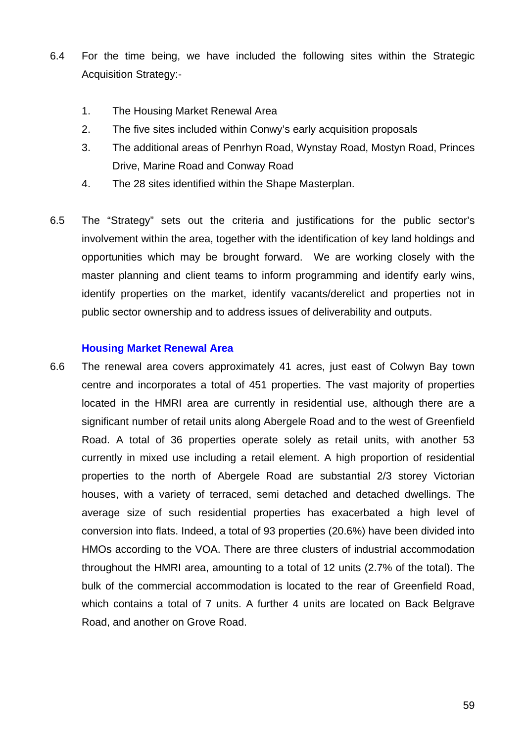6.4 For the time being, we have included the following sites within the Strategic Acquisition Strategy:-

1. The Housing Market Renewal Area
2. The five sites included within Conwy's early acquisition proposals
3. The additional areas of Penrhyn Road, Wynstay Road, Mostyn Road, Princes Drive, Marine Road and Conway Road
4. The 28 sites identified within the Shape Masterplan.

6.5 The "Strategy" sets out the criteria and justifications for the public sector's involvement within the area, together with the identification of key land holdings and opportunities which may be brought forward. We are working closely with the master planning and client teams to inform programming and identify early wins, identify properties on the market, identify vacants/derelict and properties not in public sector ownership and to address issues of deliverability and outputs.

### Housing Market Renewal Area

6.6 The renewal area covers approximately 41 acres, just east of Colwyn Bay town centre and incorporates a total of 451 properties. The vast majority of properties located in the HMRI area are currently in residential use, although there are a significant number of retail units along Abergele Road and to the west of Greenfield Road. A total of 36 properties operate solely as retail units, with another 53 currently in mixed use including a retail element. A high proportion of residential properties to the north of Abergele Road are substantial 2/3 storey Victorian houses, with a variety of terraced, semi detached and detached dwellings. The average size of such residential properties has exacerbated a high level of conversion into flats. Indeed, a total of 93 properties (20.6%) have been divided into HMOs according to the VOA. There are three clusters of industrial accommodation throughout the HMRI area, amounting to a total of 12 units (2.7% of the total). The bulk of the commercial accommodation is located to the rear of Greenfield Road, which contains a total of 7 units. A further 4 units are located on Back Belgrave Road, and another on Grove Road.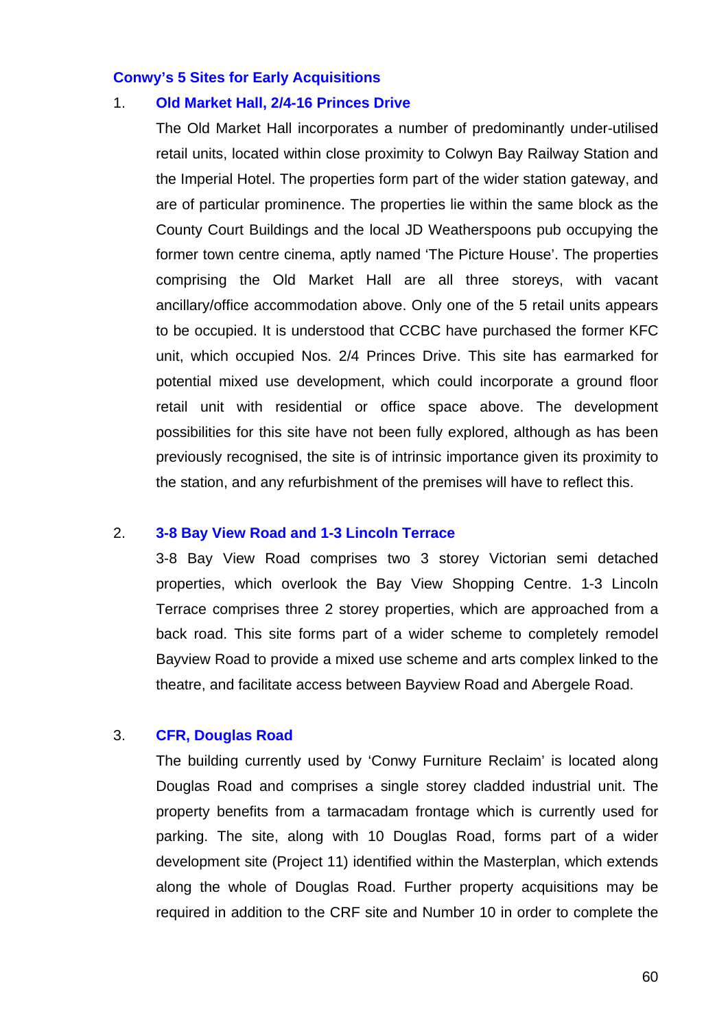### Conwy's 5 Sites for Early Acquisitions

1. **Old Market Hall, 2/4-16 Princes Drive**

   The Old Market Hall incorporates a number of predominantly under-utilised retail units, located within close proximity to Colwyn Bay Railway Station and the Imperial Hotel. The properties form part of the wider station gateway, and are of particular prominence. The properties lie within the same block as the County Court Buildings and the local JD Weatherspoons pub occupying the former town centre cinema, aptly named 'The Picture House'. The properties comprising the Old Market Hall are all three storeys, with vacant ancillary/office accommodation above. Only one of the 5 retail units appears to be occupied. It is understood that CCBC have purchased the former KFC unit, which occupied Nos. 2/4 Princes Drive. This site has earmarked for potential mixed use development, which could incorporate a ground floor retail unit with residential or office space above. The development possibilities for this site have not been fully explored, although as has been previously recognised, the site is of intrinsic importance given its proximity to the station, and any refurbishment of the premises will have to reflect this.

2. **3-8 Bay View Road and 1-3 Lincoln Terrace**

   3-8 Bay View Road comprises two 3 storey Victorian semi detached properties, which overlook the Bay View Shopping Centre. 1-3 Lincoln Terrace comprises three 2 storey properties, which are approached from a back road. This site forms part of a wider scheme to completely remodel Bayview Road to provide a mixed use scheme and arts complex linked to the theatre, and facilitate access between Bayview Road and Abergele Road.

3. **CFR, Douglas Road**

   The building currently used by 'Conwy Furniture Reclaim' is located along Douglas Road and comprises a single storey cladded industrial unit. The property benefits from a tarmacadam frontage which is currently used for parking. The site, along with 10 Douglas Road, forms part of a wider development site (Project 11) identified within the Masterplan, which extends along the whole of Douglas Road. Further property acquisitions may be required in addition to the CRF site and Number 10 in order to complete the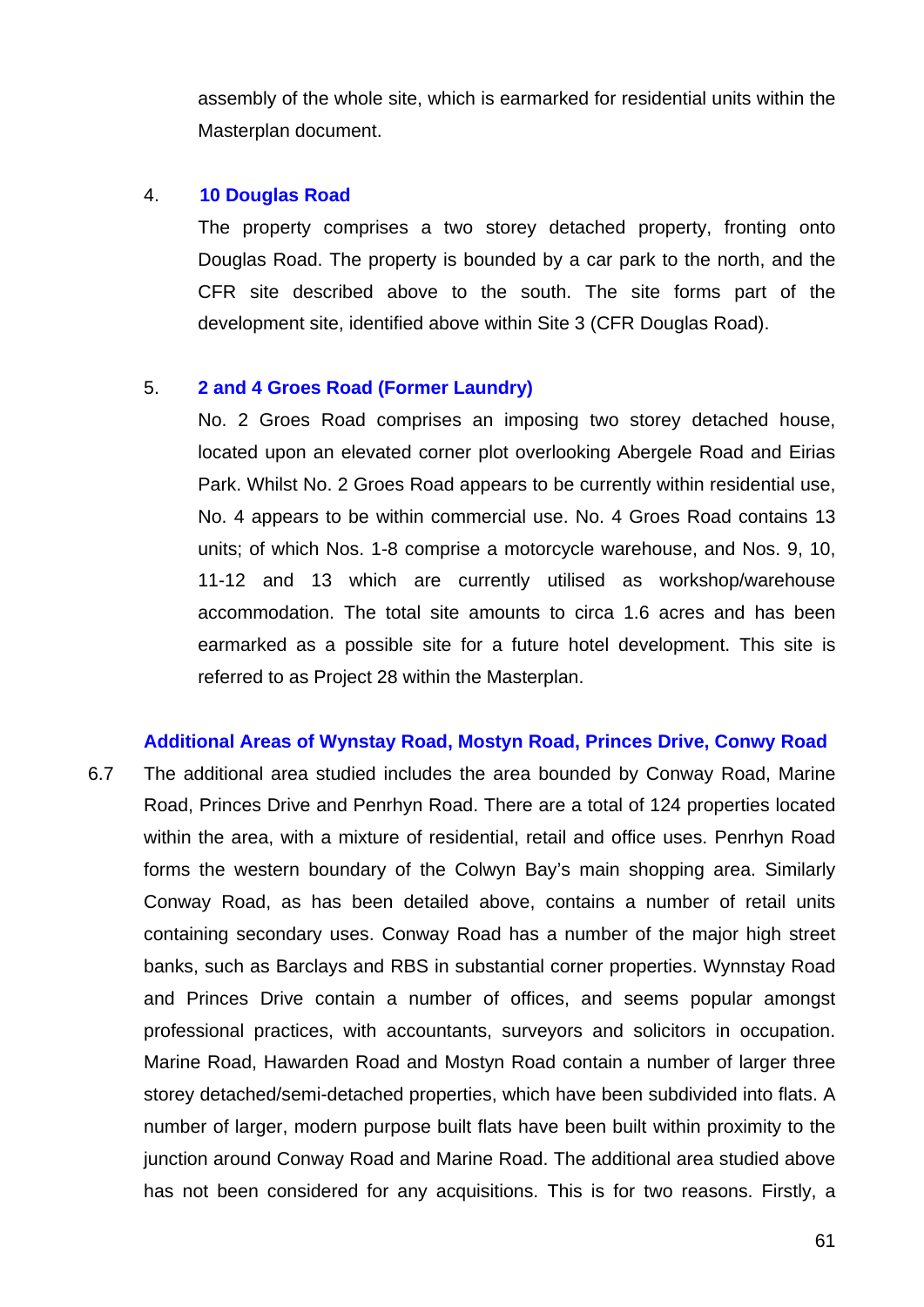assembly of the whole site, which is earmarked for residential units within the Masterplan document.

4. **10 Douglas Road**

   The property comprises a two storey detached property, fronting onto Douglas Road. The property is bounded by a car park to the north, and the CFR site described above to the south. The site forms part of the development site, identified above within Site 3 (CFR Douglas Road).

5. **2 and 4 Groes Road (Former Laundry)**

   No. 2 Groes Road comprises an imposing two storey detached house, located upon an elevated corner plot overlooking Abergele Road and Eirias Park. Whilst No. 2 Groes Road appears to be currently within residential use, No. 4 appears to be within commercial use. No. 4 Groes Road contains 13 units; of which Nos. 1-8 comprise a motorcycle warehouse, and Nos. 9, 10, 11-12 and 13 which are currently utilised as workshop/warehouse accommodation. The total site amounts to circa 1.6 acres and has been earmarked as a possible site for a future hotel development. This site is referred to as Project 28 within the Masterplan.

**Additional Areas of Wynstay Road, Mostyn Road, Princes Drive, Conwy Road**

6.7 The additional area studied includes the area bounded by Conway Road, Marine Road, Princes Drive and Penrhyn Road. There are a total of 124 properties located within the area, with a mixture of residential, retail and office uses. Penrhyn Road forms the western boundary of the Colwyn Bay's main shopping area. Similarly Conway Road, as has been detailed above, contains a number of retail units containing secondary uses. Conway Road has a number of the major high street banks, such as Barclays and RBS in substantial corner properties. Wynnstay Road and Princes Drive contain a number of offices, and seems popular amongst professional practices, with accountants, surveyors and solicitors in occupation. Marine Road, Hawarden Road and Mostyn Road contain a number of larger three storey detached/semi-detached properties, which have been subdivided into flats. A number of larger, modern purpose built flats have been built within proximity to the junction around Conway Road and Marine Road. The additional area studied above has not been considered for any acquisitions. This is for two reasons. Firstly, a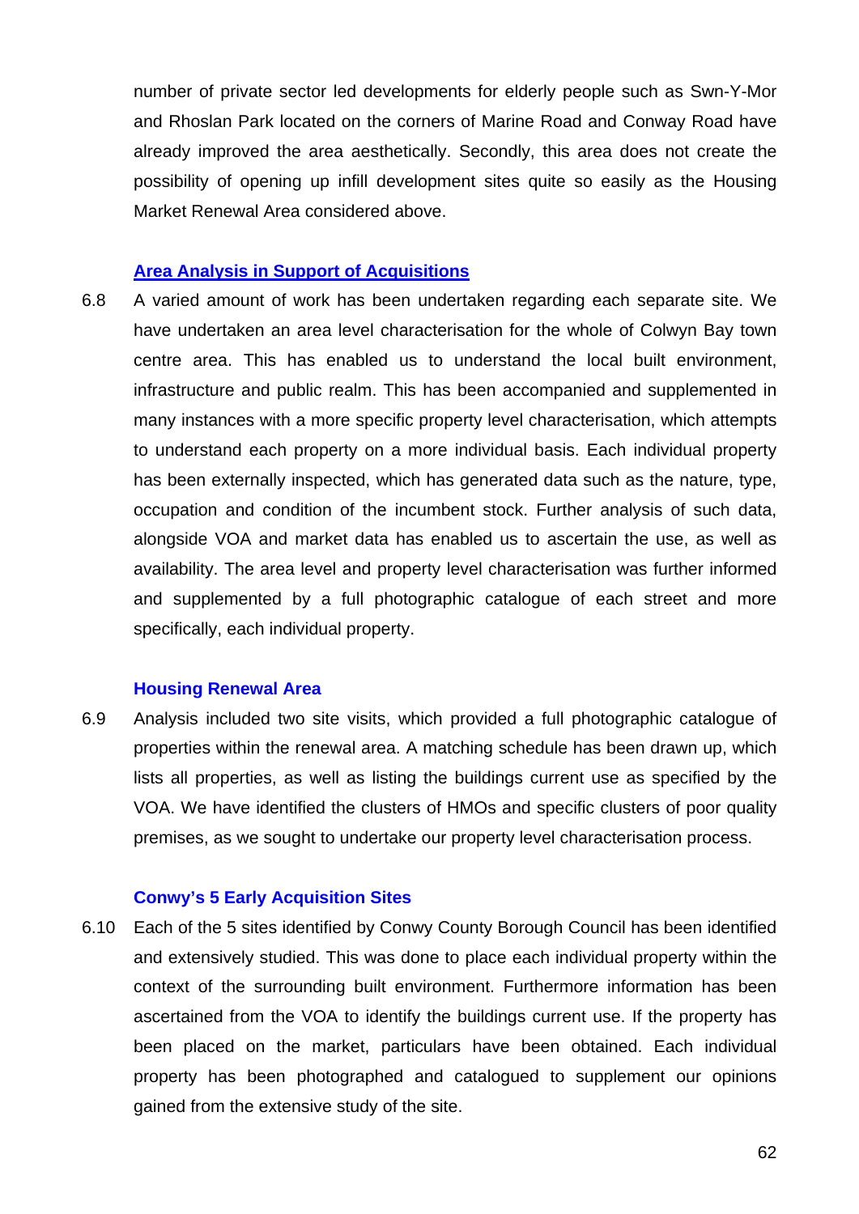number of private sector led developments for elderly people such as Swn-Y-Mor and Rhoslan Park located on the corners of Marine Road and Conway Road have already improved the area aesthetically. Secondly, this area does not create the possibility of opening up infill development sites quite so easily as the Housing Market Renewal Area considered above.

### Area Analysis in Support of Acquisitions

6.8 A varied amount of work has been undertaken regarding each separate site. We have undertaken an area level characterisation for the whole of Colwyn Bay town centre area. This has enabled us to understand the local built environment, infrastructure and public realm. This has been accompanied and supplemented in many instances with a more specific property level characterisation, which attempts to understand each property on a more individual basis. Each individual property has been externally inspected, which has generated data such as the nature, type, occupation and condition of the incumbent stock. Further analysis of such data, alongside VOA and market data has enabled us to ascertain the use, as well as availability. The area level and property level characterisation was further informed and supplemented by a full photographic catalogue of each street and more specifically, each individual property.

### Housing Renewal Area

6.9 Analysis included two site visits, which provided a full photographic catalogue of properties within the renewal area. A matching schedule has been drawn up, which lists all properties, as well as listing the buildings current use as specified by the VOA. We have identified the clusters of HMOs and specific clusters of poor quality premises, as we sought to undertake our property level characterisation process.

### Conwy's 5 Early Acquisition Sites

6.10 Each of the 5 sites identified by Conwy County Borough Council has been identified and extensively studied. This was done to place each individual property within the context of the surrounding built environment. Furthermore information has been ascertained from the VOA to identify the buildings current use. If the property has been placed on the market, particulars have been obtained. Each individual property has been photographed and catalogued to supplement our opinions gained from the extensive study of the site.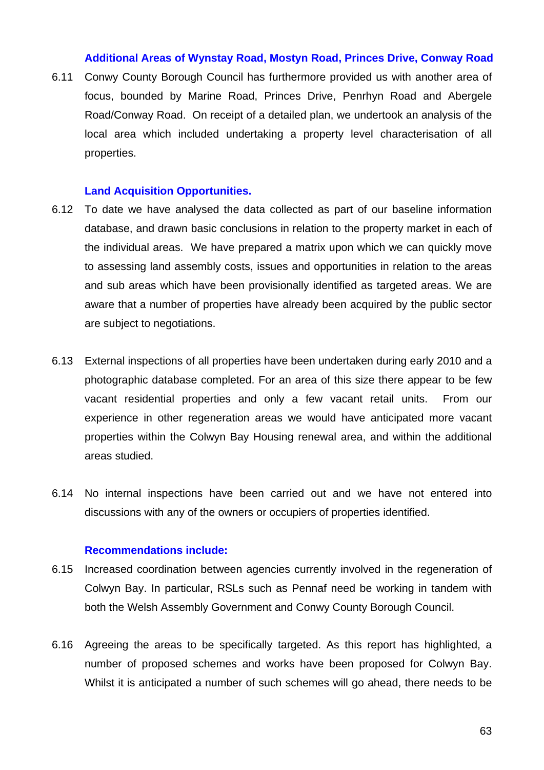### Additional Areas of Wynstay Road, Mostyn Road, Princes Drive, Conway Road

6.11 Conwy County Borough Council has furthermore provided us with another area of focus, bounded by Marine Road, Princes Drive, Penrhyn Road and Abergele Road/Conway Road. On receipt of a detailed plan, we undertook an analysis of the local area which included undertaking a property level characterisation of all properties.

### Land Acquisition Opportunities.

6.12 To date we have analysed the data collected as part of our baseline information database, and drawn basic conclusions in relation to the property market in each of the individual areas. We have prepared a matrix upon which we can quickly move to assessing land assembly costs, issues and opportunities in relation to the areas and sub areas which have been provisionally identified as targeted areas. We are aware that a number of properties have already been acquired by the public sector are subject to negotiations.

6.13 External inspections of all properties have been undertaken during early 2010 and a photographic database completed. For an area of this size there appear to be few vacant residential properties and only a few vacant retail units. From our experience in other regeneration areas we would have anticipated more vacant properties within the Colwyn Bay Housing renewal area, and within the additional areas studied.

6.14 No internal inspections have been carried out and we have not entered into discussions with any of the owners or occupiers of properties identified.

### Recommendations include:

6.15 Increased coordination between agencies currently involved in the regeneration of Colwyn Bay. In particular, RSLs such as Pennaf need be working in tandem with both the Welsh Assembly Government and Conwy County Borough Council.

6.16 Agreeing the areas to be specifically targeted. As this report has highlighted, a number of proposed schemes and works have been proposed for Colwyn Bay. Whilst it is anticipated a number of such schemes will go ahead, there needs to be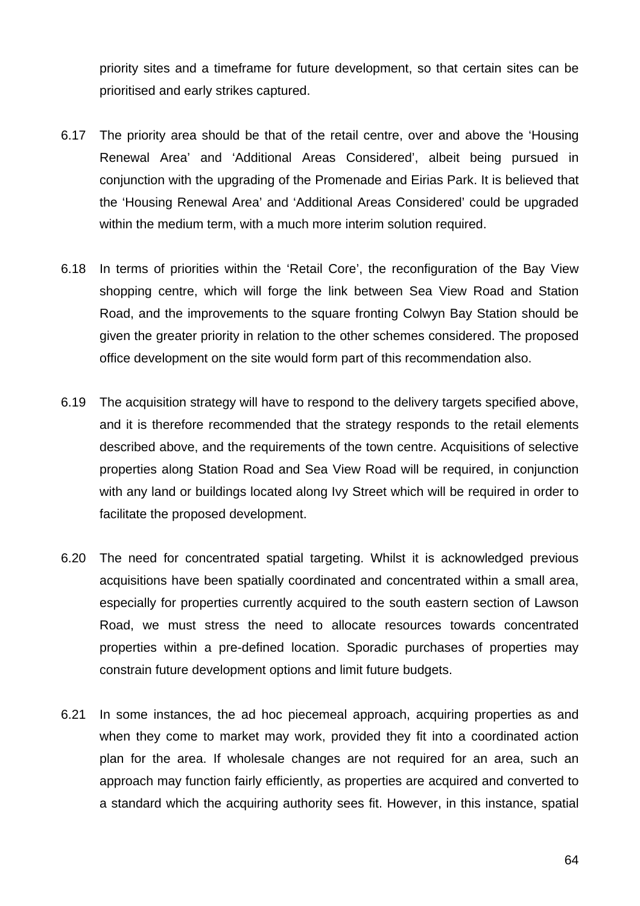priority sites and a timeframe for future development, so that certain sites can be prioritised and early strikes captured.

6.17 The priority area should be that of the retail centre, over and above the 'Housing Renewal Area' and 'Additional Areas Considered', albeit being pursued in conjunction with the upgrading of the Promenade and Eirias Park. It is believed that the 'Housing Renewal Area' and 'Additional Areas Considered' could be upgraded within the medium term, with a much more interim solution required.

6.18 In terms of priorities within the 'Retail Core', the reconfiguration of the Bay View shopping centre, which will forge the link between Sea View Road and Station Road, and the improvements to the square fronting Colwyn Bay Station should be given the greater priority in relation to the other schemes considered. The proposed office development on the site would form part of this recommendation also.

6.19 The acquisition strategy will have to respond to the delivery targets specified above, and it is therefore recommended that the strategy responds to the retail elements described above, and the requirements of the town centre. Acquisitions of selective properties along Station Road and Sea View Road will be required, in conjunction with any land or buildings located along Ivy Street which will be required in order to facilitate the proposed development.

6.20 The need for concentrated spatial targeting. Whilst it is acknowledged previous acquisitions have been spatially coordinated and concentrated within a small area, especially for properties currently acquired to the south eastern section of Lawson Road, we must stress the need to allocate resources towards concentrated properties within a pre-defined location. Sporadic purchases of properties may constrain future development options and limit future budgets.

6.21 In some instances, the ad hoc piecemeal approach, acquiring properties as and when they come to market may work, provided they fit into a coordinated action plan for the area. If wholesale changes are not required for an area, such an approach may function fairly efficiently, as properties are acquired and converted to a standard which the acquiring authority sees fit. However, in this instance, spatial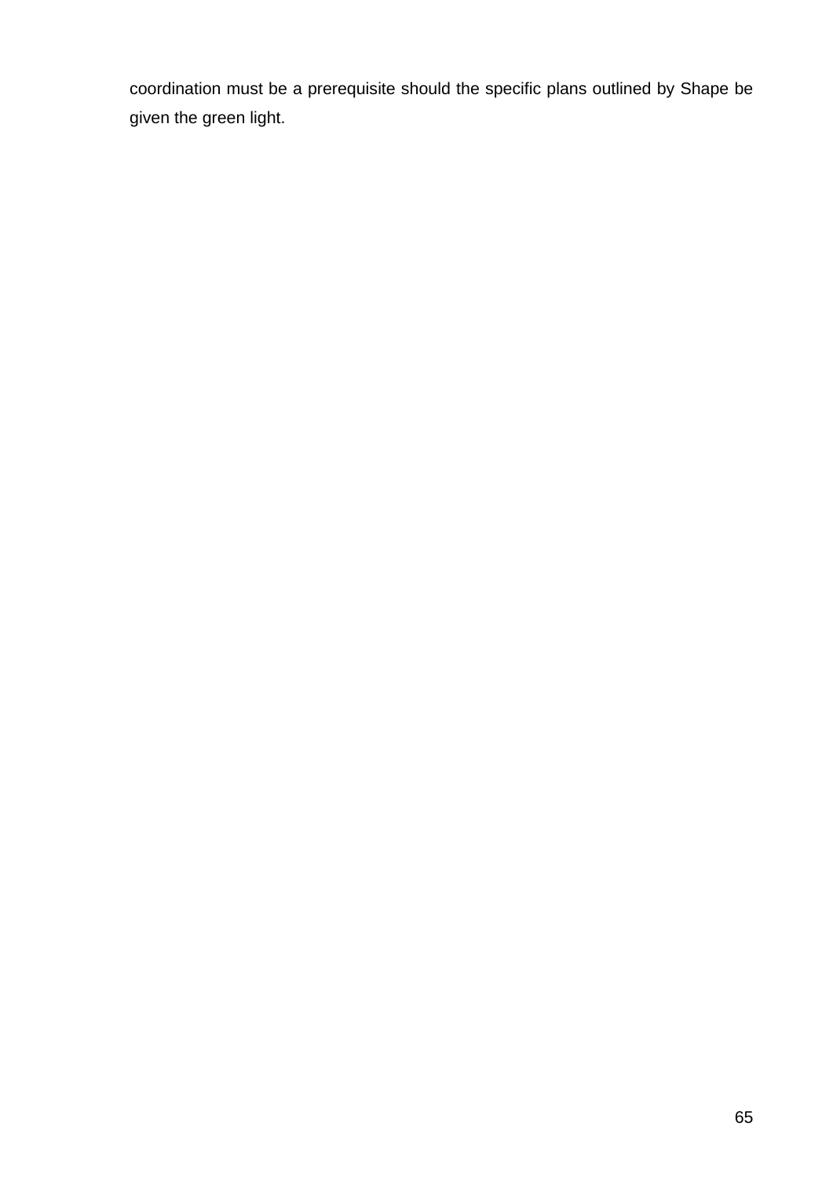coordination must be a prerequisite should the specific plans outlined by Shape be given the green light.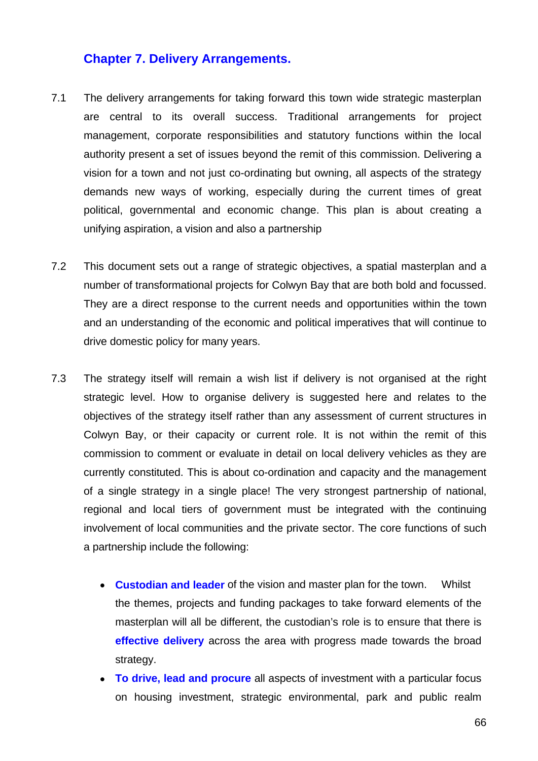## Chapter 7. Delivery Arrangements.

7.1 The delivery arrangements for taking forward this town wide strategic masterplan are central to its overall success. Traditional arrangements for project management, corporate responsibilities and statutory functions within the local authority present a set of issues beyond the remit of this commission. Delivering a vision for a town and not just co-ordinating but owning, all aspects of the strategy demands new ways of working, especially during the current times of great political, governmental and economic change. This plan is about creating a unifying aspiration, a vision and also a partnership

7.2 This document sets out a range of strategic objectives, a spatial masterplan and a number of transformational projects for Colwyn Bay that are both bold and focussed. They are a direct response to the current needs and opportunities within the town and an understanding of the economic and political imperatives that will continue to drive domestic policy for many years.

7.3 The strategy itself will remain a wish list if delivery is not organised at the right strategic level. How to organise delivery is suggested here and relates to the objectives of the strategy itself rather than any assessment of current structures in Colwyn Bay, or their capacity or current role. It is not within the remit of this commission to comment or evaluate in detail on local delivery vehicles as they are currently constituted. This is about co-ordination and capacity and the management of a single strategy in a single place! The very strongest partnership of national, regional and local tiers of government must be integrated with the continuing involvement of local communities and the private sector. The core functions of such a partnership include the following:

- **Custodian and leader** of the vision and master plan for the town. Whilst the themes, projects and funding packages to take forward elements of the masterplan will all be different, the custodian's role is to ensure that there is **effective delivery** across the area with progress made towards the broad strategy.
- **To drive, lead and procure** all aspects of investment with a particular focus on housing investment, strategic environmental, park and public realm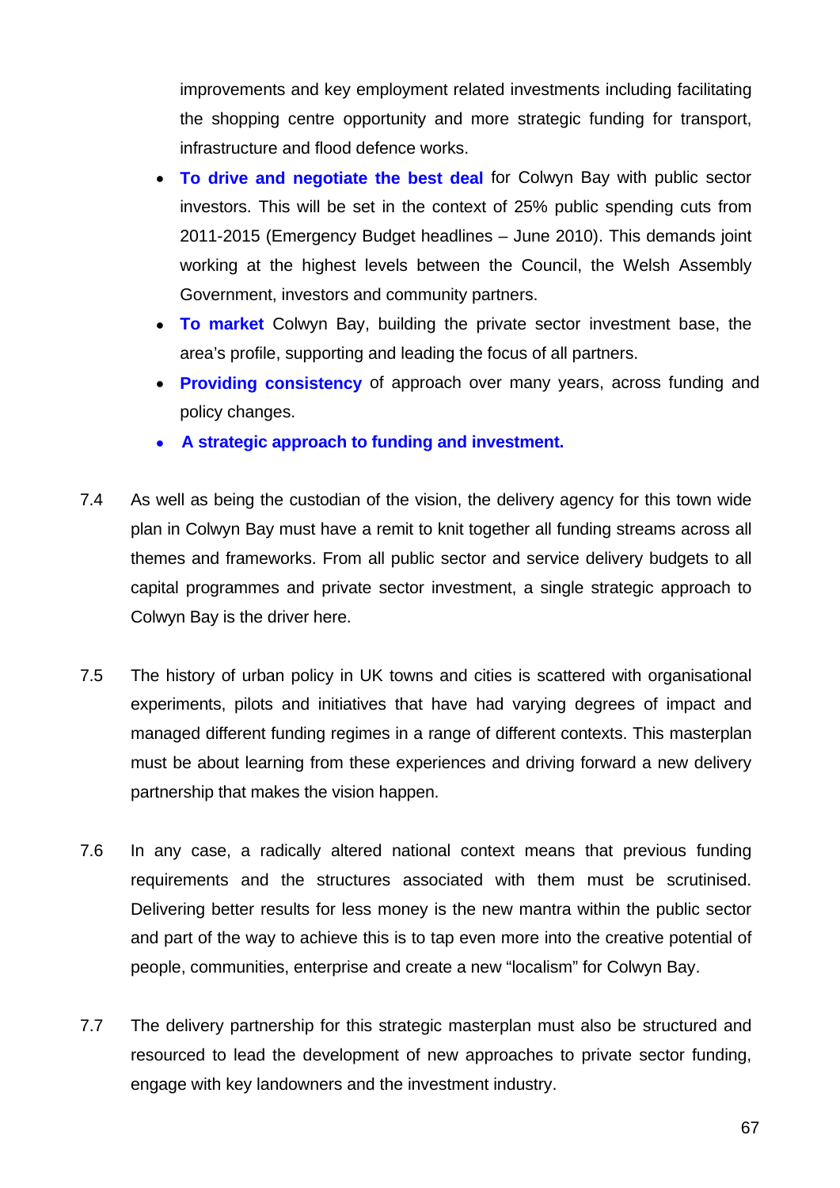improvements and key employment related investments including facilitating the shopping centre opportunity and more strategic funding for transport, infrastructure and flood defence works.

- **To drive and negotiate the best deal** for Colwyn Bay with public sector investors. This will be set in the context of 25% public spending cuts from 2011-2015 (Emergency Budget headlines – June 2010). This demands joint working at the highest levels between the Council, the Welsh Assembly Government, investors and community partners.
- **To market** Colwyn Bay, building the private sector investment base, the area's profile, supporting and leading the focus of all partners.
- **Providing consistency** of approach over many years, across funding and policy changes.
- **A strategic approach to funding and investment.**

7.4 As well as being the custodian of the vision, the delivery agency for this town wide plan in Colwyn Bay must have a remit to knit together all funding streams across all themes and frameworks. From all public sector and service delivery budgets to all capital programmes and private sector investment, a single strategic approach to Colwyn Bay is the driver here.

7.5 The history of urban policy in UK towns and cities is scattered with organisational experiments, pilots and initiatives that have had varying degrees of impact and managed different funding regimes in a range of different contexts. This masterplan must be about learning from these experiences and driving forward a new delivery partnership that makes the vision happen.

7.6 In any case, a radically altered national context means that previous funding requirements and the structures associated with them must be scrutinised. Delivering better results for less money is the new mantra within the public sector and part of the way to achieve this is to tap even more into the creative potential of people, communities, enterprise and create a new "localism" for Colwyn Bay.

7.7 The delivery partnership for this strategic masterplan must also be structured and resourced to lead the development of new approaches to private sector funding, engage with key landowners and the investment industry.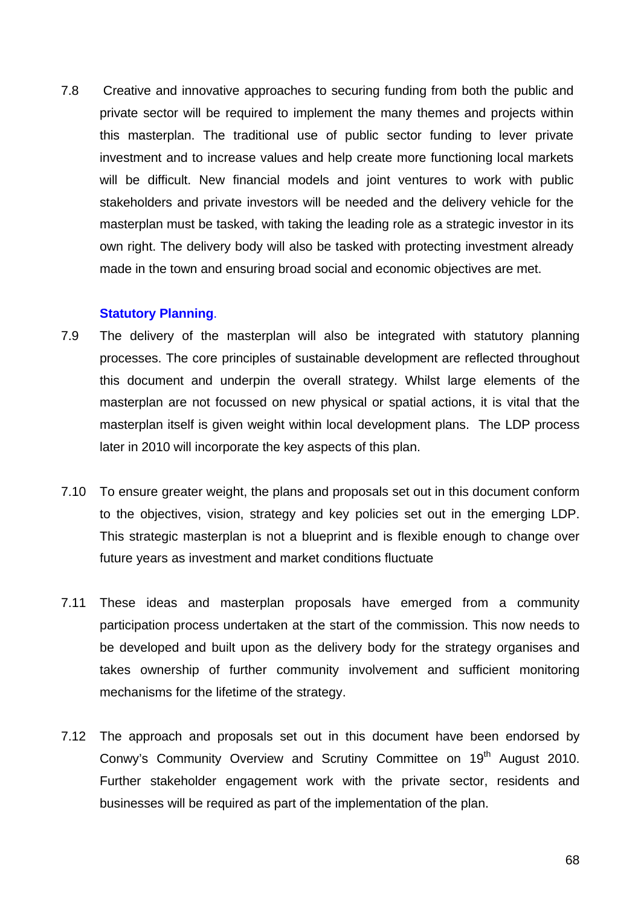7.8 Creative and innovative approaches to securing funding from both the public and private sector will be required to implement the many themes and projects within this masterplan. The traditional use of public sector funding to lever private investment and to increase values and help create more functioning local markets will be difficult. New financial models and joint ventures to work with public stakeholders and private investors will be needed and the delivery vehicle for the masterplan must be tasked, with taking the leading role as a strategic investor in its own right. The delivery body will also be tasked with protecting investment already made in the town and ensuring broad social and economic objectives are met.

### Statutory Planning.

7.9 The delivery of the masterplan will also be integrated with statutory planning processes. The core principles of sustainable development are reflected throughout this document and underpin the overall strategy. Whilst large elements of the masterplan are not focussed on new physical or spatial actions, it is vital that the masterplan itself is given weight within local development plans. The LDP process later in 2010 will incorporate the key aspects of this plan.

7.10 To ensure greater weight, the plans and proposals set out in this document conform to the objectives, vision, strategy and key policies set out in the emerging LDP. This strategic masterplan is not a blueprint and is flexible enough to change over future years as investment and market conditions fluctuate

7.11 These ideas and masterplan proposals have emerged from a community participation process undertaken at the start of the commission. This now needs to be developed and built upon as the delivery body for the strategy organises and takes ownership of further community involvement and sufficient monitoring mechanisms for the lifetime of the strategy.

7.12 The approach and proposals set out in this document have been endorsed by Conwy's Community Overview and Scrutiny Committee on 19th August 2010. Further stakeholder engagement work with the private sector, residents and businesses will be required as part of the implementation of the plan.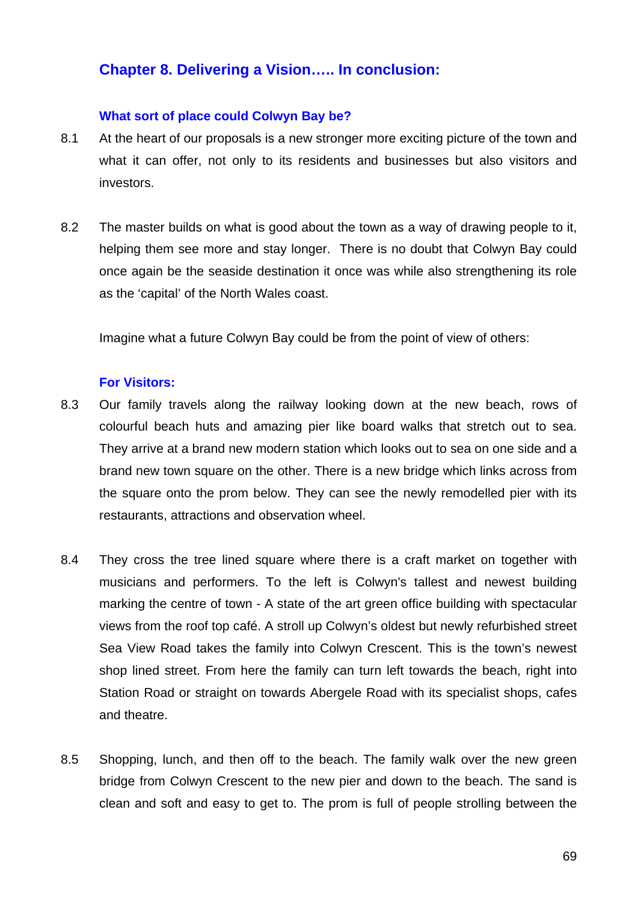## Chapter 8. Delivering a Vision….. In conclusion:

### What sort of place could Colwyn Bay be?

8.1 At the heart of our proposals is a new stronger more exciting picture of the town and what it can offer, not only to its residents and businesses but also visitors and investors.

8.2 The master builds on what is good about the town as a way of drawing people to it, helping them see more and stay longer. There is no doubt that Colwyn Bay could once again be the seaside destination it once was while also strengthening its role as the 'capital' of the North Wales coast.

Imagine what a future Colwyn Bay could be from the point of view of others:

### For Visitors:

8.3 Our family travels along the railway looking down at the new beach, rows of colourful beach huts and amazing pier like board walks that stretch out to sea. They arrive at a brand new modern station which looks out to sea on one side and a brand new town square on the other. There is a new bridge which links across from the square onto the prom below. They can see the newly remodelled pier with its restaurants, attractions and observation wheel.

8.4 They cross the tree lined square where there is a craft market on together with musicians and performers. To the left is Colwyn's tallest and newest building marking the centre of town - A state of the art green office building with spectacular views from the roof top café. A stroll up Colwyn's oldest but newly refurbished street Sea View Road takes the family into Colwyn Crescent. This is the town's newest shop lined street. From here the family can turn left towards the beach, right into Station Road or straight on towards Abergele Road with its specialist shops, cafes and theatre.

8.5 Shopping, lunch, and then off to the beach. The family walk over the new green bridge from Colwyn Crescent to the new pier and down to the beach. The sand is clean and soft and easy to get to. The prom is full of people strolling between the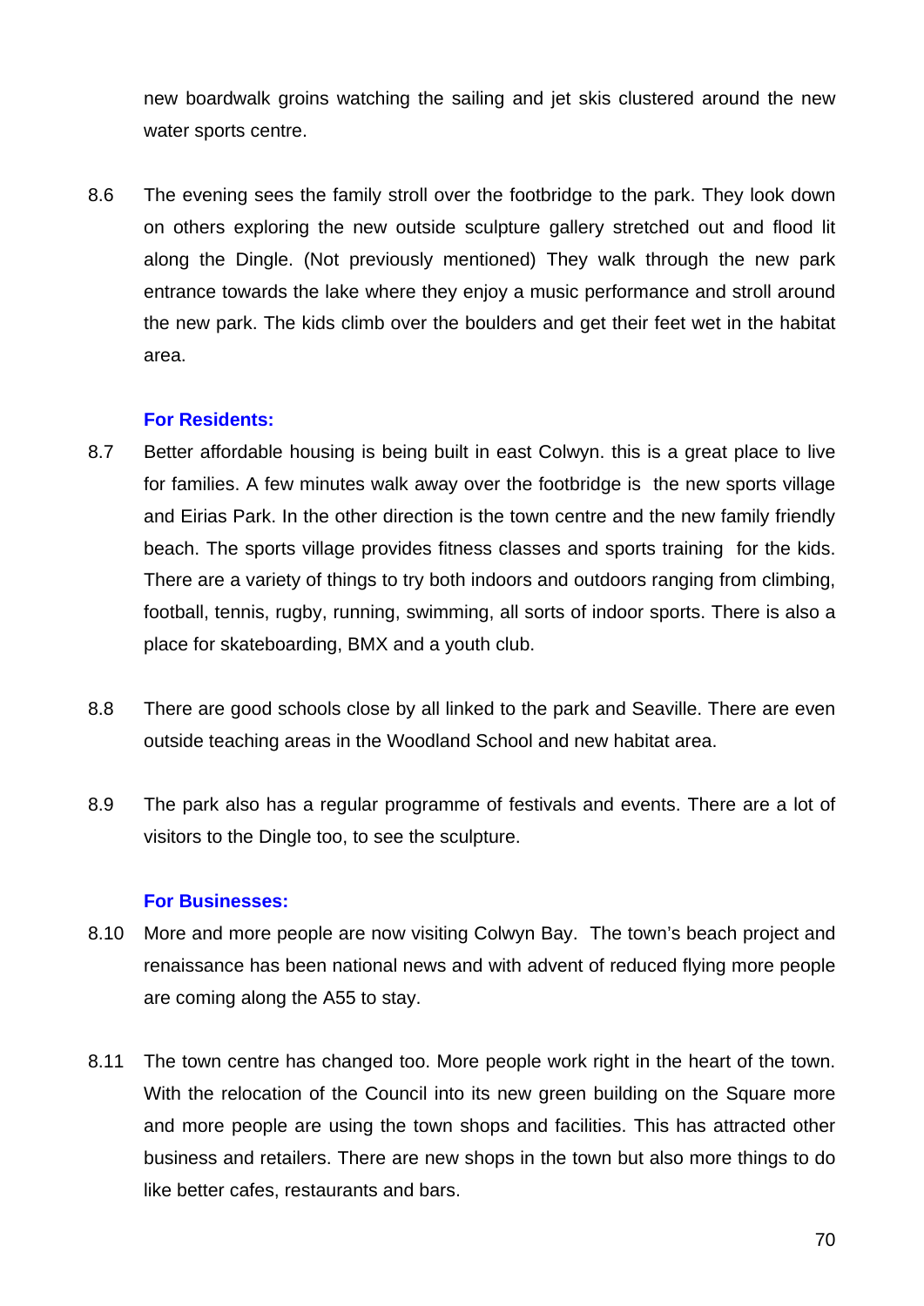new boardwalk groins watching the sailing and jet skis clustered around the new water sports centre.

8.6 The evening sees the family stroll over the footbridge to the park. They look down on others exploring the new outside sculpture gallery stretched out and flood lit along the Dingle. (Not previously mentioned) They walk through the new park entrance towards the lake where they enjoy a music performance and stroll around the new park. The kids climb over the boulders and get their feet wet in the habitat area.

**For Residents:**

8.7 Better affordable housing is being built in east Colwyn. this is a great place to live for families. A few minutes walk away over the footbridge is the new sports village and Eirias Park. In the other direction is the town centre and the new family friendly beach. The sports village provides fitness classes and sports training for the kids. There are a variety of things to try both indoors and outdoors ranging from climbing, football, tennis, rugby, running, swimming, all sorts of indoor sports. There is also a place for skateboarding, BMX and a youth club.

8.8 There are good schools close by all linked to the park and Seaville. There are even outside teaching areas in the Woodland School and new habitat area.

8.9 The park also has a regular programme of festivals and events. There are a lot of visitors to the Dingle too, to see the sculpture.

**For Businesses:**

8.10 More and more people are now visiting Colwyn Bay. The town's beach project and renaissance has been national news and with advent of reduced flying more people are coming along the A55 to stay.

8.11 The town centre has changed too. More people work right in the heart of the town. With the relocation of the Council into its new green building on the Square more and more people are using the town shops and facilities. This has attracted other business and retailers. There are new shops in the town but also more things to do like better cafes, restaurants and bars.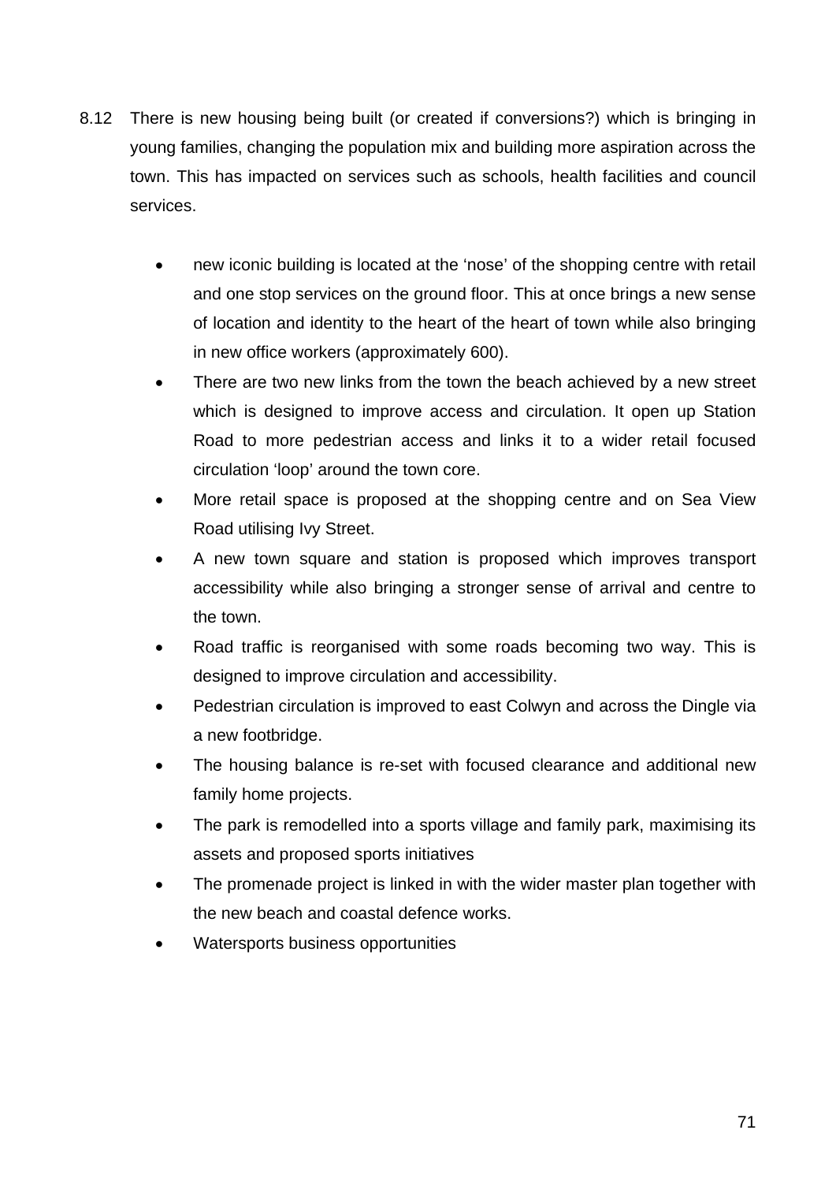8.12 There is new housing being built (or created if conversions?) which is bringing in young families, changing the population mix and building more aspiration across the town. This has impacted on services such as schools, health facilities and council services.

- new iconic building is located at the 'nose' of the shopping centre with retail and one stop services on the ground floor. This at once brings a new sense of location and identity to the heart of the heart of town while also bringing in new office workers (approximately 600).
- There are two new links from the town the beach achieved by a new street which is designed to improve access and circulation. It open up Station Road to more pedestrian access and links it to a wider retail focused circulation 'loop' around the town core.
- More retail space is proposed at the shopping centre and on Sea View Road utilising Ivy Street.
- A new town square and station is proposed which improves transport accessibility while also bringing a stronger sense of arrival and centre to the town.
- Road traffic is reorganised with some roads becoming two way. This is designed to improve circulation and accessibility.
- Pedestrian circulation is improved to east Colwyn and across the Dingle via a new footbridge.
- The housing balance is re-set with focused clearance and additional new family home projects.
- The park is remodelled into a sports village and family park, maximising its assets and proposed sports initiatives
- The promenade project is linked in with the wider master plan together with the new beach and coastal defence works.
- Watersports business opportunities